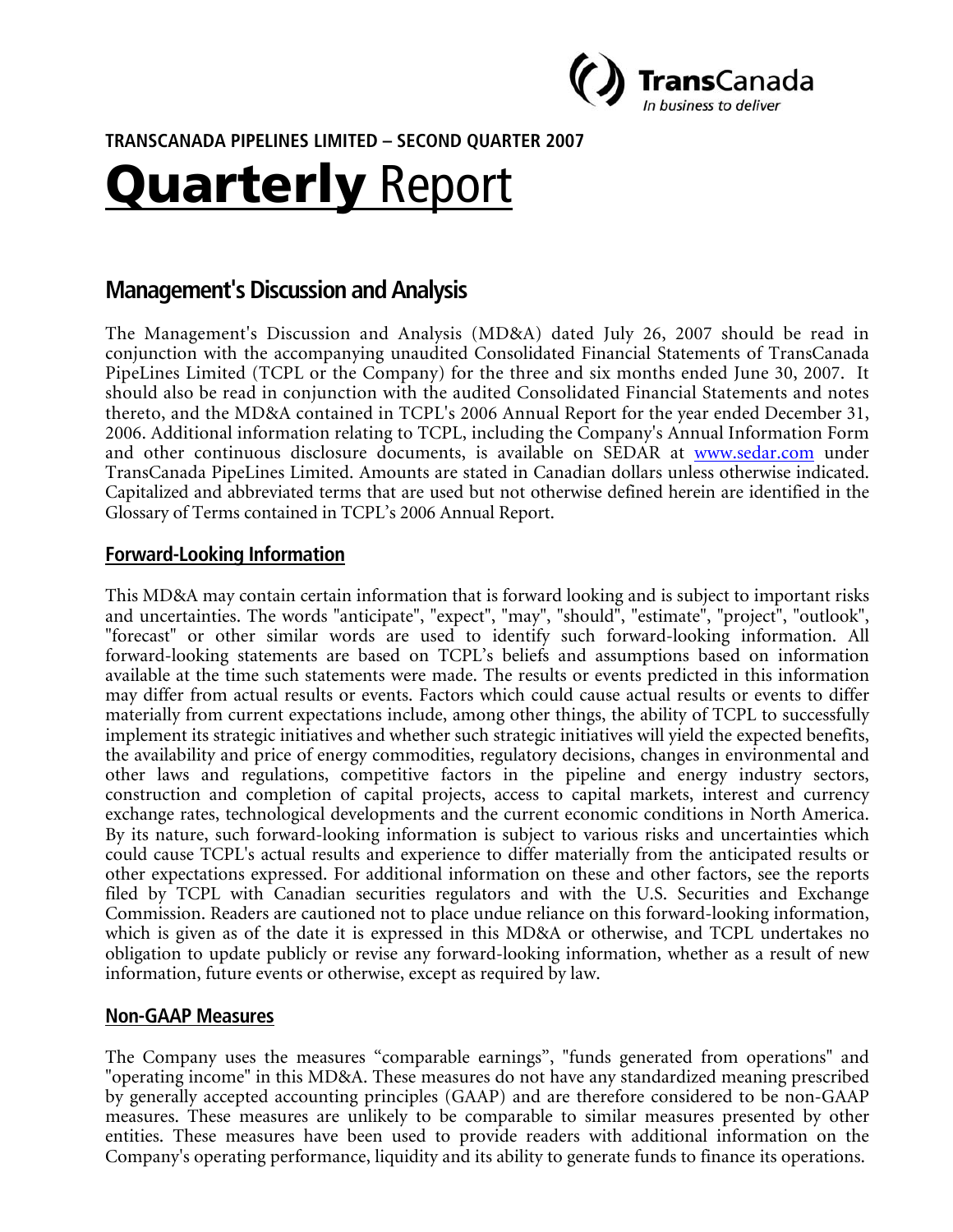**TRANSCANADA PIPELINES LIMITED – SECOND QUARTER 2007**

# **Quarterly** Report

## Management's Discussion and Analysis

The Management's Discussion and Analysis (MD&A) dated July 26, 2007 should be read in conjunction with the accompanying unaudited Consolidated Financial Statements of TransCanada PipeLines Limited (TCPL or the Company) for the three and six months ended June 30, 2007. It should also be read in conjunction with the audited Consolidated Financial Statements and notes thereto, and the MD&A contained in TCPL's 2006 Annual Report for the year ended December 31, 2006. Additional information relating to TCPL, including the Company's Annual Information Form and other continuous disclosure documents, is available on SEDAR at www.sedar.com under TransCanada PipeLines Limited. Amounts are stated in Canadian dollars unless otherwise indicated. Capitalized and abbreviated terms that are used but not otherwise defined herein are identified in the Glossary of Terms contained in TCPL's 2006 Annual Report.

### Forward-Looking Information

This MD&A may contain certain information that is forward looking and is subject to important risks and uncertainties. The words "anticipate", "expect", "may", "should", "estimate", "project", "outlook", "forecast" or other similar words are used to identify such forward-looking information. All forward-looking statements are based on TCPL's beliefs and assumptions based on information available at the time such statements were made. The results or events predicted in this information may differ from actual results or events. Factors which could cause actual results or events to differ materially from current expectations include, among other things, the ability of TCPL to successfully implement its strategic initiatives and whether such strategic initiatives will yield the expected benefits, the availability and price of energy commodities, regulatory decisions, changes in environmental and other laws and regulations, competitive factors in the pipeline and energy industry sectors, construction and completion of capital projects, access to capital markets, interest and currency exchange rates, technological developments and the current economic conditions in North America. By its nature, such forward-looking information is subject to various risks and uncertainties which could cause TCPL's actual results and experience to differ materially from the anticipated results or other expectations expressed. For additional information on these and other factors, see the reports filed by TCPL with Canadian securities regulators and with the U.S. Securities and Exchange Commission. Readers are cautioned not to place undue reliance on this forward-looking information, which is given as of the date it is expressed in this MD&A or otherwise, and TCPL undertakes no obligation to update publicly or revise any forward-looking information, whether as a result of new information, future events or otherwise, except as required by law.

### Non-GAAP Measures

The Company uses the measures "comparable earnings", "funds generated from operations" and "operating income" in this MD&A. These measures do not have any standardized meaning prescribed by generally accepted accounting principles (GAAP) and are therefore considered to be non-GAAP measures. These measures are unlikely to be comparable to similar measures presented by other entities. These measures have been used to provide readers with additional information on the Company's operating performance, liquidity and its ability to generate funds to finance its operations.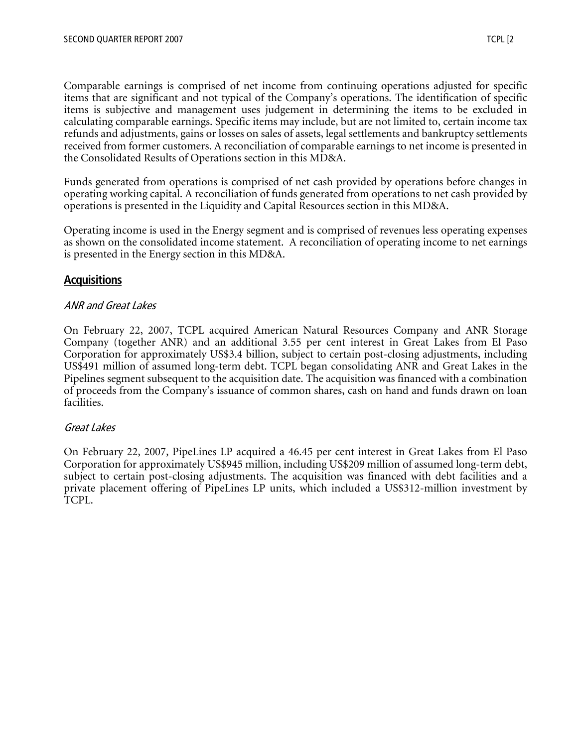Comparable earnings is comprised of net income from continuing operations adjusted for specific items that are significant and not typical of the Company's operations. The identification of specific items is subjective and management uses judgement in determining the items to be excluded in calculating comparable earnings. Specific items may include, but are not limited to, certain income tax refunds and adjustments, gains or losses on sales of assets, legal settlements and bankruptcy settlements received from former customers. A reconciliation of comparable earnings to net income is presented in the Consolidated Results of Operations section in this MD&A.

Funds generated from operations is comprised of net cash provided by operations before changes in operating working capital. A reconciliation of funds generated from operations to net cash provided by operations is presented in the Liquidity and Capital Resources section in this MD&A.

Operating income is used in the Energy segment and is comprised of revenues less operating expenses as shown on the consolidated income statement. A reconciliation of operating income to net earnings is presented in the Energy section in this MD&A.

## Acquisitions

### *ANR and Great Lakes*

On February 22, 2007, TCPL acquired American Natural Resources Company and ANR Storage Company (together ANR) and an additional 3.55 per cent interest in Great Lakes from El Paso Corporation for approximately US$3.4 billion, subject to certain post-closing adjustments, including US$491 million of assumed long-term debt. TCPL began consolidating ANR and Great Lakes in the Pipelines segment subsequent to the acquisition date. The acquisition was financed with a combination of proceeds from the Company's issuance of common shares, cash on hand and funds drawn on loan facilities.

### *Great Lakes*

On February 22, 2007, PipeLines LP acquired a 46.45 per cent interest in Great Lakes from El Paso Corporation for approximately US$945 million, including US$209 million of assumed long-term debt, subject to certain post-closing adjustments. The acquisition was financed with debt facilities and a private placement offering of PipeLines LP units, which included a US$312-million investment by TCPL.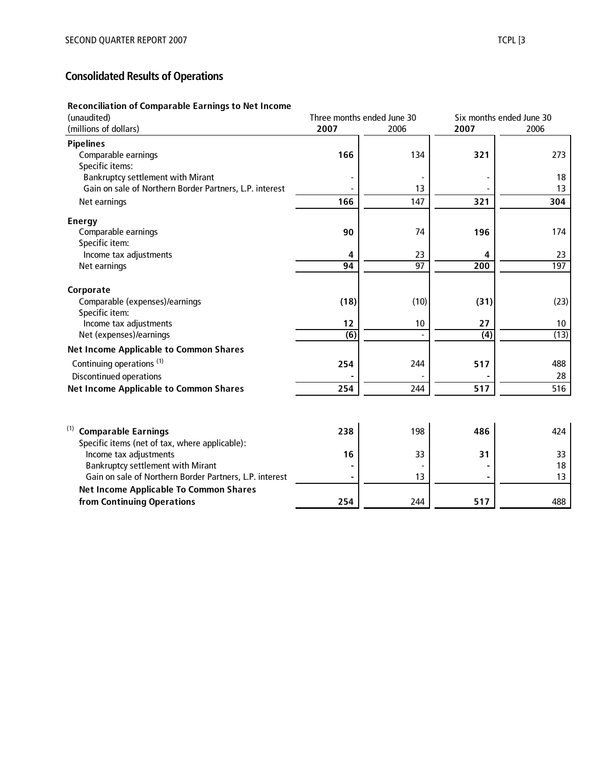## Consolidated Results of Operations

**Reconciliation of Comparable Earnings to Net Income**

| (unaudited)<br>(millions of dollars) | Three months ended June 30 | | Six months ended June 30 | |
|---|---|---|---|---|
| | **2007** | 2006 | **2007** | 2006 |
| **Pipelines** | | | | |
| Comparable earnings | **166** | 134 | **321** | 273 |
| Specific items: | | | | |
| Bankruptcy settlement with Mirant | - | - | - | 18 |
| Gain on sale of Northern Border Partners, L.P. interest | - | 13 | - | 13 |
| Net earnings | **166** | 147 | **321** | **304** |
| **Energy** | | | | |
| Comparable earnings | **90** | 74 | **196** | 174 |
| Specific item: | | | | |
| Income tax adjustments | **4** | 23 | **4** | 23 |
| Net earnings | **94** | 97 | **200** | 197 |
| **Corporate** | | | | |
| Comparable (expenses)/earnings | **(18)** | (10) | **(31)** | (23) |
| Specific item: | | | | |
| Income tax adjustments | **12** | 10 | **27** | 10 |
| Net (expenses)/earnings | **(6)** | - | **(4)** | (13) |
| **Net Income Applicable to Common Shares** | | | | |
| Continuing operations (1) | **254** | 244 | **517** | 488 |
| Discontinued operations | **-** | - | **-** | 28 |
| **Net Income Applicable to Common Shares** | **254** | 244 | **517** | 516 |

| | | | | |
|---|---|---|---|---|
| (1) **Comparable Earnings** | **238** | 198 | **486** | 424 |
| Specific items (net of tax, where applicable): | | | | |
| Income tax adjustments | **16** | 33 | **31** | 33 |
| Bankruptcy settlement with Mirant | **-** | - | **-** | 18 |
| Gain on sale of Northern Border Partners, L.P. interest | **-** | 13 | **-** | 13 |
| **Net Income Applicable To Common Shares from Continuing Operations** | **254** | 244 | **517** | 488 |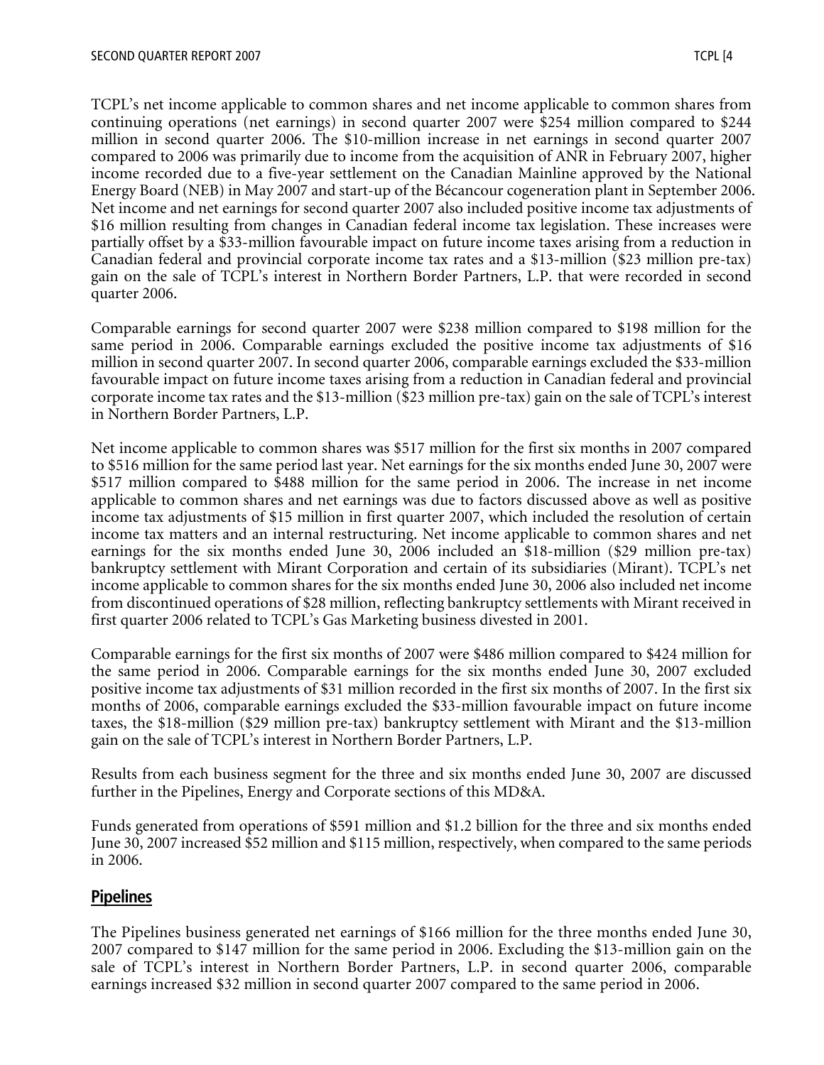TCPL's net income applicable to common shares and net income applicable to common shares from continuing operations (net earnings) in second quarter 2007 were $254 million compared to $244 million in second quarter 2006. The $10-million increase in net earnings in second quarter 2007 compared to 2006 was primarily due to income from the acquisition of ANR in February 2007, higher income recorded due to a five-year settlement on the Canadian Mainline approved by the National Energy Board (NEB) in May 2007 and start-up of the Bécancour cogeneration plant in September 2006. Net income and net earnings for second quarter 2007 also included positive income tax adjustments of $16 million resulting from changes in Canadian federal income tax legislation. These increases were partially offset by a $33-million favourable impact on future income taxes arising from a reduction in Canadian federal and provincial corporate income tax rates and a $13-million ($23 million pre-tax) gain on the sale of TCPL's interest in Northern Border Partners, L.P. that were recorded in second quarter 2006.

Comparable earnings for second quarter 2007 were $238 million compared to $198 million for the same period in 2006. Comparable earnings excluded the positive income tax adjustments of $16 million in second quarter 2007. In second quarter 2006, comparable earnings excluded the $33-million favourable impact on future income taxes arising from a reduction in Canadian federal and provincial corporate income tax rates and the $13-million ($23 million pre-tax) gain on the sale of TCPL's interest in Northern Border Partners, L.P.

Net income applicable to common shares was $517 million for the first six months in 2007 compared to $516 million for the same period last year. Net earnings for the six months ended June 30, 2007 were $517 million compared to $488 million for the same period in 2006. The increase in net income applicable to common shares and net earnings was due to factors discussed above as well as positive income tax adjustments of $15 million in first quarter 2007, which included the resolution of certain income tax matters and an internal restructuring. Net income applicable to common shares and net earnings for the six months ended June 30, 2006 included an $18-million ($29 million pre-tax) bankruptcy settlement with Mirant Corporation and certain of its subsidiaries (Mirant). TCPL's net income applicable to common shares for the six months ended June 30, 2006 also included net income from discontinued operations of $28 million, reflecting bankruptcy settlements with Mirant received in first quarter 2006 related to TCPL's Gas Marketing business divested in 2001.

Comparable earnings for the first six months of 2007 were $486 million compared to $424 million for the same period in 2006. Comparable earnings for the six months ended June 30, 2007 excluded positive income tax adjustments of $31 million recorded in the first six months of 2007. In the first six months of 2006, comparable earnings excluded the $33-million favourable impact on future income taxes, the $18-million ($29 million pre-tax) bankruptcy settlement with Mirant and the $13-million gain on the sale of TCPL's interest in Northern Border Partners, L.P.

Results from each business segment for the three and six months ended June 30, 2007 are discussed further in the Pipelines, Energy and Corporate sections of this MD&A.

Funds generated from operations of $591 million and $1.2 billion for the three and six months ended June 30, 2007 increased $52 million and $115 million, respectively, when compared to the same periods in 2006.

## Pipelines

The Pipelines business generated net earnings of $166 million for the three months ended June 30, 2007 compared to $147 million for the same period in 2006. Excluding the $13-million gain on the sale of TCPL's interest in Northern Border Partners, L.P. in second quarter 2006, comparable earnings increased $32 million in second quarter 2007 compared to the same period in 2006.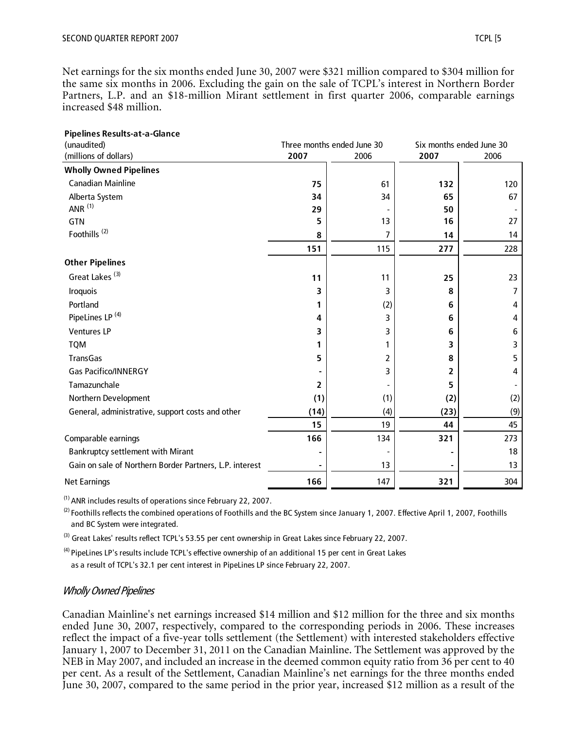Net earnings for the six months ended June 30, 2007 were $321 million compared to $304 million for the same six months in 2006. Excluding the gain on the sale of TCPL's interest in Northern Border Partners, L.P. and an $18-million Mirant settlement in first quarter 2006, comparable earnings increased $48 million.

**Pipelines Results-at-a-Glance**

| (unaudited) | Three months ended June 30 | | Six months ended June 30 | |
|---|---|---|---|---|
| (millions of dollars) | **2007** | 2006 | **2007** | 2006 |
| **Wholly Owned Pipelines** | | | | |
| Canadian Mainline | **75** | 61 | **132** | 120 |
| Alberta System | **34** | 34 | **65** | 67 |
| ANR [(1)] | **29** | - | **50** | - |
| GTN | **5** | 13 | **16** | 27 |
| Foothills [(2)] | **8** | 7 | **14** | 14 |
| | **151** | 115 | **277** | 228 |
| **Other Pipelines** | | | | |
| Great Lakes [(3)] | **11** | 11 | **25** | 23 |
| Iroquois | **3** | 3 | **8** | 7 |
| Portland | **1** | (2) | **6** | 4 |
| PipeLines LP [(4)] | **4** | 3 | **6** | 4 |
| Ventures LP | **3** | 3 | **6** | 6 |
| TQM | **1** | 1 | **3** | 3 |
| TransGas | **5** | 2 | **8** | 5 |
| Gas Pacifico/INNERGY | **-** | 3 | **2** | 4 |
| Tamazunchale | **2** | - | **5** | - |
| Northern Development | **(1)** | (1) | **(2)** | (2) |
| General, administrative, support costs and other | **(14)** | (4) | **(23)** | (9) |
| | **15** | 19 | **44** | 45 |
| Comparable earnings | **166** | 134 | **321** | 273 |
| Bankruptcy settlement with Mirant | **-** | - | **-** | 18 |
| Gain on sale of Northern Border Partners, L.P. interest | **-** | 13 | **-** | 13 |
| Net Earnings | **166** | 147 | **321** | 304 |

(1) ANR includes results of operations since February 22, 2007.

(2) Foothills reflects the combined operations of Foothills and the BC System since January 1, 2007. Effective April 1, 2007, Foothills and BC System were integrated.

(3) Great Lakes' results reflect TCPL's 53.55 per cent ownership in Great Lakes since February 22, 2007.

(4) PipeLines LP's results include TCPL's effective ownership of an additional 15 per cent in Great Lakes as a result of TCPL's 32.1 per cent interest in PipeLines LP since February 22, 2007.

### *Wholly Owned Pipelines*

Canadian Mainline's net earnings increased $14 million and $12 million for the three and six months ended June 30, 2007, respectively, compared to the corresponding periods in 2006. These increases reflect the impact of a five-year tolls settlement (the Settlement) with interested stakeholders effective January 1, 2007 to December 31, 2011 on the Canadian Mainline. The Settlement was approved by the NEB in May 2007, and included an increase in the deemed common equity ratio from 36 per cent to 40 per cent. As a result of the Settlement, Canadian Mainline's net earnings for the three months ended June 30, 2007, compared to the same period in the prior year, increased $12 million as a result of the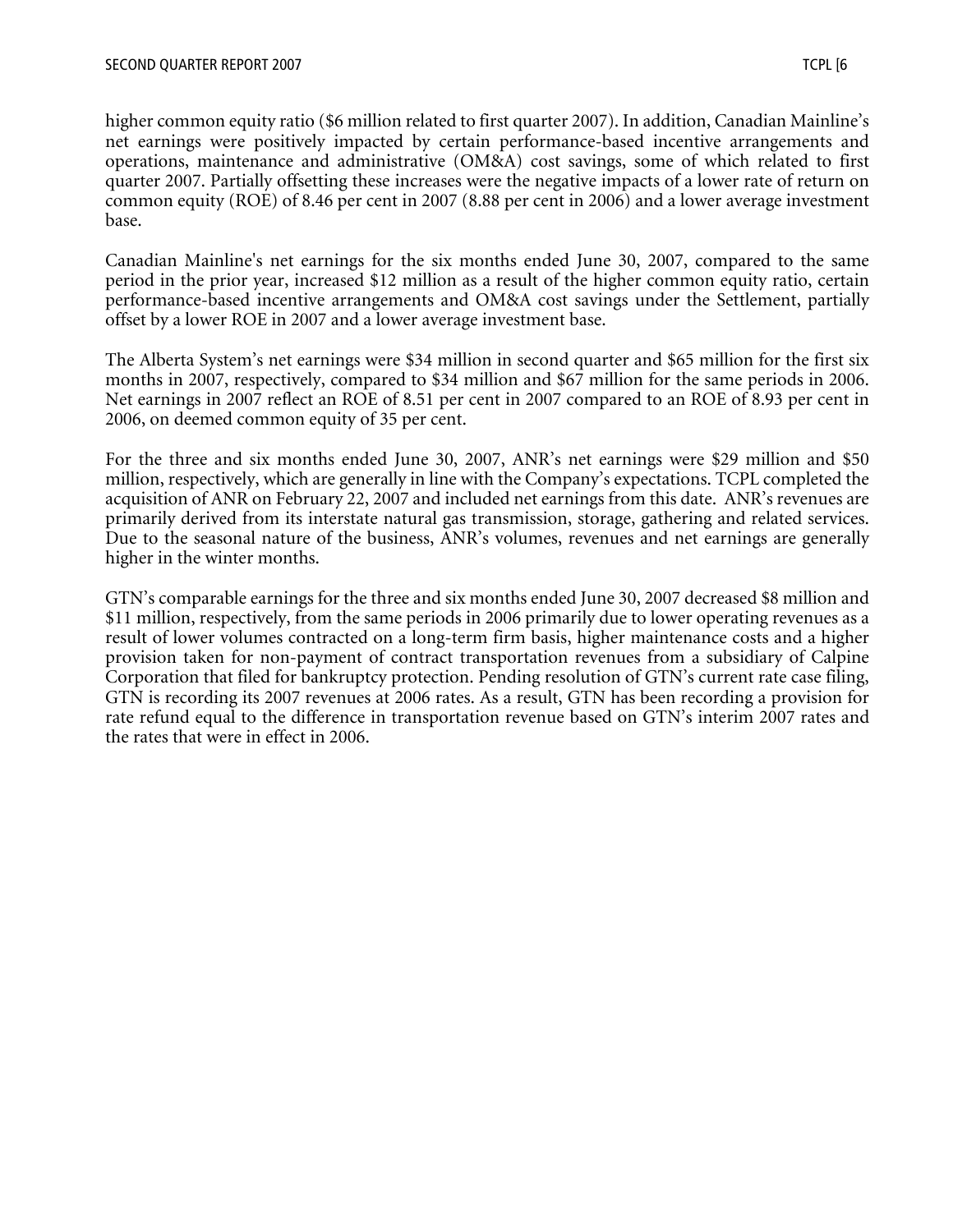higher common equity ratio ($6 million related to first quarter 2007). In addition, Canadian Mainline's net earnings were positively impacted by certain performance-based incentive arrangements and operations, maintenance and administrative (OM&A) cost savings, some of which related to first quarter 2007. Partially offsetting these increases were the negative impacts of a lower rate of return on common equity (ROE) of 8.46 per cent in 2007 (8.88 per cent in 2006) and a lower average investment base.

Canadian Mainline's net earnings for the six months ended June 30, 2007, compared to the same period in the prior year, increased $12 million as a result of the higher common equity ratio, certain performance-based incentive arrangements and OM&A cost savings under the Settlement, partially offset by a lower ROE in 2007 and a lower average investment base.

The Alberta System's net earnings were $34 million in second quarter and $65 million for the first six months in 2007, respectively, compared to $34 million and $67 million for the same periods in 2006. Net earnings in 2007 reflect an ROE of 8.51 per cent in 2007 compared to an ROE of 8.93 per cent in 2006, on deemed common equity of 35 per cent.

For the three and six months ended June 30, 2007, ANR's net earnings were $29 million and $50 million, respectively, which are generally in line with the Company's expectations. TCPL completed the acquisition of ANR on February 22, 2007 and included net earnings from this date. ANR's revenues are primarily derived from its interstate natural gas transmission, storage, gathering and related services. Due to the seasonal nature of the business, ANR's volumes, revenues and net earnings are generally higher in the winter months.

GTN's comparable earnings for the three and six months ended June 30, 2007 decreased $8 million and $11 million, respectively, from the same periods in 2006 primarily due to lower operating revenues as a result of lower volumes contracted on a long-term firm basis, higher maintenance costs and a higher provision taken for non-payment of contract transportation revenues from a subsidiary of Calpine Corporation that filed for bankruptcy protection. Pending resolution of GTN's current rate case filing, GTN is recording its 2007 revenues at 2006 rates. As a result, GTN has been recording a provision for rate refund equal to the difference in transportation revenue based on GTN's interim 2007 rates and the rates that were in effect in 2006.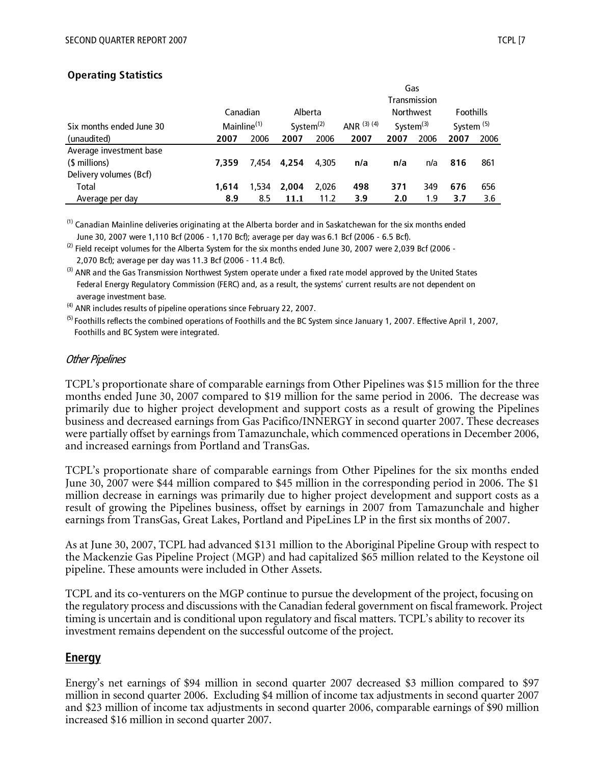### Operating Statistics

| Six months ended June 30 (unaudited) | Canadian Mainline[(1)] | | Alberta System[(2)] | | ANR [(3) (4)] | Gas Transmission Northwest System[(3)] | | Foothills System [(5)] | |
|---|---|---|---|---|---|---|---|---|---|
| | **2007** | 2006 | **2007** | 2006 | **2007** | **2007** | 2006 | **2007** | 2006 |
| Average investment base ($ millions) | **7,359** | 7,454 | **4,254** | 4,305 | **n/a** | **n/a** | n/a | **816** | 861 |
| Delivery volumes (Bcf) | | | | | | | | | |
| Total | **1,614** | 1,534 | **2,004** | 2,026 | **498** | **371** | 349 | **676** | 656 |
| Average per day | **8.9** | 8.5 | **11.1** | 11.2 | **3.9** | **2.0** | 1.9 | **3.7** | 3.6 |

(1) Canadian Mainline deliveries originating at the Alberta border and in Saskatchewan for the six months ended June 30, 2007 were 1,110 Bcf (2006 - 1,170 Bcf); average per day was 6.1 Bcf (2006 - 6.5 Bcf).

(2) Field receipt volumes for the Alberta System for the six months ended June 30, 2007 were 2,039 Bcf (2006 - 2,070 Bcf); average per day was 11.3 Bcf (2006 - 11.4 Bcf).

(3) ANR and the Gas Transmission Northwest System operate under a fixed rate model approved by the United States Federal Energy Regulatory Commission (FERC) and, as a result, the systems' current results are not dependent on average investment base.

(4) ANR includes results of pipeline operations since February 22, 2007.

(5) Foothills reflects the combined operations of Foothills and the BC System since January 1, 2007. Effective April 1, 2007, Foothills and BC System were integrated.

*Other Pipelines*

TCPL's proportionate share of comparable earnings from Other Pipelines was $15 million for the three months ended June 30, 2007 compared to $19 million for the same period in 2006. The decrease was primarily due to higher project development and support costs as a result of growing the Pipelines business and decreased earnings from Gas Pacifico/INNERGY in second quarter 2007. These decreases were partially offset by earnings from Tamazunchale, which commenced operations in December 2006, and increased earnings from Portland and TransGas.

TCPL's proportionate share of comparable earnings from Other Pipelines for the six months ended June 30, 2007 were $44 million compared to $45 million in the corresponding period in 2006. The $1 million decrease in earnings was primarily due to higher project development and support costs as a result of growing the Pipelines business, offset by earnings in 2007 from Tamazunchale and higher earnings from TransGas, Great Lakes, Portland and PipeLines LP in the first six months of 2007.

As at June 30, 2007, TCPL had advanced $131 million to the Aboriginal Pipeline Group with respect to the Mackenzie Gas Pipeline Project (MGP) and had capitalized $65 million related to the Keystone oil pipeline. These amounts were included in Other Assets.

TCPL and its co-venturers on the MGP continue to pursue the development of the project, focusing on the regulatory process and discussions with the Canadian federal government on fiscal framework. Project timing is uncertain and is conditional upon regulatory and fiscal matters. TCPL's ability to recover its investment remains dependent on the successful outcome of the project.

## Energy

Energy's net earnings of $94 million in second quarter 2007 decreased $3 million compared to $97 million in second quarter 2006. Excluding $4 million of income tax adjustments in second quarter 2007 and $23 million of income tax adjustments in second quarter 2006, comparable earnings of $90 million increased $16 million in second quarter 2007.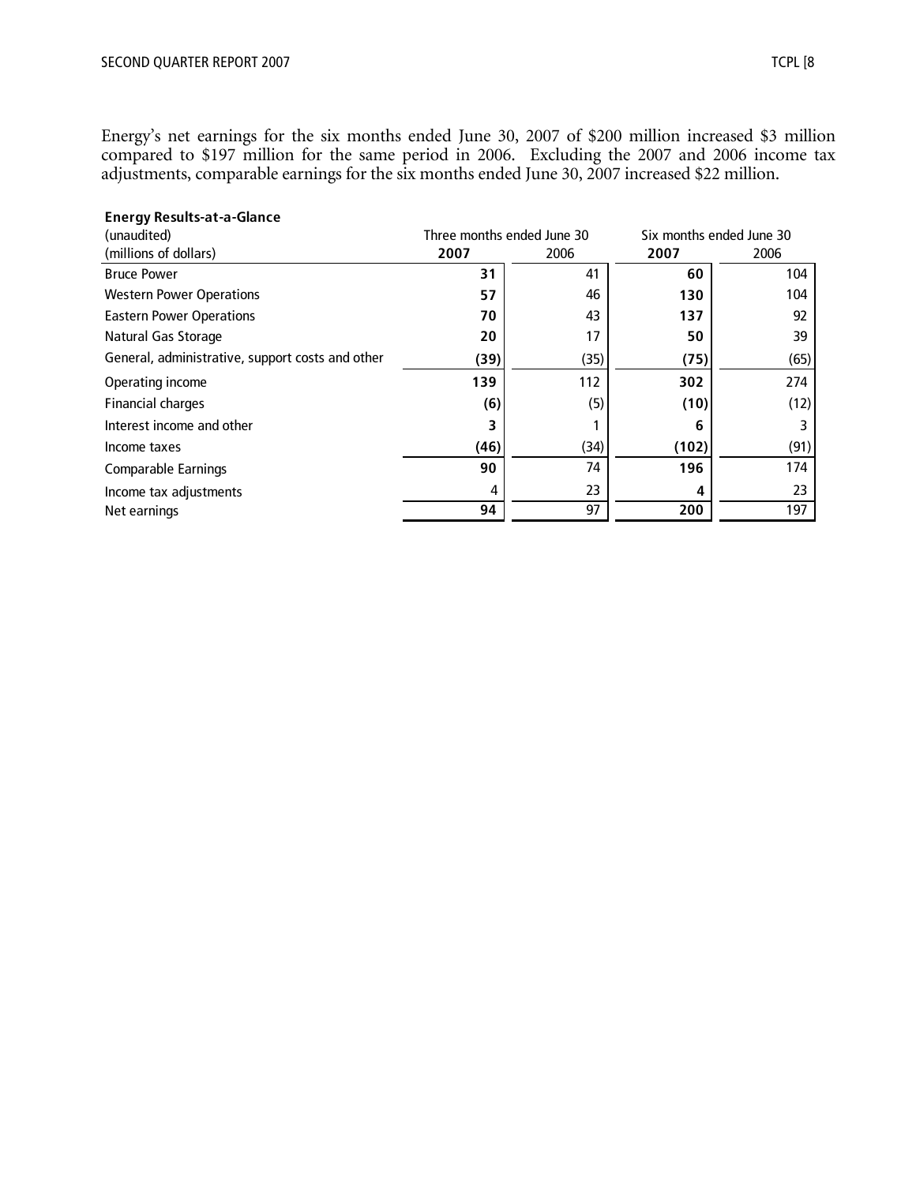Energy's net earnings for the six months ended June 30, 2007 of $200 million increased $3 million compared to $197 million for the same period in 2006. Excluding the 2007 and 2006 income tax adjustments, comparable earnings for the six months ended June 30, 2007 increased $22 million.

**Energy Results-at-a-Glance**

| (unaudited) | Three months ended June 30 | | Six months ended June 30 | |
|---|---|---|---|---|
| (millions of dollars) | **2007** | 2006 | **2007** | 2006 |
| Bruce Power | **31** | 41 | **60** | 104 |
| Western Power Operations | **57** | 46 | **130** | 104 |
| Eastern Power Operations | **70** | 43 | **137** | 92 |
| Natural Gas Storage | **20** | 17 | **50** | 39 |
| General, administrative, support costs and other | **(39)** | (35) | **(75)** | (65) |
| Operating income | **139** | 112 | **302** | 274 |
| Financial charges | **(6)** | (5) | **(10)** | (12) |
| Interest income and other | **3** | 1 | **6** | 3 |
| Income taxes | **(46)** | (34) | **(102)** | (91) |
| Comparable Earnings | **90** | 74 | **196** | 174 |
| Income tax adjustments | 4 | 23 | **4** | 23 |
| Net earnings | **94** | 97 | **200** | 197 |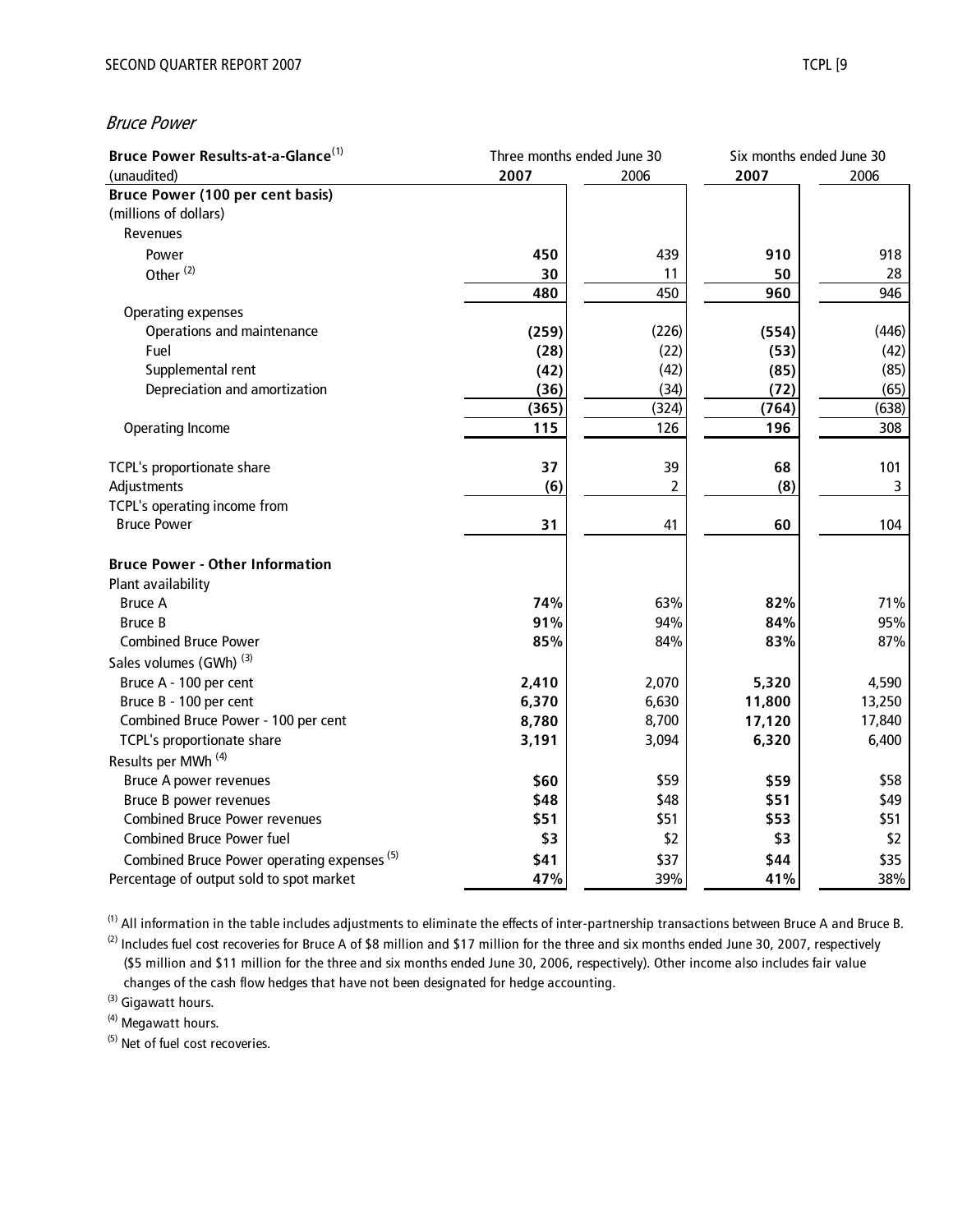*Bruce Power*

| Bruce Power Results-at-a-Glance[(1)] | Three months ended June 30 | | Six months ended June 30 | |
|---|---|---|---|---|
| (unaudited) | **2007** | 2006 | **2007** | 2006 |
| **Bruce Power (100 per cent basis)** | | | | |
| (millions of dollars) | | | | |
| Revenues | | | | |
| Power | **450** | 439 | **910** | 918 |
| Other [(2)] | **30** | 11 | **50** | 28 |
| | **480** | 450 | **960** | 946 |
| Operating expenses | | | | |
| Operations and maintenance | **(259)** | (226) | **(554)** | (446) |
| Fuel | **(28)** | (22) | **(53)** | (42) |
| Supplemental rent | **(42)** | (42) | **(85)** | (85) |
| Depreciation and amortization | **(36)** | (34) | **(72)** | (65) |
| | **(365)** | (324) | **(764)** | (638) |
| Operating Income | **115** | 126 | **196** | 308 |
| | | | | |
| TCPL's proportionate share | **37** | 39 | **68** | 101 |
| Adjustments | **(6)** | 2 | **(8)** | 3 |
| TCPL's operating income from Bruce Power | **31** | 41 | **60** | 104 |
| | | | | |
| **Bruce Power - Other Information** | | | | |
| Plant availability | | | | |
| Bruce A | **74%** | 63% | **82%** | 71% |
| Bruce B | **91%** | 94% | **84%** | 95% |
| Combined Bruce Power | **85%** | 84% | **83%** | 87% |
| Sales volumes (GWh) [(3)] | | | | |
| Bruce A - 100 per cent | **2,410** | 2,070 | **5,320** | 4,590 |
| Bruce B - 100 per cent | **6,370** | 6,630 | **11,800** | 13,250 |
| Combined Bruce Power - 100 per cent | **8,780** | 8,700 | **17,120** | 17,840 |
| TCPL's proportionate share | **3,191** | 3,094 | **6,320** | 6,400 |
| Results per MWh [(4)] | | | | |
| Bruce A power revenues | **$60** | $59 | **$59** | $58 |
| Bruce B power revenues | **$48** | $48 | **$51** | $49 |
| Combined Bruce Power revenues | **$51** | $51 | **$53** | $51 |
| Combined Bruce Power fuel | **$3** | $2 | **$3** | $2 |
| Combined Bruce Power operating expenses [(5)] | **$41** | $37 | **$44** | $35 |
| Percentage of output sold to spot market | **47%** | 39% | **41%** | 38% |

[(1)] All information in the table includes adjustments to eliminate the effects of inter-partnership transactions between Bruce A and Bruce B.

[(2)] Includes fuel cost recoveries for Bruce A of $8 million and $17 million for the three and six months ended June 30, 2007, respectively ($5 million and $11 million for the three and six months ended June 30, 2006, respectively). Other income also includes fair value changes of the cash flow hedges that have not been designated for hedge accounting.

[(3)] Gigawatt hours.

[(4)] Megawatt hours.

[(5)] Net of fuel cost recoveries.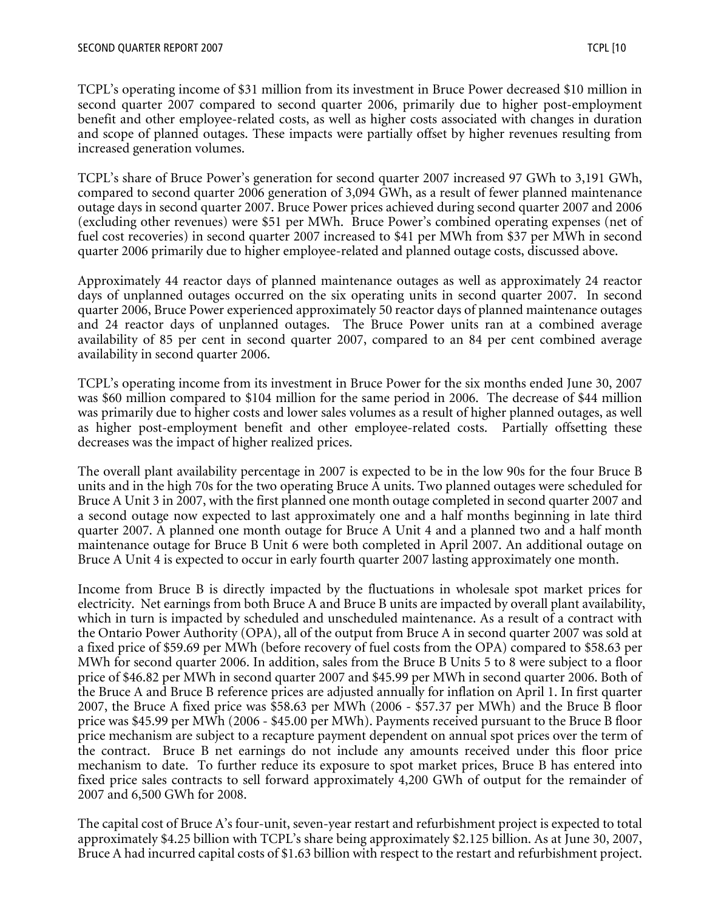TCPL's operating income of $31 million from its investment in Bruce Power decreased $10 million in second quarter 2007 compared to second quarter 2006, primarily due to higher post-employment benefit and other employee-related costs, as well as higher costs associated with changes in duration and scope of planned outages. These impacts were partially offset by higher revenues resulting from increased generation volumes.

TCPL's share of Bruce Power's generation for second quarter 2007 increased 97 GWh to 3,191 GWh, compared to second quarter 2006 generation of 3,094 GWh, as a result of fewer planned maintenance outage days in second quarter 2007. Bruce Power prices achieved during second quarter 2007 and 2006 (excluding other revenues) were $51 per MWh. Bruce Power's combined operating expenses (net of fuel cost recoveries) in second quarter 2007 increased to $41 per MWh from $37 per MWh in second quarter 2006 primarily due to higher employee-related and planned outage costs, discussed above.

Approximately 44 reactor days of planned maintenance outages as well as approximately 24 reactor days of unplanned outages occurred on the six operating units in second quarter 2007. In second quarter 2006, Bruce Power experienced approximately 50 reactor days of planned maintenance outages and 24 reactor days of unplanned outages. The Bruce Power units ran at a combined average availability of 85 per cent in second quarter 2007, compared to an 84 per cent combined average availability in second quarter 2006.

TCPL's operating income from its investment in Bruce Power for the six months ended June 30, 2007 was $60 million compared to $104 million for the same period in 2006. The decrease of $44 million was primarily due to higher costs and lower sales volumes as a result of higher planned outages, as well as higher post-employment benefit and other employee-related costs. Partially offsetting these decreases was the impact of higher realized prices.

The overall plant availability percentage in 2007 is expected to be in the low 90s for the four Bruce B units and in the high 70s for the two operating Bruce A units. Two planned outages were scheduled for Bruce A Unit 3 in 2007, with the first planned one month outage completed in second quarter 2007 and a second outage now expected to last approximately one and a half months beginning in late third quarter 2007. A planned one month outage for Bruce A Unit 4 and a planned two and a half month maintenance outage for Bruce B Unit 6 were both completed in April 2007. An additional outage on Bruce A Unit 4 is expected to occur in early fourth quarter 2007 lasting approximately one month.

Income from Bruce B is directly impacted by the fluctuations in wholesale spot market prices for electricity. Net earnings from both Bruce A and Bruce B units are impacted by overall plant availability, which in turn is impacted by scheduled and unscheduled maintenance. As a result of a contract with the Ontario Power Authority (OPA), all of the output from Bruce A in second quarter 2007 was sold at a fixed price of $59.69 per MWh (before recovery of fuel costs from the OPA) compared to $58.63 per MWh for second quarter 2006. In addition, sales from the Bruce B Units 5 to 8 were subject to a floor price of $46.82 per MWh in second quarter 2007 and $45.99 per MWh in second quarter 2006. Both of the Bruce A and Bruce B reference prices are adjusted annually for inflation on April 1. In first quarter 2007, the Bruce A fixed price was $58.63 per MWh (2006 - $57.37 per MWh) and the Bruce B floor price was $45.99 per MWh (2006 - $45.00 per MWh). Payments received pursuant to the Bruce B floor price mechanism are subject to a recapture payment dependent on annual spot prices over the term of the contract. Bruce B net earnings do not include any amounts received under this floor price mechanism to date. To further reduce its exposure to spot market prices, Bruce B has entered into fixed price sales contracts to sell forward approximately 4,200 GWh of output for the remainder of 2007 and 6,500 GWh for 2008.

The capital cost of Bruce A's four-unit, seven-year restart and refurbishment project is expected to total approximately $4.25 billion with TCPL's share being approximately $2.125 billion. As at June 30, 2007, Bruce A had incurred capital costs of $1.63 billion with respect to the restart and refurbishment project.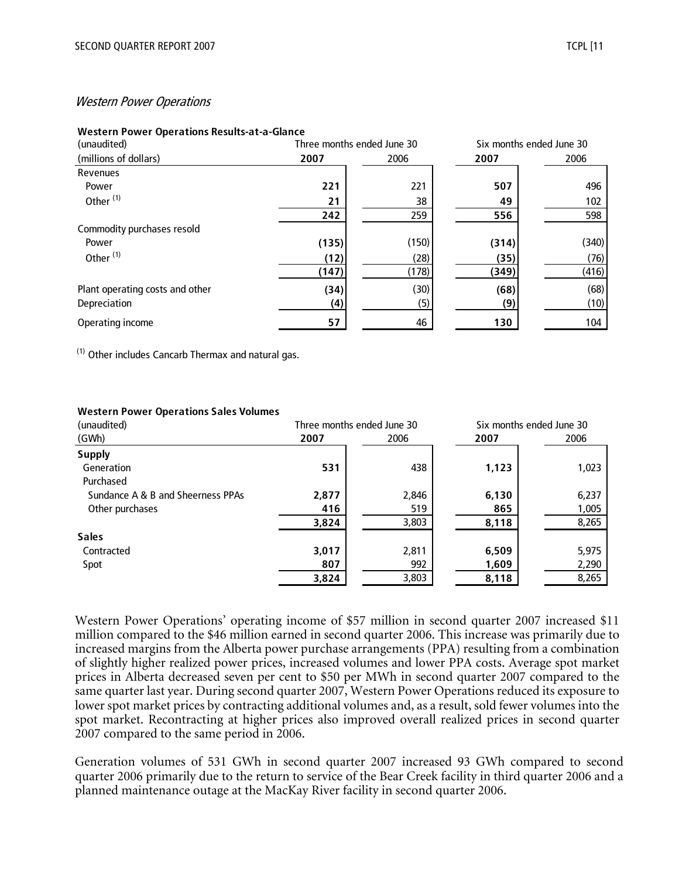*Western Power Operations*

**Western Power Operations Results-at-a-Glance**

| (unaudited) | Three months ended June 30 | | Six months ended June 30 | |
|---|---|---|---|---|
| (millions of dollars) | **2007** | 2006 | **2007** | 2006 |
| Revenues | | | | |
| Power | **221** | 221 | **507** | 496 |
| Other [(1)] | **21** | 38 | **49** | 102 |
| | **242** | 259 | **556** | 598 |
| Commodity purchases resold | | | | |
| Power | **(135)** | (150) | **(314)** | (340) |
| Other [(1)] | **(12)** | (28) | **(35)** | (76) |
| | **(147)** | (178) | **(349)** | (416) |
| Plant operating costs and other | **(34)** | (30) | **(68)** | (68) |
| Depreciation | **(4)** | (5) | **(9)** | (10) |
| Operating income | **57** | 46 | **130** | 104 |

[(1)] Other includes Cancarb Thermax and natural gas.

**Western Power Operations Sales Volumes**

| (unaudited) | Three months ended June 30 | | Six months ended June 30 | |
|---|---|---|---|---|
| (GWh) | **2007** | 2006 | **2007** | 2006 |
| **Supply** | | | | |
| Generation | **531** | 438 | **1,123** | 1,023 |
| Purchased | | | | |
| Sundance A & B and Sheerness PPAs | **2,877** | 2,846 | **6,130** | 6,237 |
| Other purchases | **416** | 519 | **865** | 1,005 |
| | **3,824** | 3,803 | **8,118** | 8,265 |
| **Sales** | | | | |
| Contracted | **3,017** | 2,811 | **6,509** | 5,975 |
| Spot | **807** | 992 | **1,609** | 2,290 |
| | **3,824** | 3,803 | **8,118** | 8,265 |

Western Power Operations' operating income of $57 million in second quarter 2007 increased $11 million compared to the $46 million earned in second quarter 2006. This increase was primarily due to increased margins from the Alberta power purchase arrangements (PPA) resulting from a combination of slightly higher realized power prices, increased volumes and lower PPA costs. Average spot market prices in Alberta decreased seven per cent to $50 per MWh in second quarter 2007 compared to the same quarter last year. During second quarter 2007, Western Power Operations reduced its exposure to lower spot market prices by contracting additional volumes and, as a result, sold fewer volumes into the spot market. Recontracting at higher prices also improved overall realized prices in second quarter 2007 compared to the same period in 2006.

Generation volumes of 531 GWh in second quarter 2007 increased 93 GWh compared to second quarter 2006 primarily due to the return to service of the Bear Creek facility in third quarter 2006 and a planned maintenance outage at the MacKay River facility in second quarter 2006.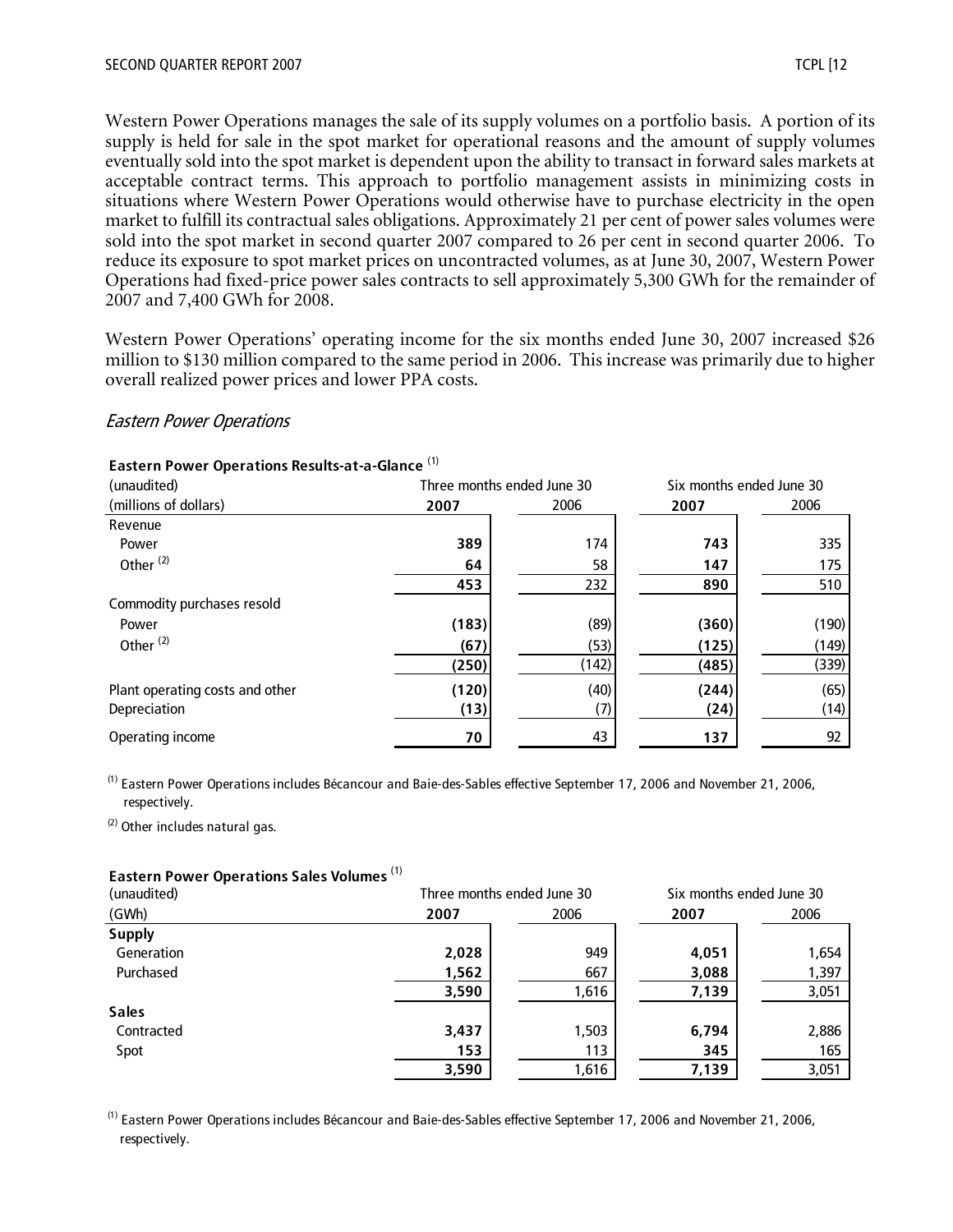Western Power Operations manages the sale of its supply volumes on a portfolio basis. A portion of its supply is held for sale in the spot market for operational reasons and the amount of supply volumes eventually sold into the spot market is dependent upon the ability to transact in forward sales markets at acceptable contract terms. This approach to portfolio management assists in minimizing costs in situations where Western Power Operations would otherwise have to purchase electricity in the open market to fulfill its contractual sales obligations. Approximately 21 per cent of power sales volumes were sold into the spot market in second quarter 2007 compared to 26 per cent in second quarter 2006. To reduce its exposure to spot market prices on uncontracted volumes, as at June 30, 2007, Western Power Operations had fixed-price power sales contracts to sell approximately 5,300 GWh for the remainder of 2007 and 7,400 GWh for 2008.

Western Power Operations' operating income for the six months ended June 30, 2007 increased $26 million to $130 million compared to the same period in 2006. This increase was primarily due to higher overall realized power prices and lower PPA costs.

### *Eastern Power Operations*

**Eastern Power Operations Results-at-a-Glance** [(1)]

| (unaudited) | Three months ended June 30 | | Six months ended June 30 | |
|---|---|---|---|---|
| (millions of dollars) | **2007** | 2006 | **2007** | 2006 |
| Revenue | | | | |
| Power | **389** | 174 | **743** | 335 |
| Other [(2)] | **64** | 58 | **147** | 175 |
| | **453** | 232 | **890** | 510 |
| Commodity purchases resold | | | | |
| Power | **(183)** | (89) | **(360)** | (190) |
| Other [(2)] | **(67)** | (53) | **(125)** | (149) |
| | **(250)** | (142) | **(485)** | (339) |
| Plant operating costs and other | **(120)** | (40) | **(244)** | (65) |
| Depreciation | **(13)** | (7) | **(24)** | (14) |
| Operating income | **70** | 43 | **137** | 92 |

[(1)] Eastern Power Operations includes Bécancour and Baie-des-Sables effective September 17, 2006 and November 21, 2006, respectively.

[(2)] Other includes natural gas.

**Eastern Power Operations Sales Volumes** [(1)]

| (unaudited) | Three months ended June 30 | | Six months ended June 30 | |
|---|---|---|---|---|
| (GWh) | **2007** | 2006 | **2007** | 2006 |
| **Supply** | | | | |
| Generation | **2,028** | 949 | **4,051** | 1,654 |
| Purchased | **1,562** | 667 | **3,088** | 1,397 |
| | **3,590** | 1,616 | **7,139** | 3,051 |
| **Sales** | | | | |
| Contracted | **3,437** | 1,503 | **6,794** | 2,886 |
| Spot | **153** | 113 | **345** | 165 |
| | **3,590** | 1,616 | **7,139** | 3,051 |

[(1)] Eastern Power Operations includes Bécancour and Baie-des-Sables effective September 17, 2006 and November 21, 2006, respectively.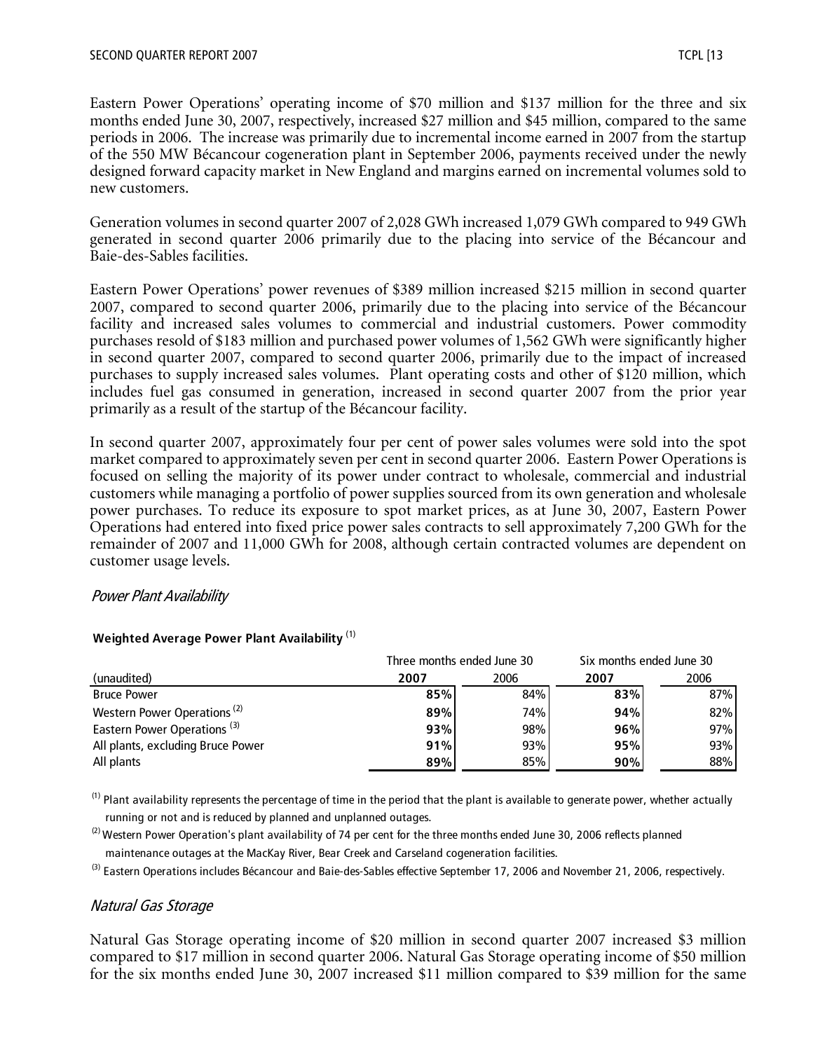Eastern Power Operations' operating income of $70 million and $137 million for the three and six months ended June 30, 2007, respectively, increased $27 million and $45 million, compared to the same periods in 2006. The increase was primarily due to incremental income earned in 2007 from the startup of the 550 MW Bécancour cogeneration plant in September 2006, payments received under the newly designed forward capacity market in New England and margins earned on incremental volumes sold to new customers.

Generation volumes in second quarter 2007 of 2,028 GWh increased 1,079 GWh compared to 949 GWh generated in second quarter 2006 primarily due to the placing into service of the Bécancour and Baie-des-Sables facilities.

Eastern Power Operations' power revenues of $389 million increased $215 million in second quarter 2007, compared to second quarter 2006, primarily due to the placing into service of the Bécancour facility and increased sales volumes to commercial and industrial customers. Power commodity purchases resold of $183 million and purchased power volumes of 1,562 GWh were significantly higher in second quarter 2007, compared to second quarter 2006, primarily due to the impact of increased purchases to supply increased sales volumes. Plant operating costs and other of $120 million, which includes fuel gas consumed in generation, increased in second quarter 2007 from the prior year primarily as a result of the startup of the Bécancour facility.

In second quarter 2007, approximately four per cent of power sales volumes were sold into the spot market compared to approximately seven per cent in second quarter 2006. Eastern Power Operations is focused on selling the majority of its power under contract to wholesale, commercial and industrial customers while managing a portfolio of power supplies sourced from its own generation and wholesale power purchases. To reduce its exposure to spot market prices, as at June 30, 2007, Eastern Power Operations had entered into fixed price power sales contracts to sell approximately 7,200 GWh for the remainder of 2007 and 11,000 GWh for 2008, although certain contracted volumes are dependent on customer usage levels.

### *Power Plant Availability*

**Weighted Average Power Plant Availability** (1)

| | Three months ended June 30 | | Six months ended June 30 | |
|---|---|---|---|---|
| (unaudited) | **2007** | 2006 | **2007** | 2006 |
| Bruce Power | **85%** | 84% | **83%** | 87% |
| Western Power Operations (2) | **89%** | 74% | **94%** | 82% |
| Eastern Power Operations (3) | **93%** | 98% | **96%** | 97% |
| All plants, excluding Bruce Power | **91%** | 93% | **95%** | 93% |
| All plants | **89%** | 85% | **90%** | 88% |

(1) Plant availability represents the percentage of time in the period that the plant is available to generate power, whether actually running or not and is reduced by planned and unplanned outages.

(2) Western Power Operation's plant availability of 74 per cent for the three months ended June 30, 2006 reflects planned maintenance outages at the MacKay River, Bear Creek and Carseland cogeneration facilities.

(3) Eastern Operations includes Bécancour and Baie-des-Sables effective September 17, 2006 and November 21, 2006, respectively.

### *Natural Gas Storage*

Natural Gas Storage operating income of $20 million in second quarter 2007 increased $3 million compared to $17 million in second quarter 2006. Natural Gas Storage operating income of $50 million for the six months ended June 30, 2007 increased $11 million compared to $39 million for the same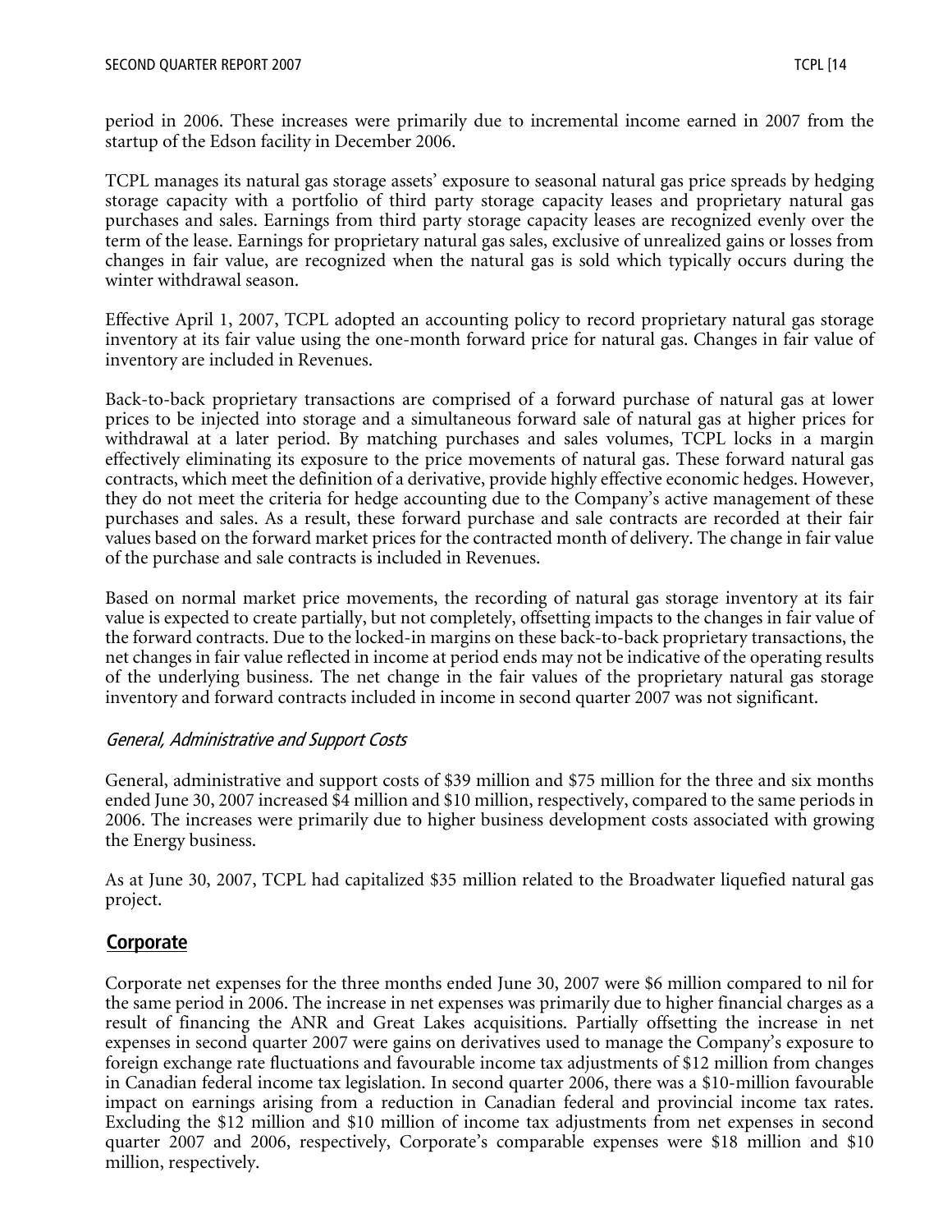period in 2006. These increases were primarily due to incremental income earned in 2007 from the startup of the Edson facility in December 2006.

TCPL manages its natural gas storage assets' exposure to seasonal natural gas price spreads by hedging storage capacity with a portfolio of third party storage capacity leases and proprietary natural gas purchases and sales. Earnings from third party storage capacity leases are recognized evenly over the term of the lease. Earnings for proprietary natural gas sales, exclusive of unrealized gains or losses from changes in fair value, are recognized when the natural gas is sold which typically occurs during the winter withdrawal season.

Effective April 1, 2007, TCPL adopted an accounting policy to record proprietary natural gas storage inventory at its fair value using the one-month forward price for natural gas. Changes in fair value of inventory are included in Revenues.

Back-to-back proprietary transactions are comprised of a forward purchase of natural gas at lower prices to be injected into storage and a simultaneous forward sale of natural gas at higher prices for withdrawal at a later period. By matching purchases and sales volumes, TCPL locks in a margin effectively eliminating its exposure to the price movements of natural gas. These forward natural gas contracts, which meet the definition of a derivative, provide highly effective economic hedges. However, they do not meet the criteria for hedge accounting due to the Company's active management of these purchases and sales. As a result, these forward purchase and sale contracts are recorded at their fair values based on the forward market prices for the contracted month of delivery. The change in fair value of the purchase and sale contracts is included in Revenues.

Based on normal market price movements, the recording of natural gas storage inventory at its fair value is expected to create partially, but not completely, offsetting impacts to the changes in fair value of the forward contracts. Due to the locked-in margins on these back-to-back proprietary transactions, the net changes in fair value reflected in income at period ends may not be indicative of the operating results of the underlying business. The net change in the fair values of the proprietary natural gas storage inventory and forward contracts included in income in second quarter 2007 was not significant.

### *General, Administrative and Support Costs*

General, administrative and support costs of $39 million and $75 million for the three and six months ended June 30, 2007 increased $4 million and $10 million, respectively, compared to the same periods in 2006. The increases were primarily due to higher business development costs associated with growing the Energy business.

As at June 30, 2007, TCPL had capitalized $35 million related to the Broadwater liquefied natural gas project.

## Corporate

Corporate net expenses for the three months ended June 30, 2007 were $6 million compared to nil for the same period in 2006. The increase in net expenses was primarily due to higher financial charges as a result of financing the ANR and Great Lakes acquisitions. Partially offsetting the increase in net expenses in second quarter 2007 were gains on derivatives used to manage the Company's exposure to foreign exchange rate fluctuations and favourable income tax adjustments of $12 million from changes in Canadian federal income tax legislation. In second quarter 2006, there was a $10-million favourable impact on earnings arising from a reduction in Canadian federal and provincial income tax rates. Excluding the $12 million and $10 million of income tax adjustments from net expenses in second quarter 2007 and 2006, respectively, Corporate's comparable expenses were $18 million and $10 million, respectively.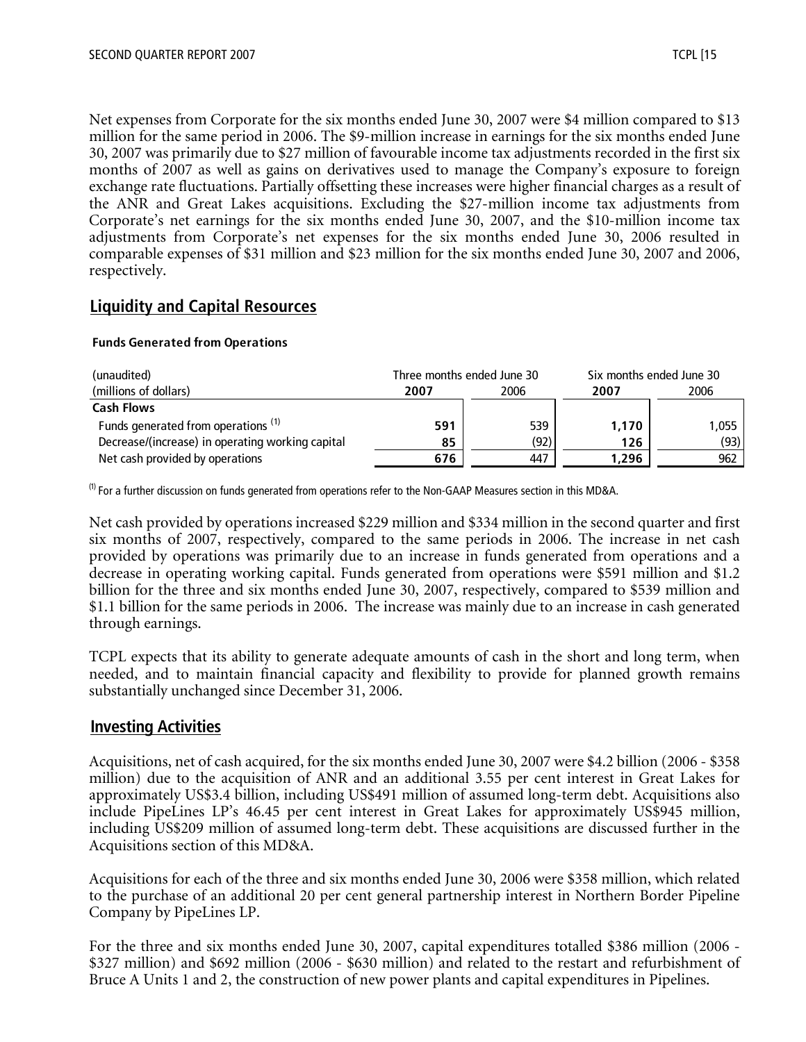Net expenses from Corporate for the six months ended June 30, 2007 were $4 million compared to $13 million for the same period in 2006. The $9-million increase in earnings for the six months ended June 30, 2007 was primarily due to $27 million of favourable income tax adjustments recorded in the first six months of 2007 as well as gains on derivatives used to manage the Company's exposure to foreign exchange rate fluctuations. Partially offsetting these increases were higher financial charges as a result of the ANR and Great Lakes acquisitions. Excluding the $27-million income tax adjustments from Corporate's net earnings for the six months ended June 30, 2007, and the $10-million income tax adjustments from Corporate's net expenses for the six months ended June 30, 2006 resulted in comparable expenses of $31 million and $23 million for the six months ended June 30, 2007 and 2006, respectively.

## Liquidity and Capital Resources

**Funds Generated from Operations**

| (unaudited) | Three months ended June 30 | | Six months ended June 30 | |
|---|---|---|---|---|
| (millions of dollars) | **2007** | 2006 | **2007** | 2006 |
| **Cash Flows** | | | | |
| Funds generated from operations [(1)] | **591** | 539 | **1,170** | 1,055 |
| Decrease/(increase) in operating working capital | **85** | (92) | **126** | (93) |
| Net cash provided by operations | **676** | 447 | **1,296** | 962 |

(1) For a further discussion on funds generated from operations refer to the Non-GAAP Measures section in this MD&A.

Net cash provided by operations increased $229 million and $334 million in the second quarter and first six months of 2007, respectively, compared to the same periods in 2006. The increase in net cash provided by operations was primarily due to an increase in funds generated from operations and a decrease in operating working capital. Funds generated from operations were $591 million and $1.2 billion for the three and six months ended June 30, 2007, respectively, compared to $539 million and $1.1 billion for the same periods in 2006. The increase was mainly due to an increase in cash generated through earnings.

TCPL expects that its ability to generate adequate amounts of cash in the short and long term, when needed, and to maintain financial capacity and flexibility to provide for planned growth remains substantially unchanged since December 31, 2006.

## Investing Activities

Acquisitions, net of cash acquired, for the six months ended June 30, 2007 were $4.2 billion (2006 - $358 million) due to the acquisition of ANR and an additional 3.55 per cent interest in Great Lakes for approximately US$3.4 billion, including US$491 million of assumed long-term debt. Acquisitions also include PipeLines LP's 46.45 per cent interest in Great Lakes for approximately US$945 million, including US$209 million of assumed long-term debt. These acquisitions are discussed further in the Acquisitions section of this MD&A.

Acquisitions for each of the three and six months ended June 30, 2006 were $358 million, which related to the purchase of an additional 20 per cent general partnership interest in Northern Border Pipeline Company by PipeLines LP.

For the three and six months ended June 30, 2007, capital expenditures totalled $386 million (2006 - $327 million) and $692 million (2006 - $630 million) and related to the restart and refurbishment of Bruce A Units 1 and 2, the construction of new power plants and capital expenditures in Pipelines.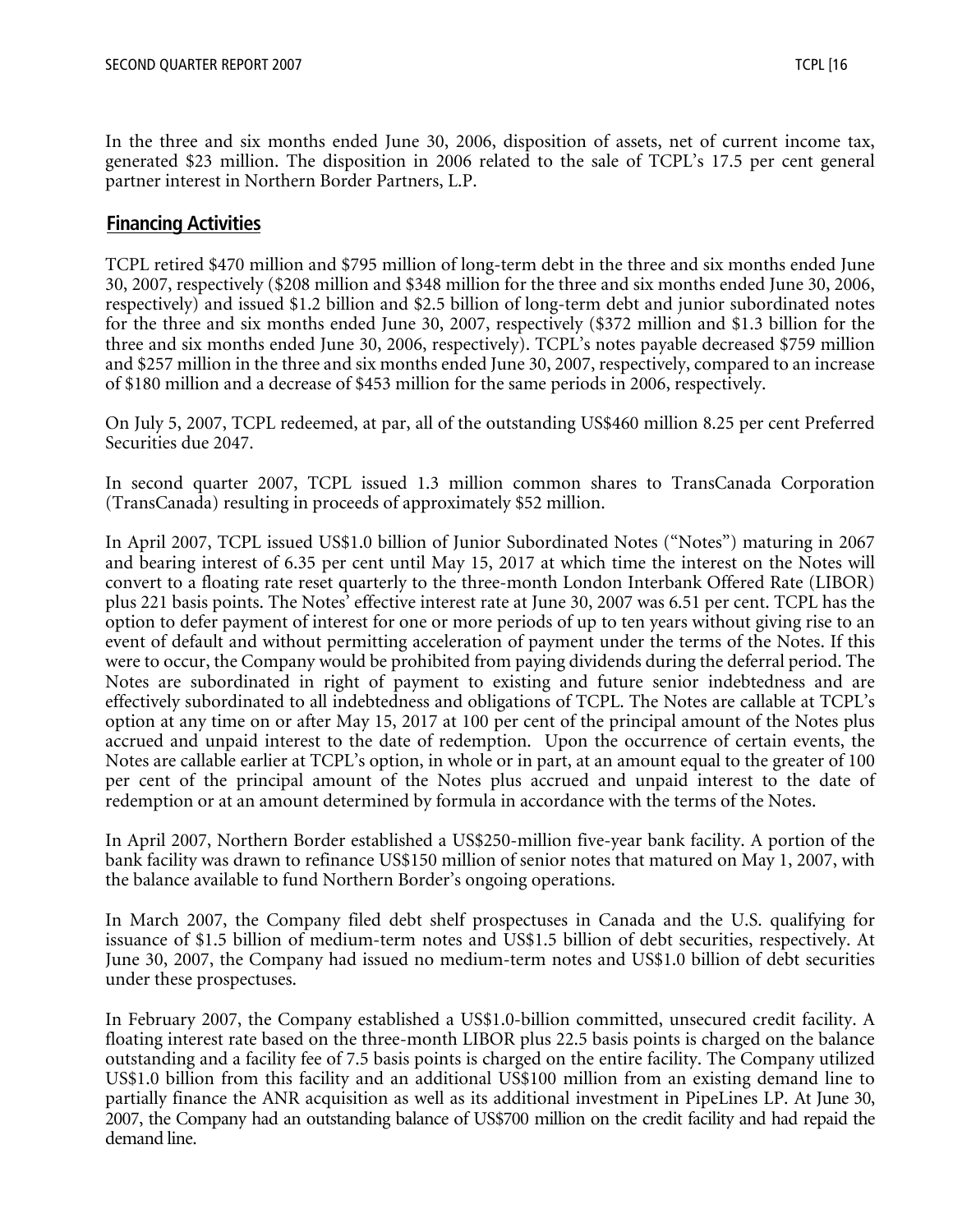In the three and six months ended June 30, 2006, disposition of assets, net of current income tax, generated $23 million. The disposition in 2006 related to the sale of TCPL's 17.5 per cent general partner interest in Northern Border Partners, L.P.

## Financing Activities

TCPL retired $470 million and $795 million of long-term debt in the three and six months ended June 30, 2007, respectively ($208 million and $348 million for the three and six months ended June 30, 2006, respectively) and issued $1.2 billion and $2.5 billion of long-term debt and junior subordinated notes for the three and six months ended June 30, 2007, respectively ($372 million and $1.3 billion for the three and six months ended June 30, 2006, respectively). TCPL's notes payable decreased $759 million and $257 million in the three and six months ended June 30, 2007, respectively, compared to an increase of $180 million and a decrease of $453 million for the same periods in 2006, respectively.

On July 5, 2007, TCPL redeemed, at par, all of the outstanding US$460 million 8.25 per cent Preferred Securities due 2047.

In second quarter 2007, TCPL issued 1.3 million common shares to TransCanada Corporation (TransCanada) resulting in proceeds of approximately $52 million.

In April 2007, TCPL issued US$1.0 billion of Junior Subordinated Notes ("Notes") maturing in 2067 and bearing interest of 6.35 per cent until May 15, 2017 at which time the interest on the Notes will convert to a floating rate reset quarterly to the three-month London Interbank Offered Rate (LIBOR) plus 221 basis points. The Notes' effective interest rate at June 30, 2007 was 6.51 per cent. TCPL has the option to defer payment of interest for one or more periods of up to ten years without giving rise to an event of default and without permitting acceleration of payment under the terms of the Notes. If this were to occur, the Company would be prohibited from paying dividends during the deferral period. The Notes are subordinated in right of payment to existing and future senior indebtedness and are effectively subordinated to all indebtedness and obligations of TCPL. The Notes are callable at TCPL's option at any time on or after May 15, 2017 at 100 per cent of the principal amount of the Notes plus accrued and unpaid interest to the date of redemption. Upon the occurrence of certain events, the Notes are callable earlier at TCPL's option, in whole or in part, at an amount equal to the greater of 100 per cent of the principal amount of the Notes plus accrued and unpaid interest to the date of redemption or at an amount determined by formula in accordance with the terms of the Notes.

In April 2007, Northern Border established a US$250-million five-year bank facility. A portion of the bank facility was drawn to refinance US$150 million of senior notes that matured on May 1, 2007, with the balance available to fund Northern Border's ongoing operations.

In March 2007, the Company filed debt shelf prospectuses in Canada and the U.S. qualifying for issuance of $1.5 billion of medium-term notes and US$1.5 billion of debt securities, respectively. At June 30, 2007, the Company had issued no medium-term notes and US$1.0 billion of debt securities under these prospectuses.

In February 2007, the Company established a US$1.0-billion committed, unsecured credit facility. A floating interest rate based on the three-month LIBOR plus 22.5 basis points is charged on the balance outstanding and a facility fee of 7.5 basis points is charged on the entire facility. The Company utilized US$1.0 billion from this facility and an additional US$100 million from an existing demand line to partially finance the ANR acquisition as well as its additional investment in PipeLines LP. At June 30, 2007, the Company had an outstanding balance of US$700 million on the credit facility and had repaid the demand line.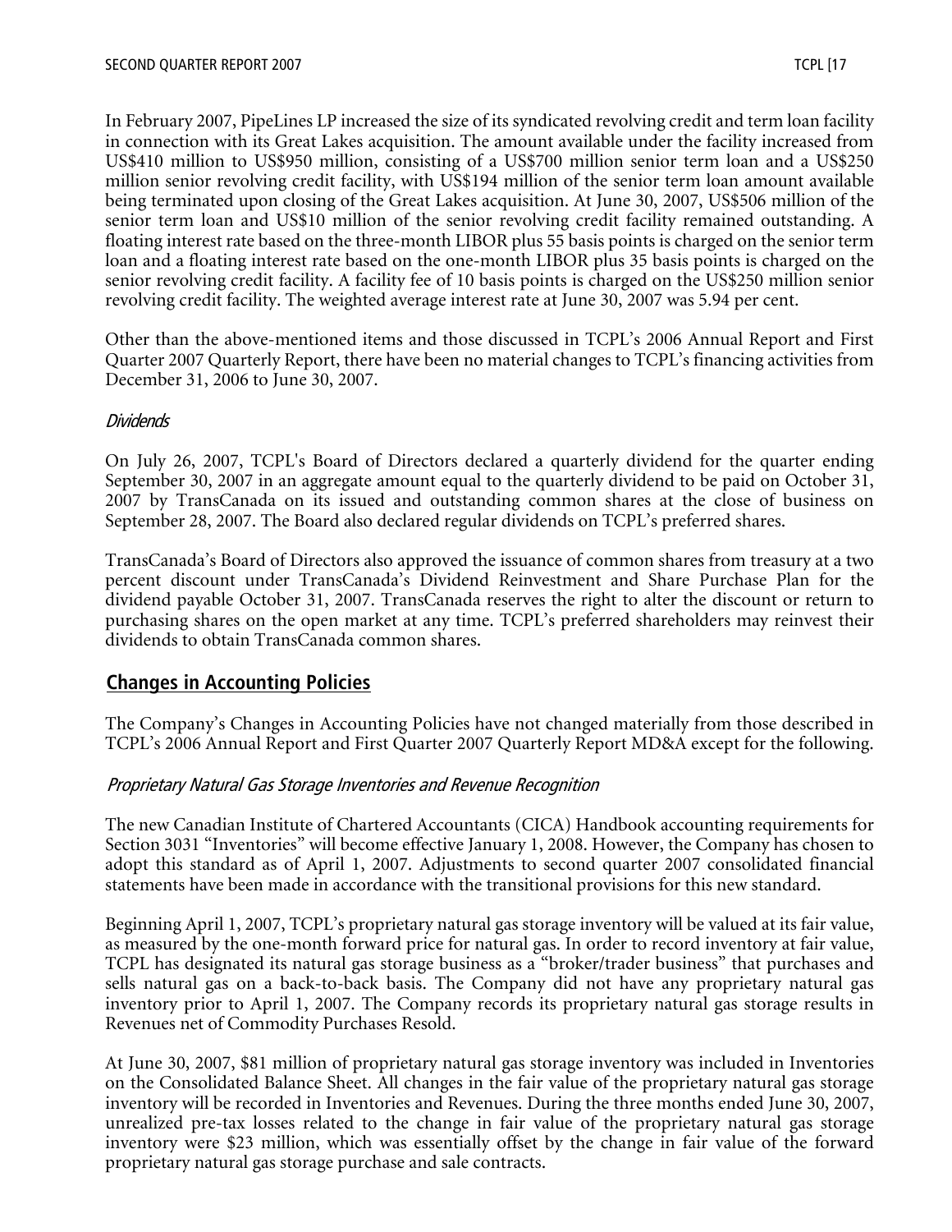In February 2007, PipeLines LP increased the size of its syndicated revolving credit and term loan facility in connection with its Great Lakes acquisition. The amount available under the facility increased from US$410 million to US$950 million, consisting of a US$700 million senior term loan and a US$250 million senior revolving credit facility, with US$194 million of the senior term loan amount available being terminated upon closing of the Great Lakes acquisition. At June 30, 2007, US$506 million of the senior term loan and US$10 million of the senior revolving credit facility remained outstanding. A floating interest rate based on the three-month LIBOR plus 55 basis points is charged on the senior term loan and a floating interest rate based on the one-month LIBOR plus 35 basis points is charged on the senior revolving credit facility. A facility fee of 10 basis points is charged on the US$250 million senior revolving credit facility. The weighted average interest rate at June 30, 2007 was 5.94 per cent.

Other than the above-mentioned items and those discussed in TCPL's 2006 Annual Report and First Quarter 2007 Quarterly Report, there have been no material changes to TCPL's financing activities from December 31, 2006 to June 30, 2007.

*Dividends*

On July 26, 2007, TCPL's Board of Directors declared a quarterly dividend for the quarter ending September 30, 2007 in an aggregate amount equal to the quarterly dividend to be paid on October 31, 2007 by TransCanada on its issued and outstanding common shares at the close of business on September 28, 2007. The Board also declared regular dividends on TCPL's preferred shares.

TransCanada's Board of Directors also approved the issuance of common shares from treasury at a two percent discount under TransCanada's Dividend Reinvestment and Share Purchase Plan for the dividend payable October 31, 2007. TransCanada reserves the right to alter the discount or return to purchasing shares on the open market at any time. TCPL's preferred shareholders may reinvest their dividends to obtain TransCanada common shares.

## Changes in Accounting Policies

The Company's Changes in Accounting Policies have not changed materially from those described in TCPL's 2006 Annual Report and First Quarter 2007 Quarterly Report MD&A except for the following.

*Proprietary Natural Gas Storage Inventories and Revenue Recognition*

The new Canadian Institute of Chartered Accountants (CICA) Handbook accounting requirements for Section 3031 "Inventories" will become effective January 1, 2008. However, the Company has chosen to adopt this standard as of April 1, 2007. Adjustments to second quarter 2007 consolidated financial statements have been made in accordance with the transitional provisions for this new standard.

Beginning April 1, 2007, TCPL's proprietary natural gas storage inventory will be valued at its fair value, as measured by the one-month forward price for natural gas. In order to record inventory at fair value, TCPL has designated its natural gas storage business as a "broker/trader business" that purchases and sells natural gas on a back-to-back basis. The Company did not have any proprietary natural gas inventory prior to April 1, 2007. The Company records its proprietary natural gas storage results in Revenues net of Commodity Purchases Resold.

At June 30, 2007, $81 million of proprietary natural gas storage inventory was included in Inventories on the Consolidated Balance Sheet. All changes in the fair value of the proprietary natural gas storage inventory will be recorded in Inventories and Revenues. During the three months ended June 30, 2007, unrealized pre-tax losses related to the change in fair value of the proprietary natural gas storage inventory were $23 million, which was essentially offset by the change in fair value of the forward proprietary natural gas storage purchase and sale contracts.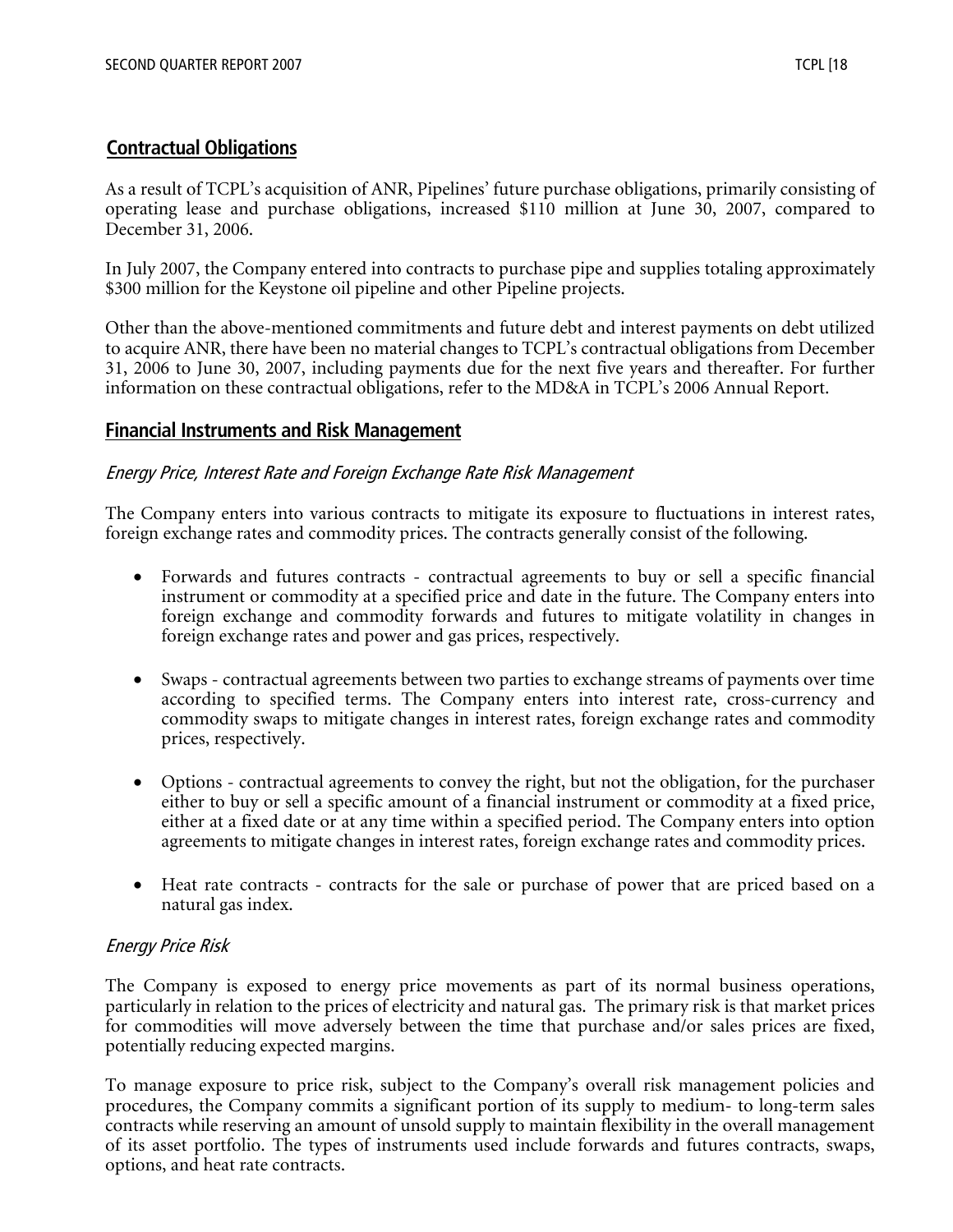## Contractual Obligations

As a result of TCPL's acquisition of ANR, Pipelines' future purchase obligations, primarily consisting of operating lease and purchase obligations, increased $110 million at June 30, 2007, compared to December 31, 2006.

In July 2007, the Company entered into contracts to purchase pipe and supplies totaling approximately $300 million for the Keystone oil pipeline and other Pipeline projects.

Other than the above-mentioned commitments and future debt and interest payments on debt utilized to acquire ANR, there have been no material changes to TCPL's contractual obligations from December 31, 2006 to June 30, 2007, including payments due for the next five years and thereafter. For further information on these contractual obligations, refer to the MD&A in TCPL's 2006 Annual Report.

## Financial Instruments and Risk Management

### *Energy Price, Interest Rate and Foreign Exchange Rate Risk Management*

The Company enters into various contracts to mitigate its exposure to fluctuations in interest rates, foreign exchange rates and commodity prices. The contracts generally consist of the following.

- Forwards and futures contracts - contractual agreements to buy or sell a specific financial instrument or commodity at a specified price and date in the future. The Company enters into foreign exchange and commodity forwards and futures to mitigate volatility in changes in foreign exchange rates and power and gas prices, respectively.

- Swaps - contractual agreements between two parties to exchange streams of payments over time according to specified terms. The Company enters into interest rate, cross-currency and commodity swaps to mitigate changes in interest rates, foreign exchange rates and commodity prices, respectively.

- Options - contractual agreements to convey the right, but not the obligation, for the purchaser either to buy or sell a specific amount of a financial instrument or commodity at a fixed price, either at a fixed date or at any time within a specified period. The Company enters into option agreements to mitigate changes in interest rates, foreign exchange rates and commodity prices.

- Heat rate contracts - contracts for the sale or purchase of power that are priced based on a natural gas index.

### *Energy Price Risk*

The Company is exposed to energy price movements as part of its normal business operations, particularly in relation to the prices of electricity and natural gas. The primary risk is that market prices for commodities will move adversely between the time that purchase and/or sales prices are fixed, potentially reducing expected margins.

To manage exposure to price risk, subject to the Company's overall risk management policies and procedures, the Company commits a significant portion of its supply to medium- to long-term sales contracts while reserving an amount of unsold supply to maintain flexibility in the overall management of its asset portfolio. The types of instruments used include forwards and futures contracts, swaps, options, and heat rate contracts.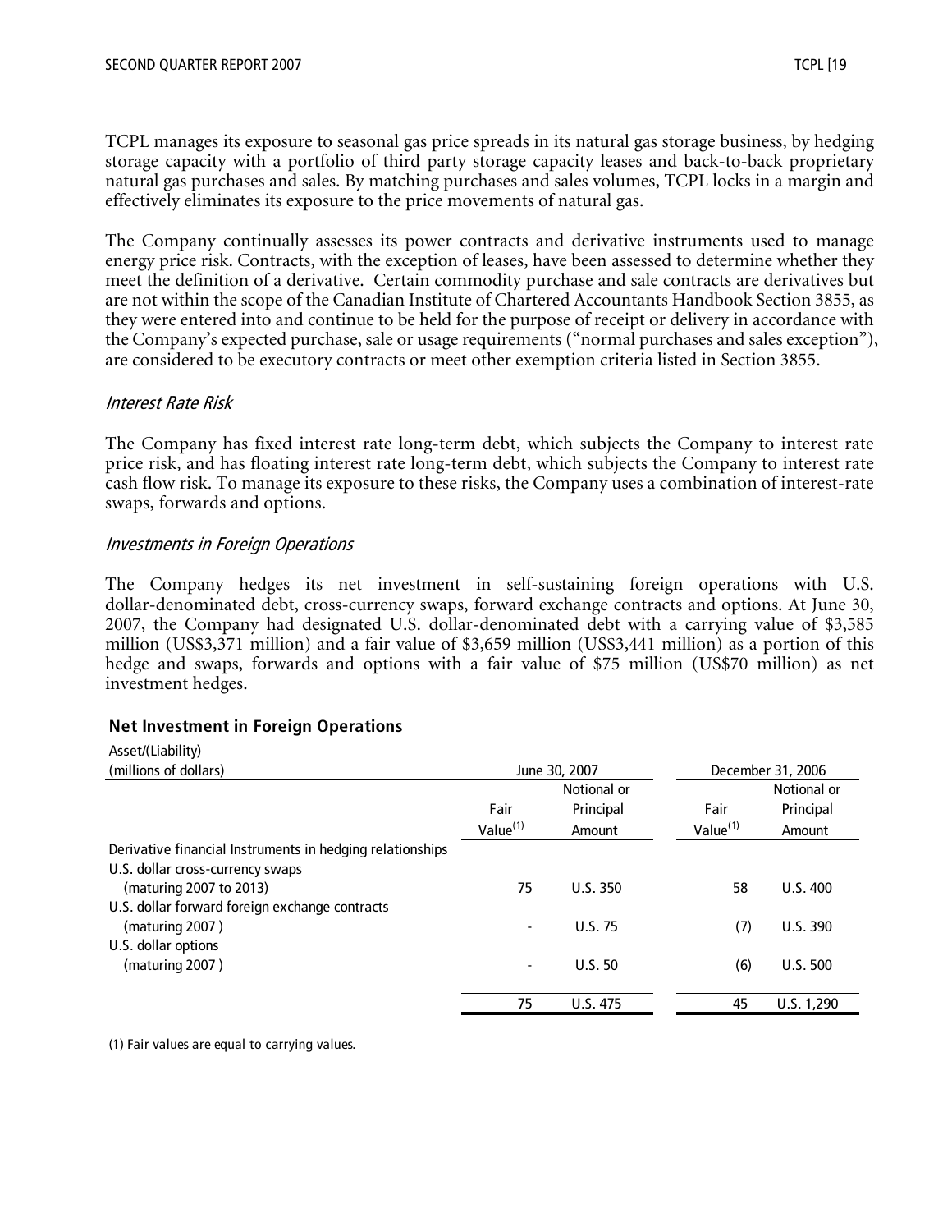TCPL manages its exposure to seasonal gas price spreads in its natural gas storage business, by hedging storage capacity with a portfolio of third party storage capacity leases and back-to-back proprietary natural gas purchases and sales. By matching purchases and sales volumes, TCPL locks in a margin and effectively eliminates its exposure to the price movements of natural gas.

The Company continually assesses its power contracts and derivative instruments used to manage energy price risk. Contracts, with the exception of leases, have been assessed to determine whether they meet the definition of a derivative. Certain commodity purchase and sale contracts are derivatives but are not within the scope of the Canadian Institute of Chartered Accountants Handbook Section 3855, as they were entered into and continue to be held for the purpose of receipt or delivery in accordance with the Company's expected purchase, sale or usage requirements ("normal purchases and sales exception"), are considered to be executory contracts or meet other exemption criteria listed in Section 3855.

### *Interest Rate Risk*

The Company has fixed interest rate long-term debt, which subjects the Company to interest rate price risk, and has floating interest rate long-term debt, which subjects the Company to interest rate cash flow risk. To manage its exposure to these risks, the Company uses a combination of interest-rate swaps, forwards and options.

### *Investments in Foreign Operations*

The Company hedges its net investment in self-sustaining foreign operations with U.S. dollar-denominated debt, cross-currency swaps, forward exchange contracts and options. At June 30, 2007, the Company had designated U.S. dollar-denominated debt with a carrying value of $3,585 million (US$3,371 million) and a fair value of $3,659 million (US$3,441 million) as a portion of this hedge and swaps, forwards and options with a fair value of $75 million (US$70 million) as net investment hedges.

**Net Investment in Foreign Operations**

| Asset/(Liability) (millions of dollars) | June 30, 2007 | | December 31, 2006 | |
|---|---|---|---|---|
| | Fair Value[(1)] | Notional or Principal Amount | Fair Value[(1)] | Notional or Principal Amount |
| Derivative financial Instruments in hedging relationships | | | | |
| U.S. dollar cross-currency swaps (maturing 2007 to 2013) | 75 | U.S. 350 | 58 | U.S. 400 |
| U.S. dollar forward foreign exchange contracts (maturing 2007 ) | - | U.S. 75 | (7) | U.S. 390 |
| U.S. dollar options (maturing 2007 ) | - | U.S. 50 | (6) | U.S. 500 |
| | 75 | U.S. 475 | 45 | U.S. 1,290 |

(1) Fair values are equal to carrying values.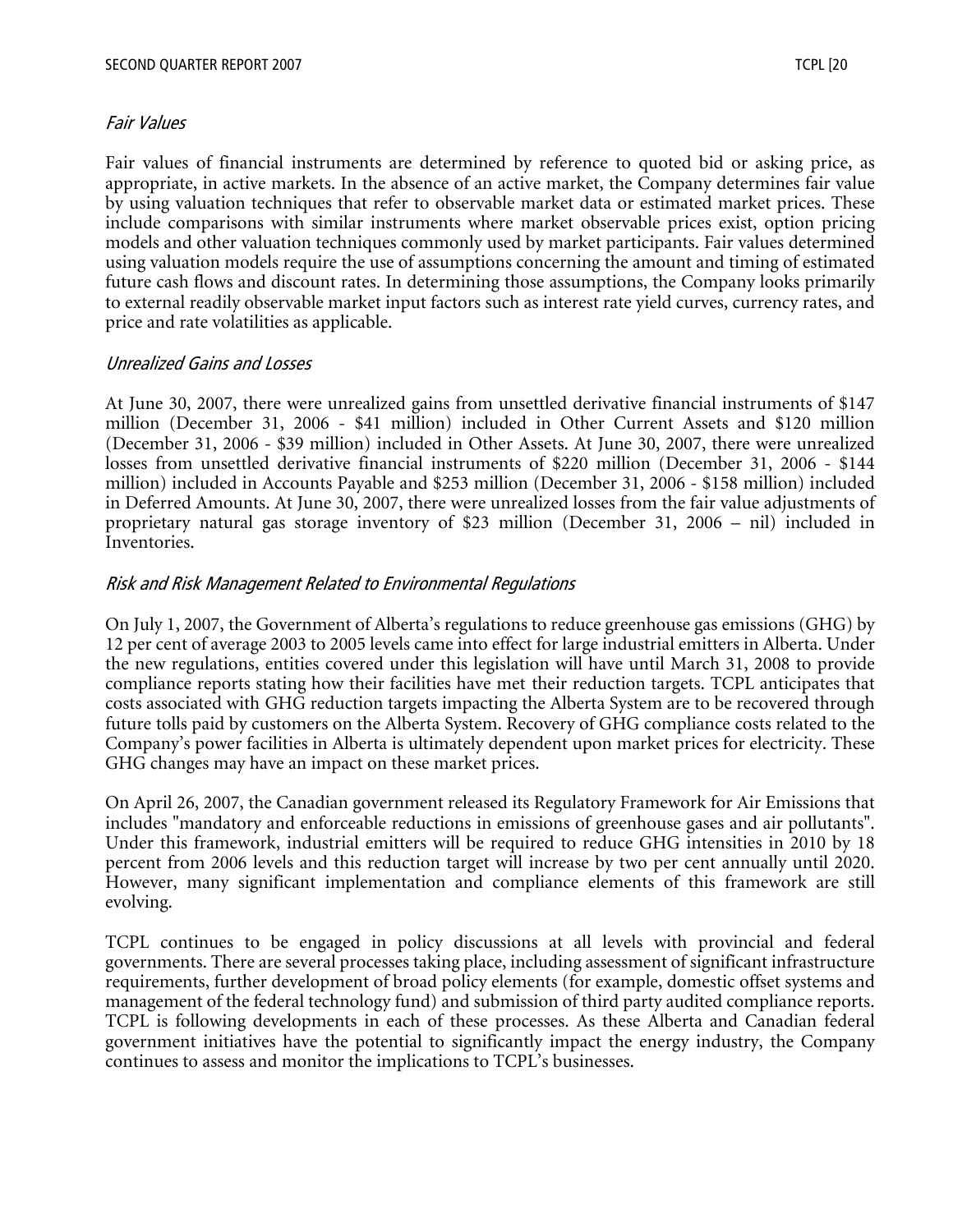### *Fair Values*

Fair values of financial instruments are determined by reference to quoted bid or asking price, as appropriate, in active markets. In the absence of an active market, the Company determines fair value by using valuation techniques that refer to observable market data or estimated market prices. These include comparisons with similar instruments where market observable prices exist, option pricing models and other valuation techniques commonly used by market participants. Fair values determined using valuation models require the use of assumptions concerning the amount and timing of estimated future cash flows and discount rates. In determining those assumptions, the Company looks primarily to external readily observable market input factors such as interest rate yield curves, currency rates, and price and rate volatilities as applicable.

### *Unrealized Gains and Losses*

At June 30, 2007, there were unrealized gains from unsettled derivative financial instruments of $147 million (December 31, 2006 - $41 million) included in Other Current Assets and $120 million (December 31, 2006 - $39 million) included in Other Assets. At June 30, 2007, there were unrealized losses from unsettled derivative financial instruments of $220 million (December 31, 2006 - $144 million) included in Accounts Payable and $253 million (December 31, 2006 - $158 million) included in Deferred Amounts. At June 30, 2007, there were unrealized losses from the fair value adjustments of proprietary natural gas storage inventory of $23 million (December 31, 2006 – nil) included in Inventories.

### *Risk and Risk Management Related to Environmental Regulations*

On July 1, 2007, the Government of Alberta's regulations to reduce greenhouse gas emissions (GHG) by 12 per cent of average 2003 to 2005 levels came into effect for large industrial emitters in Alberta. Under the new regulations, entities covered under this legislation will have until March 31, 2008 to provide compliance reports stating how their facilities have met their reduction targets. TCPL anticipates that costs associated with GHG reduction targets impacting the Alberta System are to be recovered through future tolls paid by customers on the Alberta System. Recovery of GHG compliance costs related to the Company's power facilities in Alberta is ultimately dependent upon market prices for electricity. These GHG changes may have an impact on these market prices.

On April 26, 2007, the Canadian government released its Regulatory Framework for Air Emissions that includes "mandatory and enforceable reductions in emissions of greenhouse gases and air pollutants". Under this framework, industrial emitters will be required to reduce GHG intensities in 2010 by 18 percent from 2006 levels and this reduction target will increase by two per cent annually until 2020. However, many significant implementation and compliance elements of this framework are still evolving.

TCPL continues to be engaged in policy discussions at all levels with provincial and federal governments. There are several processes taking place, including assessment of significant infrastructure requirements, further development of broad policy elements (for example, domestic offset systems and management of the federal technology fund) and submission of third party audited compliance reports. TCPL is following developments in each of these processes. As these Alberta and Canadian federal government initiatives have the potential to significantly impact the energy industry, the Company continues to assess and monitor the implications to TCPL's businesses.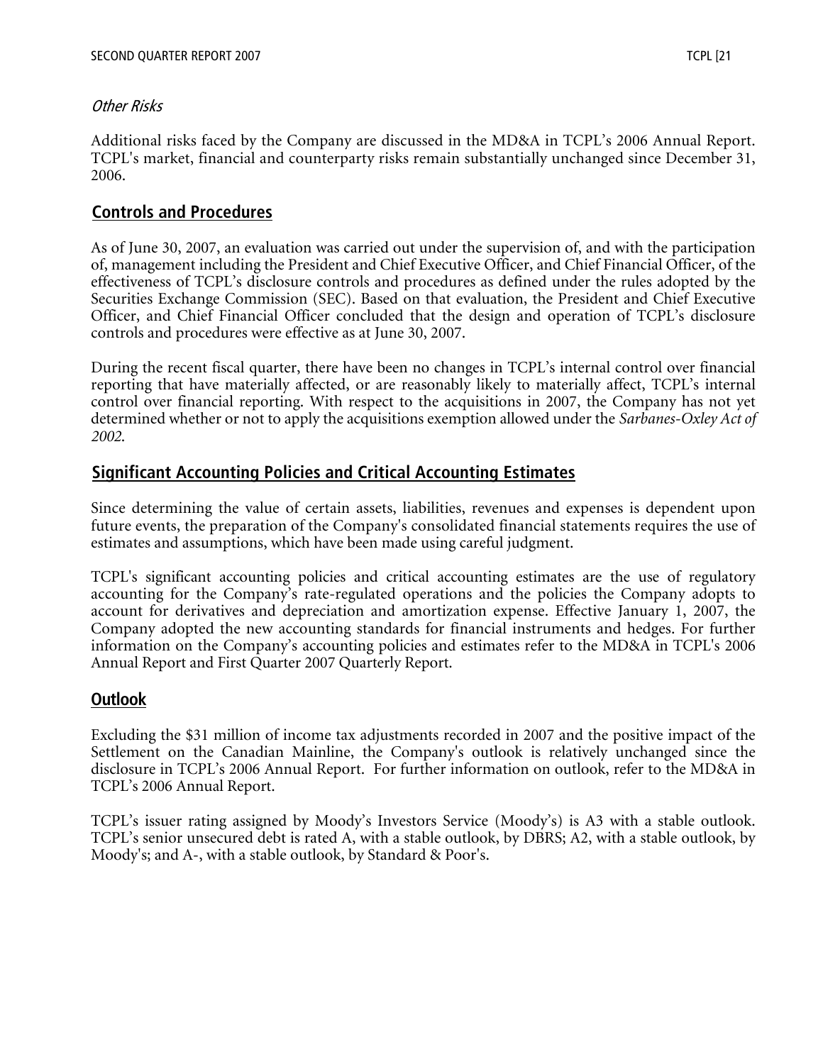*Other Risks*

Additional risks faced by the Company are discussed in the MD&A in TCPL's 2006 Annual Report. TCPL's market, financial and counterparty risks remain substantially unchanged since December 31, 2006.

## Controls and Procedures

As of June 30, 2007, an evaluation was carried out under the supervision of, and with the participation of, management including the President and Chief Executive Officer, and Chief Financial Officer, of the effectiveness of TCPL's disclosure controls and procedures as defined under the rules adopted by the Securities Exchange Commission (SEC). Based on that evaluation, the President and Chief Executive Officer, and Chief Financial Officer concluded that the design and operation of TCPL's disclosure controls and procedures were effective as at June 30, 2007.

During the recent fiscal quarter, there have been no changes in TCPL's internal control over financial reporting that have materially affected, or are reasonably likely to materially affect, TCPL's internal control over financial reporting. With respect to the acquisitions in 2007, the Company has not yet determined whether or not to apply the acquisitions exemption allowed under the *Sarbanes-Oxley Act of 2002*.

## Significant Accounting Policies and Critical Accounting Estimates

Since determining the value of certain assets, liabilities, revenues and expenses is dependent upon future events, the preparation of the Company's consolidated financial statements requires the use of estimates and assumptions, which have been made using careful judgment.

TCPL's significant accounting policies and critical accounting estimates are the use of regulatory accounting for the Company's rate-regulated operations and the policies the Company adopts to account for derivatives and depreciation and amortization expense. Effective January 1, 2007, the Company adopted the new accounting standards for financial instruments and hedges. For further information on the Company's accounting policies and estimates refer to the MD&A in TCPL's 2006 Annual Report and First Quarter 2007 Quarterly Report.

## Outlook

Excluding the $31 million of income tax adjustments recorded in 2007 and the positive impact of the Settlement on the Canadian Mainline, the Company's outlook is relatively unchanged since the disclosure in TCPL's 2006 Annual Report. For further information on outlook, refer to the MD&A in TCPL's 2006 Annual Report.

TCPL's issuer rating assigned by Moody's Investors Service (Moody's) is A3 with a stable outlook. TCPL's senior unsecured debt is rated A, with a stable outlook, by DBRS; A2, with a stable outlook, by Moody's; and A-, with a stable outlook, by Standard & Poor's.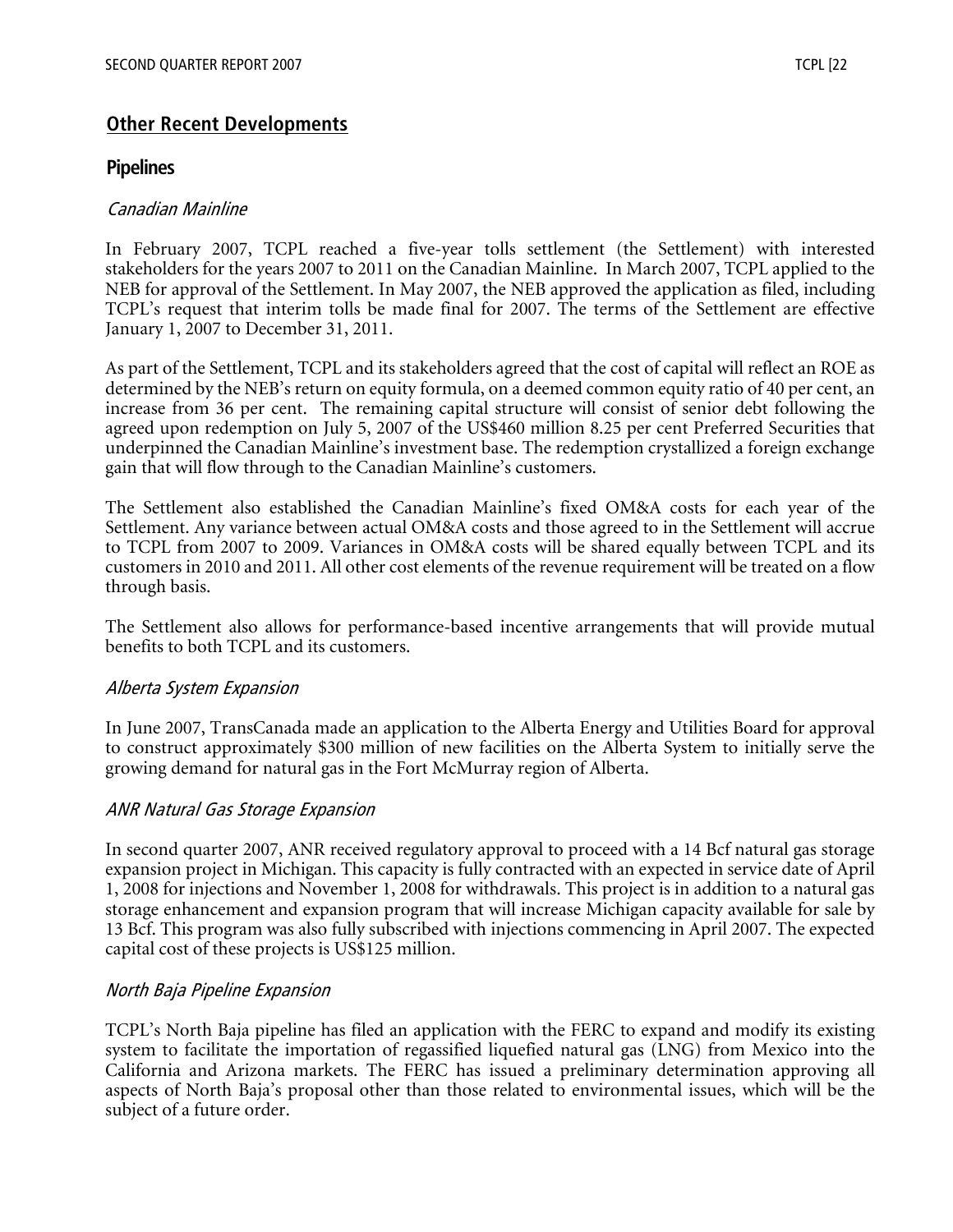## Other Recent Developments

### Pipelines

*Canadian Mainline*

In February 2007, TCPL reached a five-year tolls settlement (the Settlement) with interested stakeholders for the years 2007 to 2011 on the Canadian Mainline. In March 2007, TCPL applied to the NEB for approval of the Settlement. In May 2007, the NEB approved the application as filed, including TCPL's request that interim tolls be made final for 2007. The terms of the Settlement are effective January 1, 2007 to December 31, 2011.

As part of the Settlement, TCPL and its stakeholders agreed that the cost of capital will reflect an ROE as determined by the NEB's return on equity formula, on a deemed common equity ratio of 40 per cent, an increase from 36 per cent. The remaining capital structure will consist of senior debt following the agreed upon redemption on July 5, 2007 of the US$460 million 8.25 per cent Preferred Securities that underpinned the Canadian Mainline's investment base. The redemption crystallized a foreign exchange gain that will flow through to the Canadian Mainline's customers.

The Settlement also established the Canadian Mainline's fixed OM&A costs for each year of the Settlement. Any variance between actual OM&A costs and those agreed to in the Settlement will accrue to TCPL from 2007 to 2009. Variances in OM&A costs will be shared equally between TCPL and its customers in 2010 and 2011. All other cost elements of the revenue requirement will be treated on a flow through basis.

The Settlement also allows for performance-based incentive arrangements that will provide mutual benefits to both TCPL and its customers.

*Alberta System Expansion*

In June 2007, TransCanada made an application to the Alberta Energy and Utilities Board for approval to construct approximately $300 million of new facilities on the Alberta System to initially serve the growing demand for natural gas in the Fort McMurray region of Alberta.

*ANR Natural Gas Storage Expansion*

In second quarter 2007, ANR received regulatory approval to proceed with a 14 Bcf natural gas storage expansion project in Michigan. This capacity is fully contracted with an expected in service date of April 1, 2008 for injections and November 1, 2008 for withdrawals. This project is in addition to a natural gas storage enhancement and expansion program that will increase Michigan capacity available for sale by 13 Bcf. This program was also fully subscribed with injections commencing in April 2007. The expected capital cost of these projects is US$125 million.

*North Baja Pipeline Expansion*

TCPL's North Baja pipeline has filed an application with the FERC to expand and modify its existing system to facilitate the importation of regassified liquefied natural gas (LNG) from Mexico into the California and Arizona markets. The FERC has issued a preliminary determination approving all aspects of North Baja's proposal other than those related to environmental issues, which will be the subject of a future order.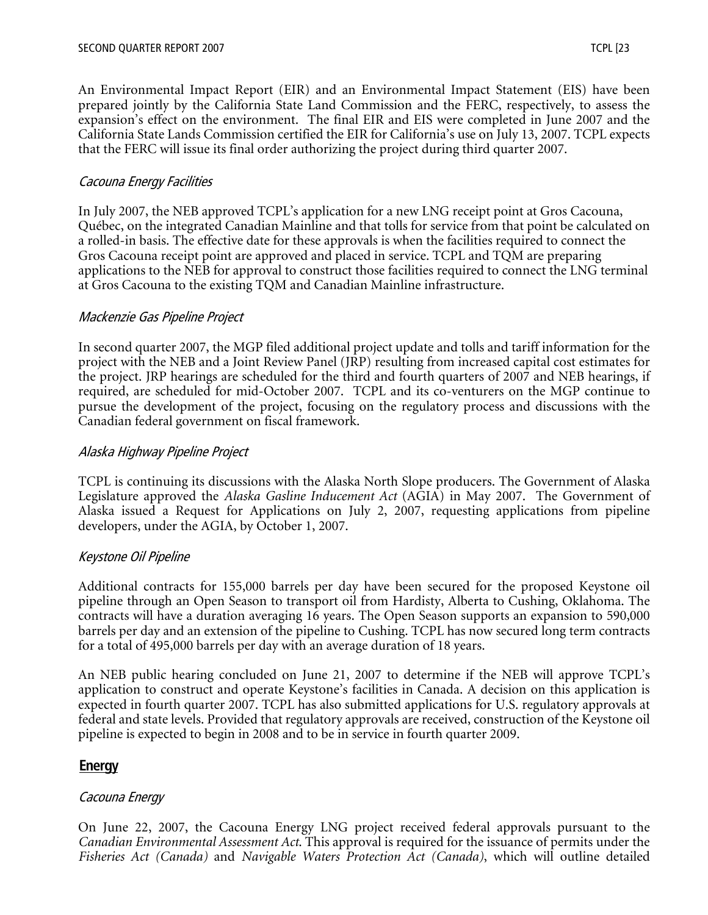An Environmental Impact Report (EIR) and an Environmental Impact Statement (EIS) have been prepared jointly by the California State Land Commission and the FERC, respectively, to assess the expansion's effect on the environment. The final EIR and EIS were completed in June 2007 and the California State Lands Commission certified the EIR for California's use on July 13, 2007. TCPL expects that the FERC will issue its final order authorizing the project during third quarter 2007.

*Cacouna Energy Facilities*

In July 2007, the NEB approved TCPL's application for a new LNG receipt point at Gros Cacouna, Québec, on the integrated Canadian Mainline and that tolls for service from that point be calculated on a rolled-in basis. The effective date for these approvals is when the facilities required to connect the Gros Cacouna receipt point are approved and placed in service. TCPL and TQM are preparing applications to the NEB for approval to construct those facilities required to connect the LNG terminal at Gros Cacouna to the existing TQM and Canadian Mainline infrastructure.

*Mackenzie Gas Pipeline Project*

In second quarter 2007, the MGP filed additional project update and tolls and tariff information for the project with the NEB and a Joint Review Panel (JRP) resulting from increased capital cost estimates for the project. JRP hearings are scheduled for the third and fourth quarters of 2007 and NEB hearings, if required, are scheduled for mid-October 2007. TCPL and its co-venturers on the MGP continue to pursue the development of the project, focusing on the regulatory process and discussions with the Canadian federal government on fiscal framework.

*Alaska Highway Pipeline Project*

TCPL is continuing its discussions with the Alaska North Slope producers. The Government of Alaska Legislature approved the *Alaska Gasline Inducement Act* (AGIA) in May 2007. The Government of Alaska issued a Request for Applications on July 2, 2007, requesting applications from pipeline developers, under the AGIA, by October 1, 2007.

*Keystone Oil Pipeline*

Additional contracts for 155,000 barrels per day have been secured for the proposed Keystone oil pipeline through an Open Season to transport oil from Hardisty, Alberta to Cushing, Oklahoma. The contracts will have a duration averaging 16 years. The Open Season supports an expansion to 590,000 barrels per day and an extension of the pipeline to Cushing. TCPL has now secured long term contracts for a total of 495,000 barrels per day with an average duration of 18 years.

An NEB public hearing concluded on June 21, 2007 to determine if the NEB will approve TCPL's application to construct and operate Keystone's facilities in Canada. A decision on this application is expected in fourth quarter 2007. TCPL has also submitted applications for U.S. regulatory approvals at federal and state levels. Provided that regulatory approvals are received, construction of the Keystone oil pipeline is expected to begin in 2008 and to be in service in fourth quarter 2009.

## Energy

*Cacouna Energy*

On June 22, 2007, the Cacouna Energy LNG project received federal approvals pursuant to the *Canadian Environmental Assessment Act*. This approval is required for the issuance of permits under the *Fisheries Act (Canada)* and *Navigable Waters Protection Act (Canada)*, which will outline detailed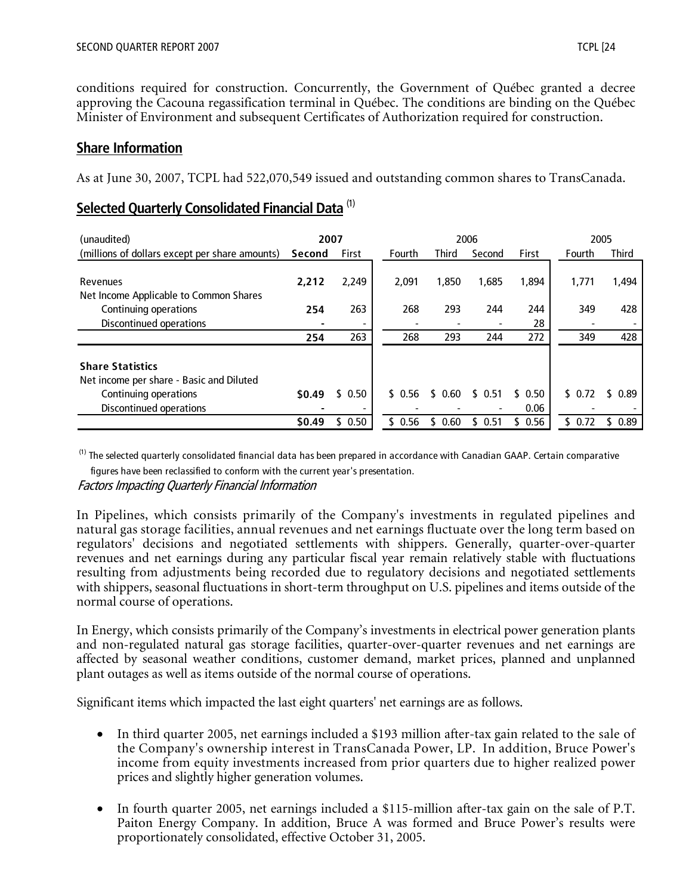conditions required for construction. Concurrently, the Government of Québec granted a decree approving the Cacouna regassification terminal in Québec. The conditions are binding on the Québec Minister of Environment and subsequent Certificates of Authorization required for construction.

## Share Information

As at June 30, 2007, TCPL had 522,070,549 issued and outstanding common shares to TransCanada.

## Selected Quarterly Consolidated Financial Data [(1)]

| (unaudited) | 2007 | | 2006 | | | | 2005 | |
|---|---|---|---|---|---|---|---|---|
| (millions of dollars except per share amounts) | **Second** | First | Fourth | Third | Second | First | Fourth | Third |
| Revenues | **2,212** | 2,249 | 2,091 | 1,850 | 1,685 | 1,894 | 1,771 | 1,494 |
| Net Income Applicable to Common Shares | | | | | | | | |
| Continuing operations | **254** | 263 | 268 | 293 | 244 | 244 | 349 | 428 |
| Discontinued operations | **-** | - | - | - | - | 28 | - | - |
| | **254** | 263 | 268 | 293 | 244 | 272 | 349 | 428 |
| **Share Statistics** | | | | | | | | |
| Net income per share - Basic and Diluted | | | | | | | | |
| Continuing operations | **$0.49** | $ 0.50 | $ 0.56 | $ 0.60 | $ 0.51 | $ 0.50 | $ 0.72 | $ 0.89 |
| Discontinued operations | **-** | - | - | - | - | 0.06 | - | - |
| | **$0.49** | $ 0.50 | $ 0.56 | $ 0.60 | $ 0.51 | $ 0.56 | $ 0.72 | $ 0.89 |

[(1)] The selected quarterly consolidated financial data has been prepared in accordance with Canadian GAAP. Certain comparative figures have been reclassified to conform with the current year's presentation.

*Factors Impacting Quarterly Financial Information*

In Pipelines, which consists primarily of the Company's investments in regulated pipelines and natural gas storage facilities, annual revenues and net earnings fluctuate over the long term based on regulators' decisions and negotiated settlements with shippers. Generally, quarter-over-quarter revenues and net earnings during any particular fiscal year remain relatively stable with fluctuations resulting from adjustments being recorded due to regulatory decisions and negotiated settlements with shippers, seasonal fluctuations in short-term throughput on U.S. pipelines and items outside of the normal course of operations.

In Energy, which consists primarily of the Company's investments in electrical power generation plants and non-regulated natural gas storage facilities, quarter-over-quarter revenues and net earnings are affected by seasonal weather conditions, customer demand, market prices, planned and unplanned plant outages as well as items outside of the normal course of operations.

Significant items which impacted the last eight quarters' net earnings are as follows.

- In third quarter 2005, net earnings included a $193 million after-tax gain related to the sale of the Company's ownership interest in TransCanada Power, LP. In addition, Bruce Power's income from equity investments increased from prior quarters due to higher realized power prices and slightly higher generation volumes.

- In fourth quarter 2005, net earnings included a $115-million after-tax gain on the sale of P.T. Paiton Energy Company. In addition, Bruce A was formed and Bruce Power's results were proportionately consolidated, effective October 31, 2005.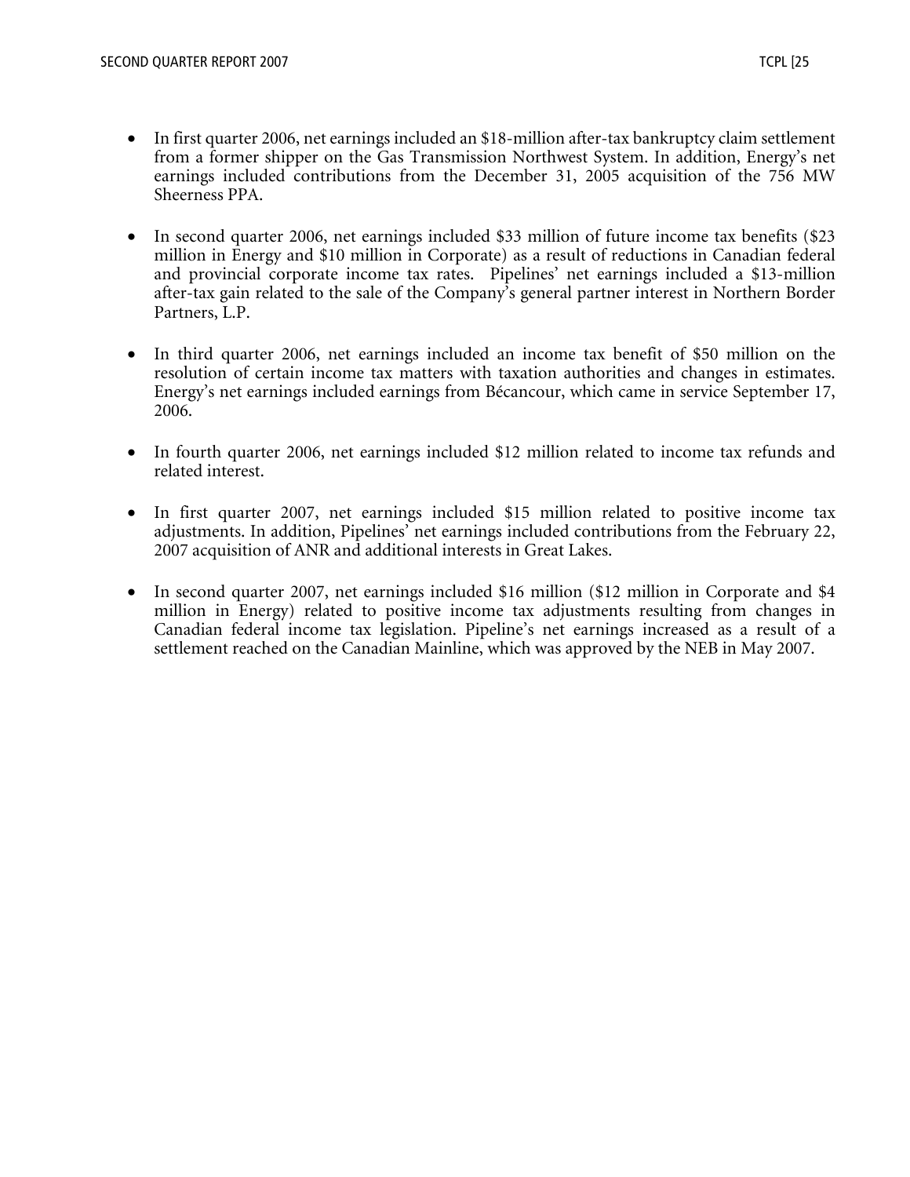- In first quarter 2006, net earnings included an $18-million after-tax bankruptcy claim settlement from a former shipper on the Gas Transmission Northwest System. In addition, Energy's net earnings included contributions from the December 31, 2005 acquisition of the 756 MW Sheerness PPA.

- In second quarter 2006, net earnings included $33 million of future income tax benefits ($23 million in Energy and $10 million in Corporate) as a result of reductions in Canadian federal and provincial corporate income tax rates. Pipelines' net earnings included a $13-million after-tax gain related to the sale of the Company's general partner interest in Northern Border Partners, L.P.

- In third quarter 2006, net earnings included an income tax benefit of $50 million on the resolution of certain income tax matters with taxation authorities and changes in estimates. Energy's net earnings included earnings from Bécancour, which came in service September 17, 2006.

- In fourth quarter 2006, net earnings included $12 million related to income tax refunds and related interest.

- In first quarter 2007, net earnings included $15 million related to positive income tax adjustments. In addition, Pipelines' net earnings included contributions from the February 22, 2007 acquisition of ANR and additional interests in Great Lakes.

- In second quarter 2007, net earnings included $16 million ($12 million in Corporate and $4 million in Energy) related to positive income tax adjustments resulting from changes in Canadian federal income tax legislation. Pipeline's net earnings increased as a result of a settlement reached on the Canadian Mainline, which was approved by the NEB in May 2007.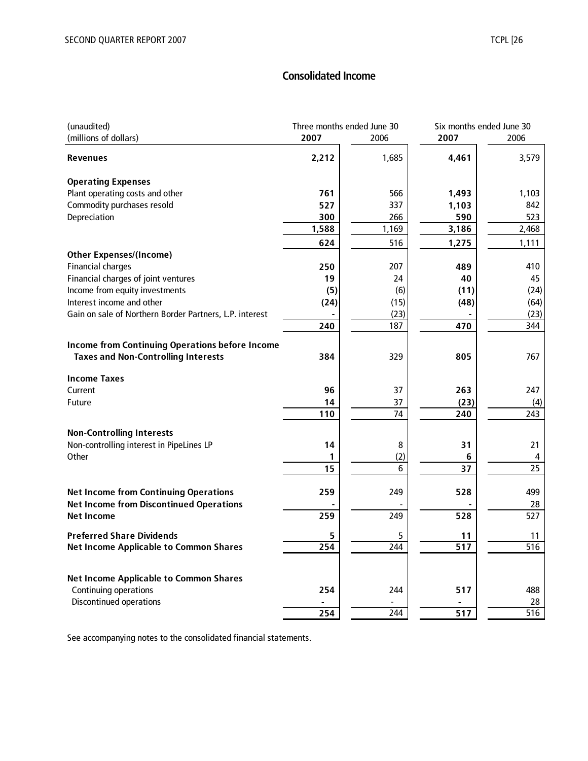## Consolidated Income

| (unaudited)<br>(millions of dollars) | Three months ended June 30<br>**2007** | <br>2006 | Six months ended June 30<br>**2007** | <br>2006 |
|---|---|---|---|---|
| **Revenues** | **2,212** | 1,685 | **4,461** | 3,579 |
| **Operating Expenses** | | | | |
| Plant operating costs and other | **761** | 566 | **1,493** | 1,103 |
| Commodity purchases resold | **527** | 337 | **1,103** | 842 |
| Depreciation | **300** | 266 | **590** | 523 |
| | **1,588** | 1,169 | **3,186** | 2,468 |
| | **624** | 516 | **1,275** | 1,111 |
| **Other Expenses/(Income)** | | | | |
| Financial charges | **250** | 207 | **489** | 410 |
| Financial charges of joint ventures | **19** | 24 | **40** | 45 |
| Income from equity investments | **(5)** | (6) | **(11)** | (24) |
| Interest income and other | **(24)** | (15) | **(48)** | (64) |
| Gain on sale of Northern Border Partners, L.P. interest | **-** | (23) | **-** | (23) |
| | **240** | 187 | **470** | 344 |
| **Income from Continuing Operations before Income Taxes and Non-Controlling Interests** | **384** | 329 | **805** | 767 |
| **Income Taxes** | | | | |
| Current | **96** | 37 | **263** | 247 |
| Future | **14** | 37 | **(23)** | (4) |
| | **110** | 74 | **240** | 243 |
| **Non-Controlling Interests** | | | | |
| Non-controlling interest in PipeLines LP | **14** | 8 | **31** | 21 |
| Other | **1** | (2) | **6** | 4 |
| | **15** | 6 | **37** | 25 |
| **Net Income from Continuing Operations** | **259** | 249 | **528** | 499 |
| **Net Income from Discontinued Operations** | **-** | - | **-** | 28 |
| **Net Income** | **259** | 249 | **528** | 527 |
| **Preferred Share Dividends** | **5** | 5 | **11** | 11 |
| **Net Income Applicable to Common Shares** | **254** | 244 | **517** | 516 |
| **Net Income Applicable to Common Shares** | | | | |
| Continuing operations | **254** | 244 | **517** | 488 |
| Discontinued operations | **-** | - | **-** | 28 |
| | **254** | 244 | **517** | 516 |

See accompanying notes to the consolidated financial statements.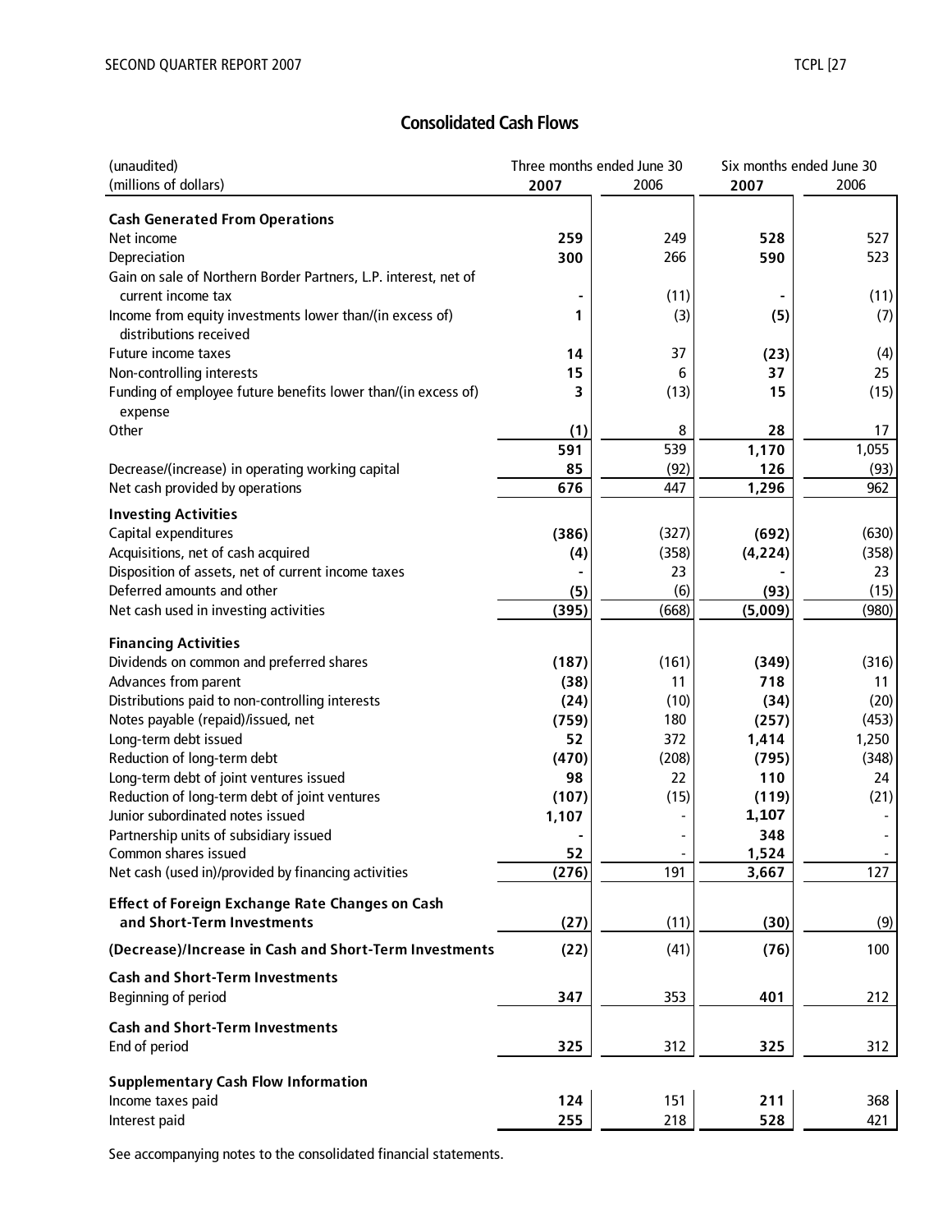## Consolidated Cash Flows

| (unaudited)<br>(millions of dollars) | Three months ended June 30<br>**2007** | <br>2006 | Six months ended June 30<br>**2007** | <br>2006 |
|---|---|---|---|---|
| **Cash Generated From Operations** | | | | |
| Net income | **259** | 249 | **528** | 527 |
| Depreciation | **300** | 266 | **590** | 523 |
| Gain on sale of Northern Border Partners, L.P. interest, net of current income tax | **-** | (11) | **-** | (11) |
| Income from equity investments lower than/(in excess of) distributions received | **1** | (3) | **(5)** | (7) |
| Future income taxes | **14** | 37 | **(23)** | (4) |
| Non-controlling interests | **15** | 6 | **37** | 25 |
| Funding of employee future benefits lower than/(in excess of) expense | **3** | (13) | **15** | (15) |
| Other | **(1)** | 8 | **28** | 17 |
| | **591** | 539 | **1,170** | 1,055 |
| Decrease/(increase) in operating working capital | **85** | (92) | **126** | (93) |
| Net cash provided by operations | **676** | 447 | **1,296** | 962 |
| **Investing Activities** | | | | |
| Capital expenditures | **(386)** | (327) | **(692)** | (630) |
| Acquisitions, net of cash acquired | **(4)** | (358) | **(4,224)** | (358) |
| Disposition of assets, net of current income taxes | **-** | 23 | **-** | 23 |
| Deferred amounts and other | **(5)** | (6) | **(93)** | (15) |
| Net cash used in investing activities | **(395)** | (668) | **(5,009)** | (980) |
| **Financing Activities** | | | | |
| Dividends on common and preferred shares | **(187)** | (161) | **(349)** | (316) |
| Advances from parent | **(38)** | 11 | **718** | 11 |
| Distributions paid to non-controlling interests | **(24)** | (10) | **(34)** | (20) |
| Notes payable (repaid)/issued, net | **(759)** | 180 | **(257)** | (453) |
| Long-term debt issued | **52** | 372 | **1,414** | 1,250 |
| Reduction of long-term debt | **(470)** | (208) | **(795)** | (348) |
| Long-term debt of joint ventures issued | **98** | 22 | **110** | 24 |
| Reduction of long-term debt of joint ventures | **(107)** | (15) | **(119)** | (21) |
| Junior subordinated notes issued | **1,107** | - | **1,107** | - |
| Partnership units of subsidiary issued | **-** | - | **348** | - |
| Common shares issued | **52** | - | **1,524** | - |
| Net cash (used in)/provided by financing activities | **(276)** | 191 | **3,667** | 127 |
| **Effect of Foreign Exchange Rate Changes on Cash and Short-Term Investments** | **(27)** | (11) | **(30)** | (9) |
| **(Decrease)/Increase in Cash and Short-Term Investments** | **(22)** | (41) | **(76)** | 100 |
| **Cash and Short-Term Investments** | | | | |
| Beginning of period | **347** | 353 | **401** | 212 |
| **Cash and Short-Term Investments** | | | | |
| End of period | **325** | 312 | **325** | 312 |
| **Supplementary Cash Flow Information** | | | | |
| Income taxes paid | **124** | 151 | **211** | 368 |
| Interest paid | **255** | 218 | **528** | 421 |

See accompanying notes to the consolidated financial statements.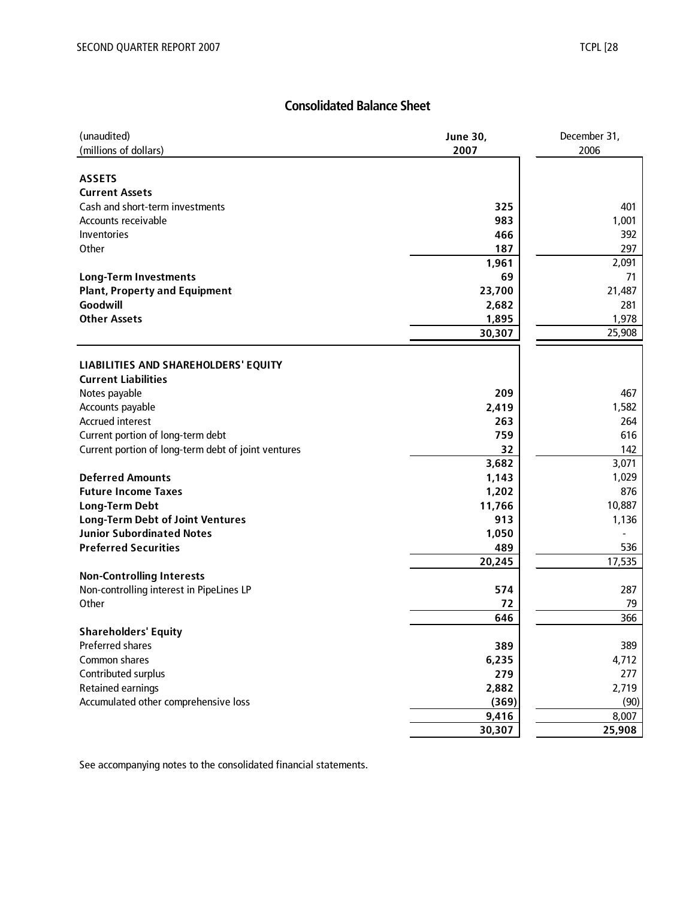## Consolidated Balance Sheet

| (unaudited)<br>(millions of dollars) | June 30, 2007 | December 31, 2006 |
|---|---|---|
| **ASSETS** | | |
| **Current Assets** | | |
| Cash and short-term investments | **325** | 401 |
| Accounts receivable | **983** | 1,001 |
| Inventories | **466** | 392 |
| Other | **187** | 297 |
| | **1,961** | 2,091 |
| **Long-Term Investments** | **69** | 71 |
| **Plant, Property and Equipment** | **23,700** | 21,487 |
| **Goodwill** | **2,682** | 281 |
| **Other Assets** | **1,895** | 1,978 |
| | **30,307** | 25,908 |
| **LIABILITIES AND SHAREHOLDERS' EQUITY** | | |
| **Current Liabilities** | | |
| Notes payable | **209** | 467 |
| Accounts payable | **2,419** | 1,582 |
| Accrued interest | **263** | 264 |
| Current portion of long-term debt | **759** | 616 |
| Current portion of long-term debt of joint ventures | **32** | 142 |
| | **3,682** | 3,071 |
| **Deferred Amounts** | **1,143** | 1,029 |
| **Future Income Taxes** | **1,202** | 876 |
| **Long-Term Debt** | **11,766** | 10,887 |
| **Long-Term Debt of Joint Ventures** | **913** | 1,136 |
| **Junior Subordinated Notes** | **1,050** | - |
| **Preferred Securities** | **489** | 536 |
| | **20,245** | 17,535 |
| **Non-Controlling Interests** | | |
| Non-controlling interest in PipeLines LP | **574** | 287 |
| Other | **72** | 79 |
| | **646** | 366 |
| **Shareholders' Equity** | | |
| Preferred shares | **389** | 389 |
| Common shares | **6,235** | 4,712 |
| Contributed surplus | **279** | 277 |
| Retained earnings | **2,882** | 2,719 |
| Accumulated other comprehensive loss | **(369)** | (90) |
| | **9,416** | 8,007 |
| | **30,307** | **25,908** |

See accompanying notes to the consolidated financial statements.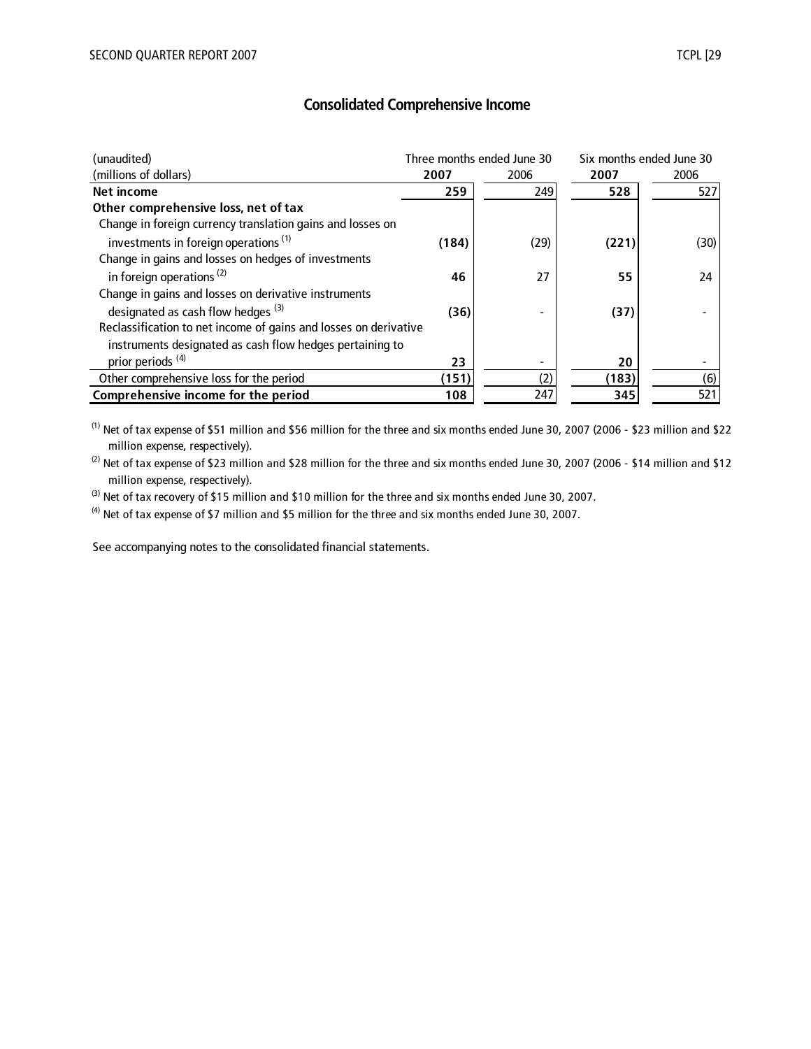## Consolidated Comprehensive Income

| (unaudited)<br>(millions of dollars) | Three months ended June 30 | | Six months ended June 30 | |
|---|---|---|---|---|
| | **2007** | 2006 | **2007** | 2006 |
| **Net income** | **259** | 249 | **528** | 527 |
| **Other comprehensive loss, net of tax** | | | | |
| Change in foreign currency translation gains and losses on investments in foreign operations [(1)] | **(184)** | (29) | **(221)** | (30) |
| Change in gains and losses on hedges of investments in foreign operations [(2)] | **46** | 27 | **55** | 24 |
| Change in gains and losses on derivative instruments designated as cash flow hedges [(3)] | **(36)** | - | **(37)** | - |
| Reclassification to net income of gains and losses on derivative instruments designated as cash flow hedges pertaining to prior periods [(4)] | **23** | - | **20** | - |
| Other comprehensive loss for the period | **(151)** | (2) | **(183)** | (6) |
| **Comprehensive income for the period** | **108** | 247 | **345** | 521 |

[(1)] Net of tax expense of $51 million and $56 million for the three and six months ended June 30, 2007 (2006 - $23 million and $22 million expense, respectively).

[(2)] Net of tax expense of $23 million and $28 million for the three and six months ended June 30, 2007 (2006 - $14 million and $12 million expense, respectively).

[(3)] Net of tax recovery of $15 million and $10 million for the three and six months ended June 30, 2007.

[(4)] Net of tax expense of $7 million and $5 million for the three and six months ended June 30, 2007.

See accompanying notes to the consolidated financial statements.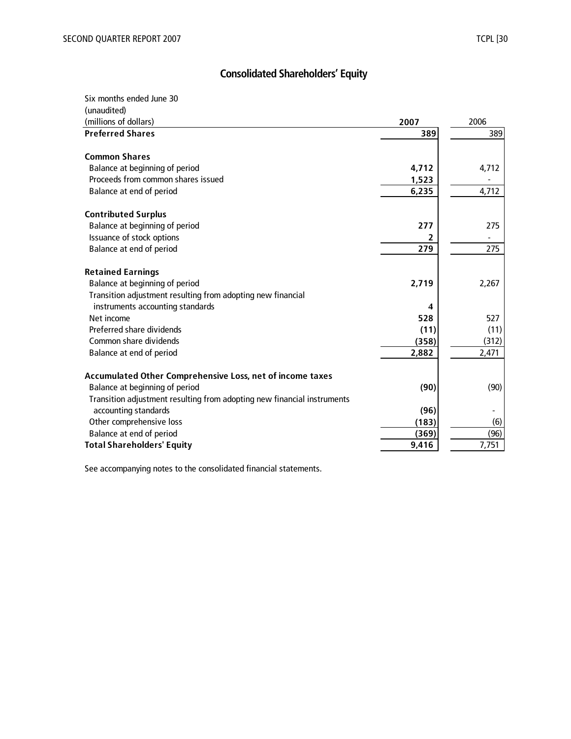## Consolidated Shareholders' Equity

| Six months ended June 30<br>(unaudited)<br>(millions of dollars) | 2007 | 2006 |
|---|---|---|
| **Preferred Shares** | **389** | 389 |
| | | |
| **Common Shares** | | |
| Balance at beginning of period | **4,712** | 4,712 |
| Proceeds from common shares issued | **1,523** | - |
| Balance at end of period | **6,235** | 4,712 |
| | | |
| **Contributed Surplus** | | |
| Balance at beginning of period | **277** | 275 |
| Issuance of stock options | **2** | - |
| Balance at end of period | **279** | 275 |
| | | |
| **Retained Earnings** | | |
| Balance at beginning of period | **2,719** | 2,267 |
| Transition adjustment resulting from adopting new financial instruments accounting standards | **4** | |
| Net income | **528** | 527 |
| Preferred share dividends | **(11)** | (11) |
| Common share dividends | **(358)** | (312) |
| Balance at end of period | **2,882** | 2,471 |
| | | |
| **Accumulated Other Comprehensive Loss, net of income taxes** | | |
| Balance at beginning of period | **(90)** | (90) |
| Transition adjustment resulting from adopting new financial instruments accounting standards | **(96)** | - |
| Other comprehensive loss | **(183)** | (6) |
| Balance at end of period | **(369)** | (96) |
| **Total Shareholders' Equity** | **9,416** | 7,751 |

See accompanying notes to the consolidated financial statements.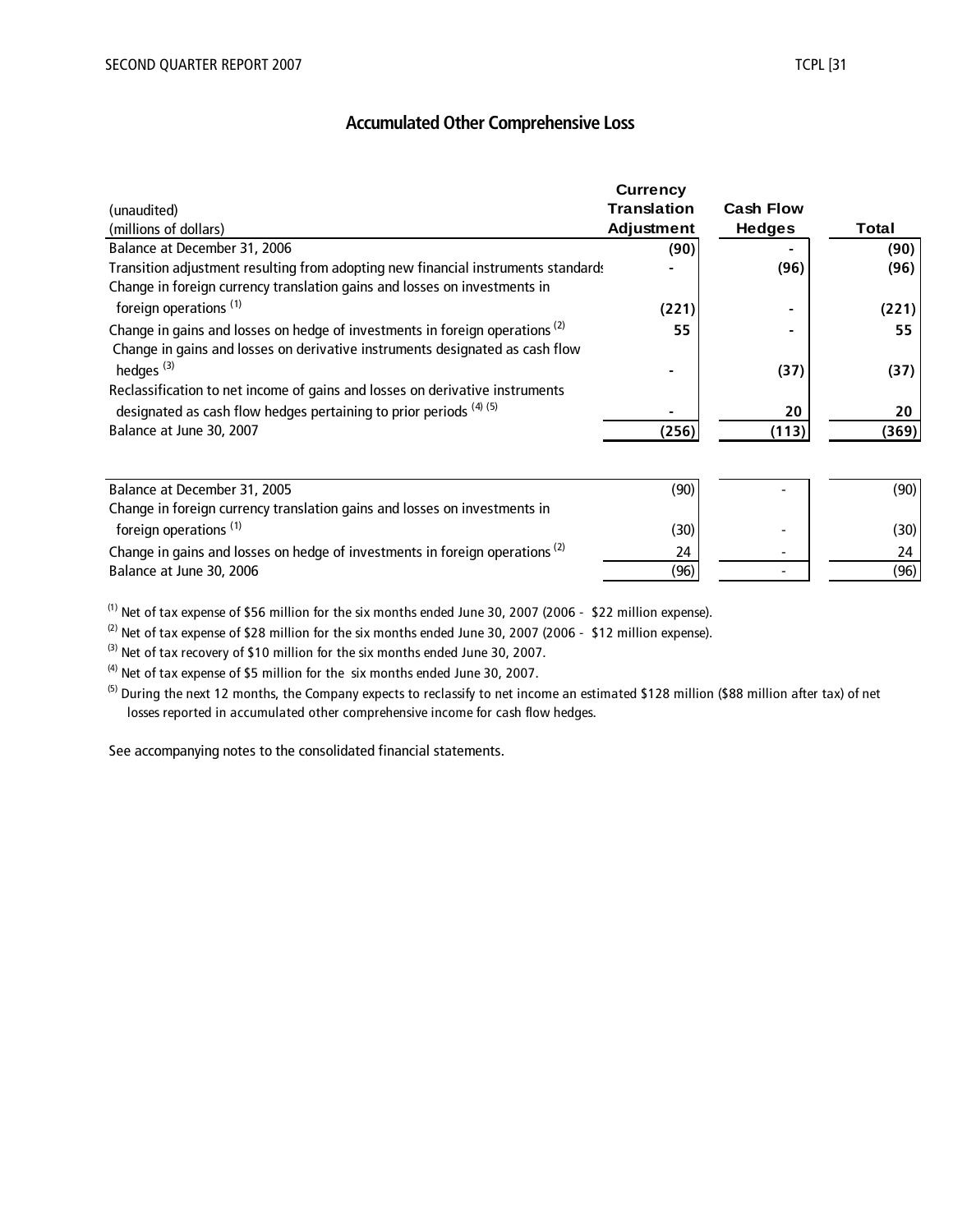## Accumulated Other Comprehensive Loss

| (unaudited)<br>(millions of dollars) | Currency Translation Adjustment | Cash Flow Hedges | Total |
|---|---|---|---|
| Balance at December 31, 2006 | **(90)** | **-** | **(90)** |
| Transition adjustment resulting from adopting new financial instruments standards | **-** | **(96)** | **(96)** |
| Change in foreign currency translation gains and losses on investments in foreign operations [(1)] | **(221)** | **-** | **(221)** |
| Change in gains and losses on hedge of investments in foreign operations [(2)] | **55** | **-** | **55** |
| Change in gains and losses on derivative instruments designated as cash flow hedges [(3)] | **-** | **(37)** | **(37)** |
| Reclassification to net income of gains and losses on derivative instruments designated as cash flow hedges pertaining to prior periods [(4) (5)] | **-** | **20** | **20** |
| Balance at June 30, 2007 | **(256)** | **(113)** | **(369)** |
| | | | |
| Balance at December 31, 2005 | (90) | - | (90) |
| Change in foreign currency translation gains and losses on investments in foreign operations [(1)] | (30) | - | (30) |
| Change in gains and losses on hedge of investments in foreign operations [(2)] | 24 | - | 24 |
| Balance at June 30, 2006 | (96) | - | (96) |

[(1)] Net of tax expense of $56 million for the six months ended June 30, 2007 (2006 - $22 million expense).

[(2)] Net of tax expense of $28 million for the six months ended June 30, 2007 (2006 - $12 million expense).

[(3)] Net of tax recovery of $10 million for the six months ended June 30, 2007.

[(4)] Net of tax expense of $5 million for the six months ended June 30, 2007.

[(5)] During the next 12 months, the Company expects to reclassify to net income an estimated $128 million ($88 million after tax) of net losses reported in accumulated other comprehensive income for cash flow hedges.

See accompanying notes to the consolidated financial statements.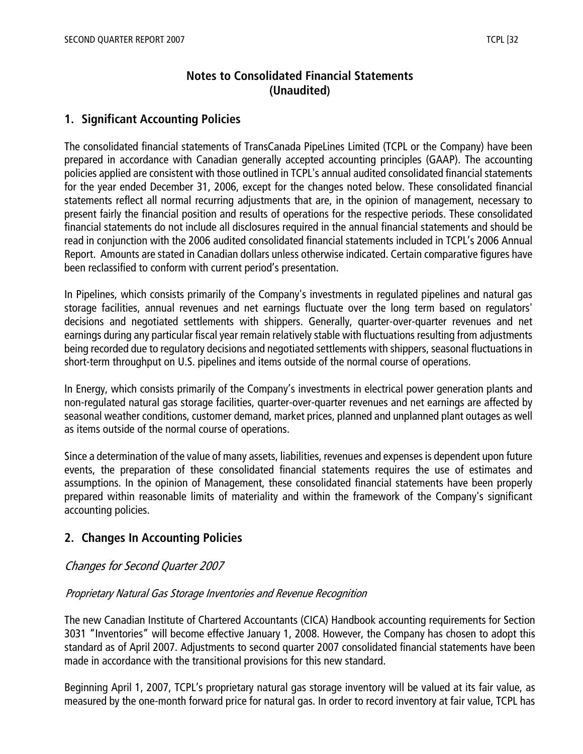# Notes to Consolidated Financial Statements
# (Unaudited)

## 1. Significant Accounting Policies

The consolidated financial statements of TransCanada PipeLines Limited (TCPL or the Company) have been prepared in accordance with Canadian generally accepted accounting principles (GAAP). The accounting policies applied are consistent with those outlined in TCPL's annual audited consolidated financial statements for the year ended December 31, 2006, except for the changes noted below. These consolidated financial statements reflect all normal recurring adjustments that are, in the opinion of management, necessary to present fairly the financial position and results of operations for the respective periods. These consolidated financial statements do not include all disclosures required in the annual financial statements and should be read in conjunction with the 2006 audited consolidated financial statements included in TCPL's 2006 Annual Report. Amounts are stated in Canadian dollars unless otherwise indicated. Certain comparative figures have been reclassified to conform with current period's presentation.

In Pipelines, which consists primarily of the Company's investments in regulated pipelines and natural gas storage facilities, annual revenues and net earnings fluctuate over the long term based on regulators' decisions and negotiated settlements with shippers. Generally, quarter-over-quarter revenues and net earnings during any particular fiscal year remain relatively stable with fluctuations resulting from adjustments being recorded due to regulatory decisions and negotiated settlements with shippers, seasonal fluctuations in short-term throughput on U.S. pipelines and items outside of the normal course of operations.

In Energy, which consists primarily of the Company's investments in electrical power generation plants and non-regulated natural gas storage facilities, quarter-over-quarter revenues and net earnings are affected by seasonal weather conditions, customer demand, market prices, planned and unplanned plant outages as well as items outside of the normal course of operations.

Since a determination of the value of many assets, liabilities, revenues and expenses is dependent upon future events, the preparation of these consolidated financial statements requires the use of estimates and assumptions. In the opinion of Management, these consolidated financial statements have been properly prepared within reasonable limits of materiality and within the framework of the Company's significant accounting policies.

## 2. Changes In Accounting Policies

### *Changes for Second Quarter 2007*

#### *Proprietary Natural Gas Storage Inventories and Revenue Recognition*

The new Canadian Institute of Chartered Accountants (CICA) Handbook accounting requirements for Section 3031 "Inventories" will become effective January 1, 2008. However, the Company has chosen to adopt this standard as of April 2007. Adjustments to second quarter 2007 consolidated financial statements have been made in accordance with the transitional provisions for this new standard.

Beginning April 1, 2007, TCPL's proprietary natural gas storage inventory will be valued at its fair value, as measured by the one-month forward price for natural gas. In order to record inventory at fair value, TCPL has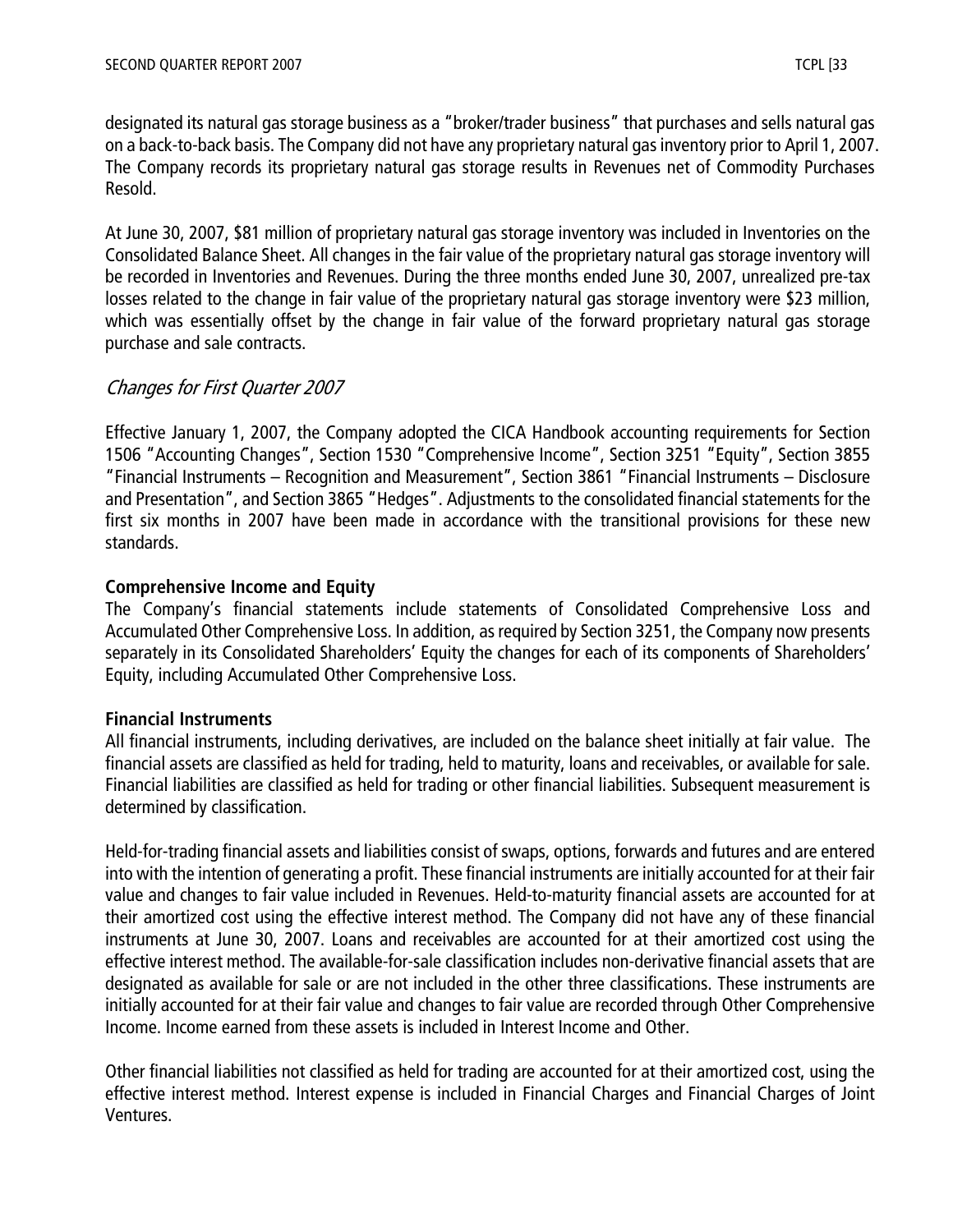designated its natural gas storage business as a "broker/trader business" that purchases and sells natural gas on a back-to-back basis. The Company did not have any proprietary natural gas inventory prior to April 1, 2007. The Company records its proprietary natural gas storage results in Revenues net of Commodity Purchases Resold.

At June 30, 2007, $81 million of proprietary natural gas storage inventory was included in Inventories on the Consolidated Balance Sheet. All changes in the fair value of the proprietary natural gas storage inventory will be recorded in Inventories and Revenues. During the three months ended June 30, 2007, unrealized pre-tax losses related to the change in fair value of the proprietary natural gas storage inventory were $23 million, which was essentially offset by the change in fair value of the forward proprietary natural gas storage purchase and sale contracts.

## *Changes for First Quarter 2007*

Effective January 1, 2007, the Company adopted the CICA Handbook accounting requirements for Section 1506 "Accounting Changes", Section 1530 "Comprehensive Income", Section 3251 "Equity", Section 3855 "Financial Instruments – Recognition and Measurement", Section 3861 "Financial Instruments – Disclosure and Presentation", and Section 3865 "Hedges". Adjustments to the consolidated financial statements for the first six months in 2007 have been made in accordance with the transitional provisions for these new standards.

**Comprehensive Income and Equity**

The Company's financial statements include statements of Consolidated Comprehensive Loss and Accumulated Other Comprehensive Loss. In addition, as required by Section 3251, the Company now presents separately in its Consolidated Shareholders' Equity the changes for each of its components of Shareholders' Equity, including Accumulated Other Comprehensive Loss.

**Financial Instruments**

All financial instruments, including derivatives, are included on the balance sheet initially at fair value. The financial assets are classified as held for trading, held to maturity, loans and receivables, or available for sale. Financial liabilities are classified as held for trading or other financial liabilities. Subsequent measurement is determined by classification.

Held-for-trading financial assets and liabilities consist of swaps, options, forwards and futures and are entered into with the intention of generating a profit. These financial instruments are initially accounted for at their fair value and changes to fair value included in Revenues. Held-to-maturity financial assets are accounted for at their amortized cost using the effective interest method. The Company did not have any of these financial instruments at June 30, 2007. Loans and receivables are accounted for at their amortized cost using the effective interest method. The available-for-sale classification includes non-derivative financial assets that are designated as available for sale or are not included in the other three classifications. These instruments are initially accounted for at their fair value and changes to fair value are recorded through Other Comprehensive Income. Income earned from these assets is included in Interest Income and Other.

Other financial liabilities not classified as held for trading are accounted for at their amortized cost, using the effective interest method. Interest expense is included in Financial Charges and Financial Charges of Joint Ventures.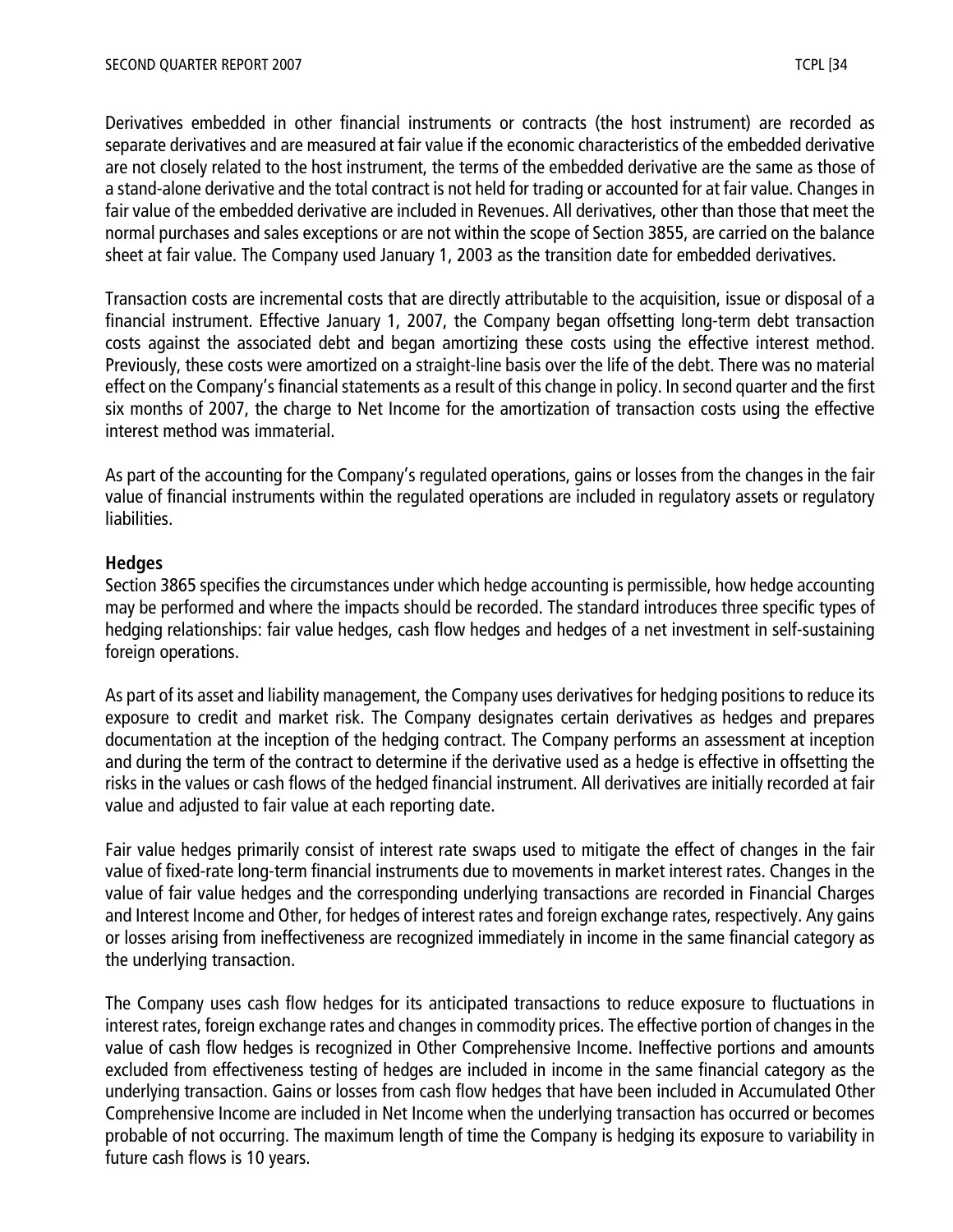Derivatives embedded in other financial instruments or contracts (the host instrument) are recorded as separate derivatives and are measured at fair value if the economic characteristics of the embedded derivative are not closely related to the host instrument, the terms of the embedded derivative are the same as those of a stand-alone derivative and the total contract is not held for trading or accounted for at fair value. Changes in fair value of the embedded derivative are included in Revenues. All derivatives, other than those that meet the normal purchases and sales exceptions or are not within the scope of Section 3855, are carried on the balance sheet at fair value. The Company used January 1, 2003 as the transition date for embedded derivatives.

Transaction costs are incremental costs that are directly attributable to the acquisition, issue or disposal of a financial instrument. Effective January 1, 2007, the Company began offsetting long-term debt transaction costs against the associated debt and began amortizing these costs using the effective interest method. Previously, these costs were amortized on a straight-line basis over the life of the debt. There was no material effect on the Company's financial statements as a result of this change in policy. In second quarter and the first six months of 2007, the charge to Net Income for the amortization of transaction costs using the effective interest method was immaterial.

As part of the accounting for the Company's regulated operations, gains or losses from the changes in the fair value of financial instruments within the regulated operations are included in regulatory assets or regulatory liabilities.

**Hedges**

Section 3865 specifies the circumstances under which hedge accounting is permissible, how hedge accounting may be performed and where the impacts should be recorded. The standard introduces three specific types of hedging relationships: fair value hedges, cash flow hedges and hedges of a net investment in self-sustaining foreign operations.

As part of its asset and liability management, the Company uses derivatives for hedging positions to reduce its exposure to credit and market risk. The Company designates certain derivatives as hedges and prepares documentation at the inception of the hedging contract. The Company performs an assessment at inception and during the term of the contract to determine if the derivative used as a hedge is effective in offsetting the risks in the values or cash flows of the hedged financial instrument. All derivatives are initially recorded at fair value and adjusted to fair value at each reporting date.

Fair value hedges primarily consist of interest rate swaps used to mitigate the effect of changes in the fair value of fixed-rate long-term financial instruments due to movements in market interest rates. Changes in the value of fair value hedges and the corresponding underlying transactions are recorded in Financial Charges and Interest Income and Other, for hedges of interest rates and foreign exchange rates, respectively. Any gains or losses arising from ineffectiveness are recognized immediately in income in the same financial category as the underlying transaction.

The Company uses cash flow hedges for its anticipated transactions to reduce exposure to fluctuations in interest rates, foreign exchange rates and changes in commodity prices. The effective portion of changes in the value of cash flow hedges is recognized in Other Comprehensive Income. Ineffective portions and amounts excluded from effectiveness testing of hedges are included in income in the same financial category as the underlying transaction. Gains or losses from cash flow hedges that have been included in Accumulated Other Comprehensive Income are included in Net Income when the underlying transaction has occurred or becomes probable of not occurring. The maximum length of time the Company is hedging its exposure to variability in future cash flows is 10 years.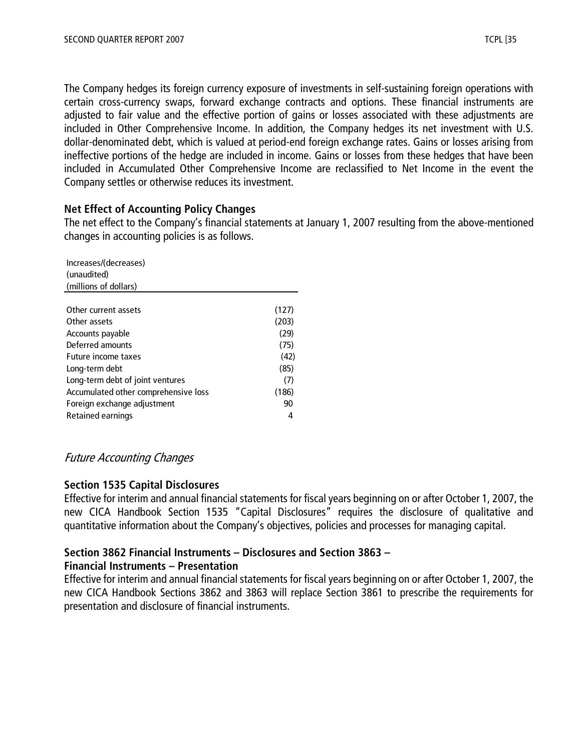The Company hedges its foreign currency exposure of investments in self-sustaining foreign operations with certain cross-currency swaps, forward exchange contracts and options. These financial instruments are adjusted to fair value and the effective portion of gains or losses associated with these adjustments are included in Other Comprehensive Income. In addition, the Company hedges its net investment with U.S. dollar-denominated debt, which is valued at period-end foreign exchange rates. Gains or losses arising from ineffective portions of the hedge are included in income. Gains or losses from these hedges that have been included in Accumulated Other Comprehensive Income are reclassified to Net Income in the event the Company settles or otherwise reduces its investment.

**Net Effect of Accounting Policy Changes**

The net effect to the Company's financial statements at January 1, 2007 resulting from the above-mentioned changes in accounting policies is as follows.

| Increases/(decreases)<br>(unaudited)<br>(millions of dollars) | |
|---|---|
| Other current assets | (127) |
| Other assets | (203) |
| Accounts payable | (29) |
| Deferred amounts | (75) |
| Future income taxes | (42) |
| Long-term debt | (85) |
| Long-term debt of joint ventures | (7) |
| Accumulated other comprehensive loss | (186) |
| Foreign exchange adjustment | 90 |
| Retained earnings | 4 |

## *Future Accounting Changes*

**Section 1535 Capital Disclosures**

Effective for interim and annual financial statements for fiscal years beginning on or after October 1, 2007, the new CICA Handbook Section 1535 "Capital Disclosures" requires the disclosure of qualitative and quantitative information about the Company's objectives, policies and processes for managing capital.

**Section 3862 Financial Instruments – Disclosures and Section 3863 – Financial Instruments – Presentation**

Effective for interim and annual financial statements for fiscal years beginning on or after October 1, 2007, the new CICA Handbook Sections 3862 and 3863 will replace Section 3861 to prescribe the requirements for presentation and disclosure of financial instruments.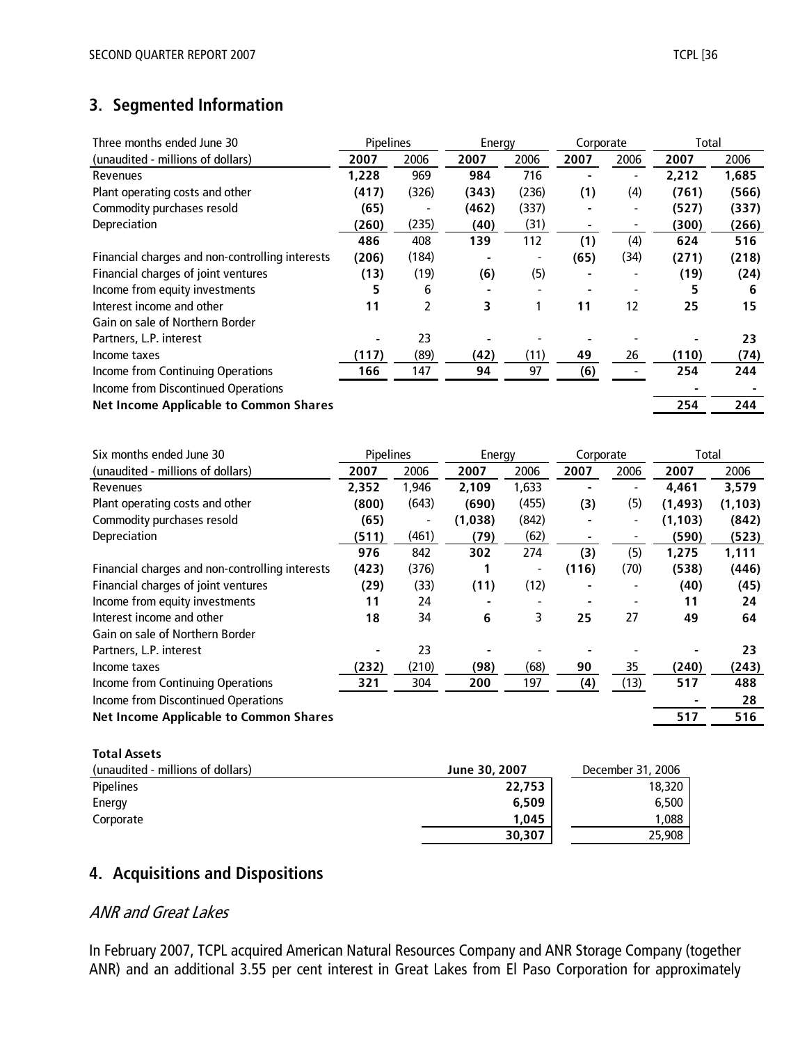## 3. Segmented Information

| Three months ended June 30 | Pipelines | | Energy | | Corporate | | Total | |
|---|---|---|---|---|---|---|---|---|
| (unaudited - millions of dollars) | **2007** | 2006 | **2007** | 2006 | **2007** | 2006 | **2007** | 2006 |
| Revenues | **1,228** | 969 | **984** | 716 | **-** | - | **2,212** | 1,685 |
| Plant operating costs and other | **(417)** | (326) | **(343)** | (236) | **(1)** | (4) | **(761)** | (566) |
| Commodity purchases resold | **(65)** | - | **(462)** | (337) | **-** | - | **(527)** | (337) |
| Depreciation | **(260)** | (235) | **(40)** | (31) | **-** | - | **(300)** | (266) |
| | **486** | 408 | **139** | 112 | **(1)** | (4) | **624** | 516 |
| Financial charges and non-controlling interests | **(206)** | (184) | **-** | - | **(65)** | (34) | **(271)** | (218) |
| Financial charges of joint ventures | **(13)** | (19) | **(6)** | (5) | **-** | - | **(19)** | (24) |
| Income from equity investments | **5** | 6 | **-** | - | **-** | - | **5** | 6 |
| Interest income and other | **11** | 2 | **3** | 1 | **11** | 12 | **25** | 15 |
| Gain on sale of Northern Border Partners, L.P. interest | **-** | 23 | **-** | - | **-** | - | **-** | 23 |
| Income taxes | **(117)** | (89) | **(42)** | (11) | **49** | 26 | **(110)** | (74) |
| Income from Continuing Operations | **166** | 147 | **94** | 97 | **(6)** | - | **254** | 244 |
| Income from Discontinued Operations | | | | | | | **-** | - |
| **Net Income Applicable to Common Shares** | | | | | | | **254** | 244 |

| Six months ended June 30 | Pipelines | | Energy | | Corporate | | Total | |
|---|---|---|---|---|---|---|---|---|
| (unaudited - millions of dollars) | **2007** | 2006 | **2007** | 2006 | **2007** | 2006 | **2007** | 2006 |
| Revenues | **2,352** | 1,946 | **2,109** | 1,633 | **-** | - | **4,461** | 3,579 |
| Plant operating costs and other | **(800)** | (643) | **(690)** | (455) | **(3)** | (5) | **(1,493)** | (1,103) |
| Commodity purchases resold | **(65)** | - | **(1,038)** | (842) | **-** | - | **(1,103)** | (842) |
| Depreciation | **(511)** | (461) | **(79)** | (62) | **-** | - | **(590)** | (523) |
| | **976** | 842 | **302** | 274 | **(3)** | (5) | **1,275** | 1,111 |
| Financial charges and non-controlling interests | **(423)** | (376) | **1** | - | **(116)** | (70) | **(538)** | (446) |
| Financial charges of joint ventures | **(29)** | (33) | **(11)** | (12) | **-** | - | **(40)** | (45) |
| Income from equity investments | **11** | 24 | **-** | - | **-** | - | **11** | 24 |
| Interest income and other | **18** | 34 | **6** | 3 | **25** | 27 | **49** | 64 |
| Gain on sale of Northern Border Partners, L.P. interest | **-** | 23 | **-** | - | **-** | - | **-** | 23 |
| Income taxes | **(232)** | (210) | **(98)** | (68) | **90** | 35 | **(240)** | (243) |
| Income from Continuing Operations | **321** | 304 | **200** | 197 | **(4)** | (13) | **517** | 488 |
| Income from Discontinued Operations | | | | | | | **-** | 28 |
| **Net Income Applicable to Common Shares** | | | | | | | **517** | 516 |

**Total Assets**

| (unaudited - millions of dollars) | **June 30, 2007** | December 31, 2006 |
|---|---|---|
| Pipelines | **22,753** | 18,320 |
| Energy | **6,509** | 6,500 |
| Corporate | **1,045** | 1,088 |
| | **30,307** | 25,908 |

## 4. Acquisitions and Dispositions

### *ANR and Great Lakes*

In February 2007, TCPL acquired American Natural Resources Company and ANR Storage Company (together ANR) and an additional 3.55 per cent interest in Great Lakes from El Paso Corporation for approximately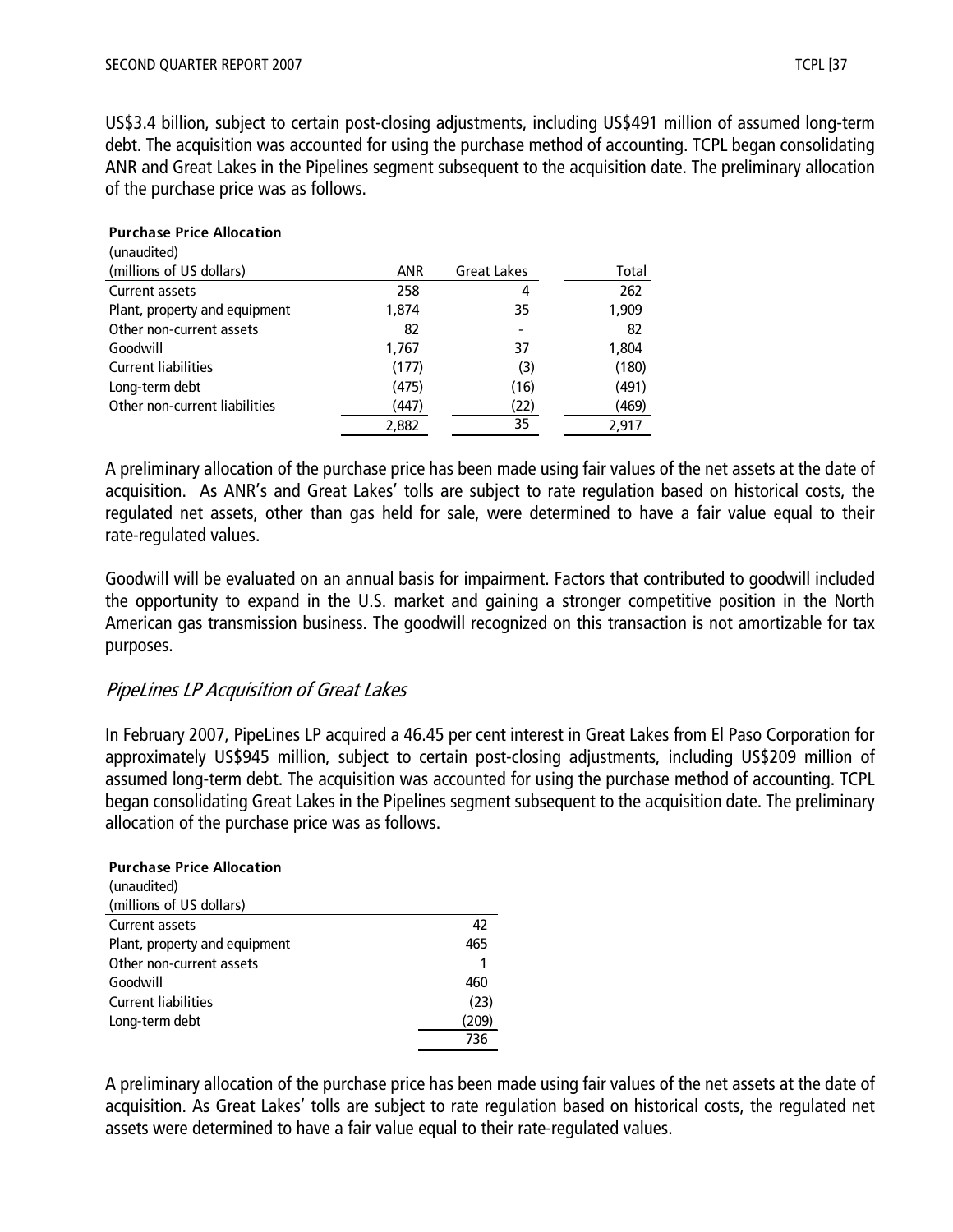US$3.4 billion, subject to certain post-closing adjustments, including US$491 million of assumed long-term debt. The acquisition was accounted for using the purchase method of accounting. TCPL began consolidating ANR and Great Lakes in the Pipelines segment subsequent to the acquisition date. The preliminary allocation of the purchase price was as follows.

**Purchase Price Allocation**
(unaudited)

| (millions of US dollars) | ANR | Great Lakes | Total |
|---|---|---|---|
| Current assets | 258 | 4 | 262 |
| Plant, property and equipment | 1,874 | 35 | 1,909 |
| Other non-current assets | 82 | - | 82 |
| Goodwill | 1,767 | 37 | 1,804 |
| Current liabilities | (177) | (3) | (180) |
| Long-term debt | (475) | (16) | (491) |
| Other non-current liabilities | (447) | (22) | (469) |
| | 2,882 | 35 | 2,917 |

A preliminary allocation of the purchase price has been made using fair values of the net assets at the date of acquisition. As ANR's and Great Lakes' tolls are subject to rate regulation based on historical costs, the regulated net assets, other than gas held for sale, were determined to have a fair value equal to their rate-regulated values.

Goodwill will be evaluated on an annual basis for impairment. Factors that contributed to goodwill included the opportunity to expand in the U.S. market and gaining a stronger competitive position in the North American gas transmission business. The goodwill recognized on this transaction is not amortizable for tax purposes.

## *PipeLines LP Acquisition of Great Lakes*

In February 2007, PipeLines LP acquired a 46.45 per cent interest in Great Lakes from El Paso Corporation for approximately US$945 million, subject to certain post-closing adjustments, including US$209 million of assumed long-term debt. The acquisition was accounted for using the purchase method of accounting. TCPL began consolidating Great Lakes in the Pipelines segment subsequent to the acquisition date. The preliminary allocation of the purchase price was as follows.

**Purchase Price Allocation**
(unaudited)

| (millions of US dollars) | |
|---|---|
| Current assets | 42 |
| Plant, property and equipment | 465 |
| Other non-current assets | 1 |
| Goodwill | 460 |
| Current liabilities | (23) |
| Long-term debt | (209) |
| | 736 |

A preliminary allocation of the purchase price has been made using fair values of the net assets at the date of acquisition. As Great Lakes' tolls are subject to rate regulation based on historical costs, the regulated net assets were determined to have a fair value equal to their rate-regulated values.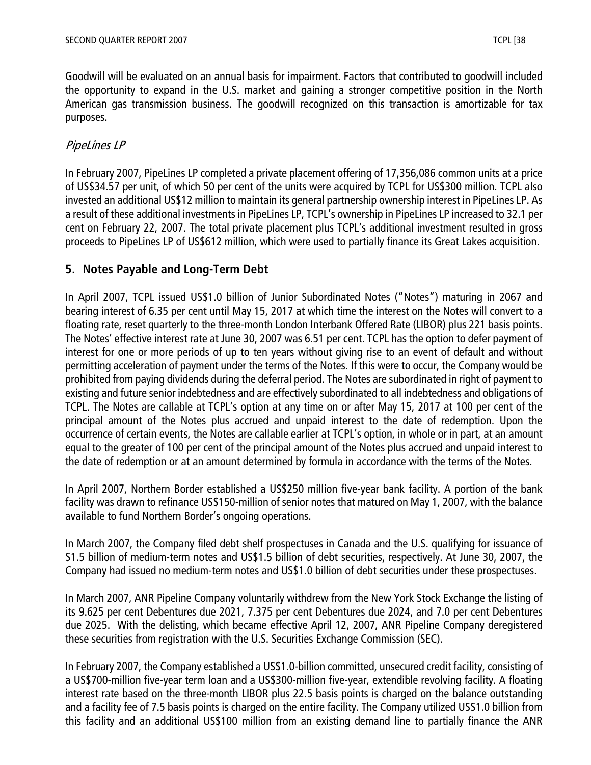Goodwill will be evaluated on an annual basis for impairment. Factors that contributed to goodwill included the opportunity to expand in the U.S. market and gaining a stronger competitive position in the North American gas transmission business. The goodwill recognized on this transaction is amortizable for tax purposes.

### *PipeLines LP*

In February 2007, PipeLines LP completed a private placement offering of 17,356,086 common units at a price of US$34.57 per unit, of which 50 per cent of the units were acquired by TCPL for US$300 million. TCPL also invested an additional US$12 million to maintain its general partnership ownership interest in PipeLines LP. As a result of these additional investments in PipeLines LP, TCPL's ownership in PipeLines LP increased to 32.1 per cent on February 22, 2007. The total private placement plus TCPL's additional investment resulted in gross proceeds to PipeLines LP of US$612 million, which were used to partially finance its Great Lakes acquisition.

## 5. Notes Payable and Long-Term Debt

In April 2007, TCPL issued US$1.0 billion of Junior Subordinated Notes ("Notes") maturing in 2067 and bearing interest of 6.35 per cent until May 15, 2017 at which time the interest on the Notes will convert to a floating rate, reset quarterly to the three-month London Interbank Offered Rate (LIBOR) plus 221 basis points. The Notes' effective interest rate at June 30, 2007 was 6.51 per cent. TCPL has the option to defer payment of interest for one or more periods of up to ten years without giving rise to an event of default and without permitting acceleration of payment under the terms of the Notes. If this were to occur, the Company would be prohibited from paying dividends during the deferral period. The Notes are subordinated in right of payment to existing and future senior indebtedness and are effectively subordinated to all indebtedness and obligations of TCPL. The Notes are callable at TCPL's option at any time on or after May 15, 2017 at 100 per cent of the principal amount of the Notes plus accrued and unpaid interest to the date of redemption. Upon the occurrence of certain events, the Notes are callable earlier at TCPL's option, in whole or in part, at an amount equal to the greater of 100 per cent of the principal amount of the Notes plus accrued and unpaid interest to the date of redemption or at an amount determined by formula in accordance with the terms of the Notes.

In April 2007, Northern Border established a US$250 million five-year bank facility. A portion of the bank facility was drawn to refinance US$150-million of senior notes that matured on May 1, 2007, with the balance available to fund Northern Border's ongoing operations.

In March 2007, the Company filed debt shelf prospectuses in Canada and the U.S. qualifying for issuance of $1.5 billion of medium-term notes and US$1.5 billion of debt securities, respectively. At June 30, 2007, the Company had issued no medium-term notes and US$1.0 billion of debt securities under these prospectuses.

In March 2007, ANR Pipeline Company voluntarily withdrew from the New York Stock Exchange the listing of its 9.625 per cent Debentures due 2021, 7.375 per cent Debentures due 2024, and 7.0 per cent Debentures due 2025. With the delisting, which became effective April 12, 2007, ANR Pipeline Company deregistered these securities from registration with the U.S. Securities Exchange Commission (SEC).

In February 2007, the Company established a US$1.0-billion committed, unsecured credit facility, consisting of a US$700-million five-year term loan and a US$300-million five-year, extendible revolving facility. A floating interest rate based on the three-month LIBOR plus 22.5 basis points is charged on the balance outstanding and a facility fee of 7.5 basis points is charged on the entire facility. The Company utilized US$1.0 billion from this facility and an additional US$100 million from an existing demand line to partially finance the ANR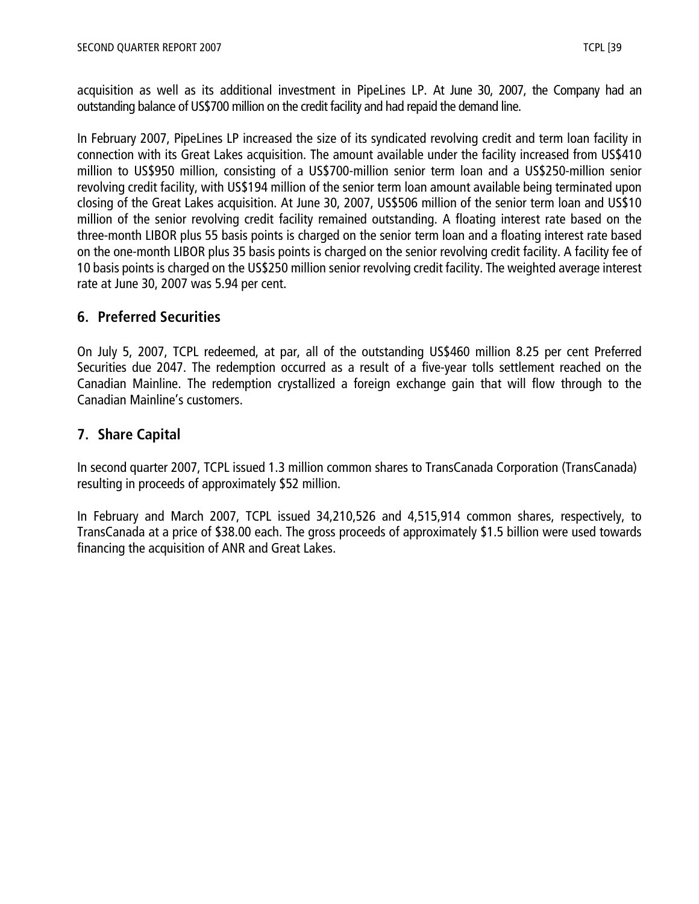acquisition as well as its additional investment in PipeLines LP. At June 30, 2007, the Company had an outstanding balance of US$700 million on the credit facility and had repaid the demand line.

In February 2007, PipeLines LP increased the size of its syndicated revolving credit and term loan facility in connection with its Great Lakes acquisition. The amount available under the facility increased from US$410 million to US$950 million, consisting of a US$700-million senior term loan and a US$250-million senior revolving credit facility, with US$194 million of the senior term loan amount available being terminated upon closing of the Great Lakes acquisition. At June 30, 2007, US$506 million of the senior term loan and US$10 million of the senior revolving credit facility remained outstanding. A floating interest rate based on the three-month LIBOR plus 55 basis points is charged on the senior term loan and a floating interest rate based on the one-month LIBOR plus 35 basis points is charged on the senior revolving credit facility. A facility fee of 10 basis points is charged on the US$250 million senior revolving credit facility. The weighted average interest rate at June 30, 2007 was 5.94 per cent.

## 6. Preferred Securities

On July 5, 2007, TCPL redeemed, at par, all of the outstanding US$460 million 8.25 per cent Preferred Securities due 2047. The redemption occurred as a result of a five-year tolls settlement reached on the Canadian Mainline. The redemption crystallized a foreign exchange gain that will flow through to the Canadian Mainline's customers.

## 7. Share Capital

In second quarter 2007, TCPL issued 1.3 million common shares to TransCanada Corporation (TransCanada) resulting in proceeds of approximately $52 million.

In February and March 2007, TCPL issued 34,210,526 and 4,515,914 common shares, respectively, to TransCanada at a price of $38.00 each. The gross proceeds of approximately $1.5 billion were used towards financing the acquisition of ANR and Great Lakes.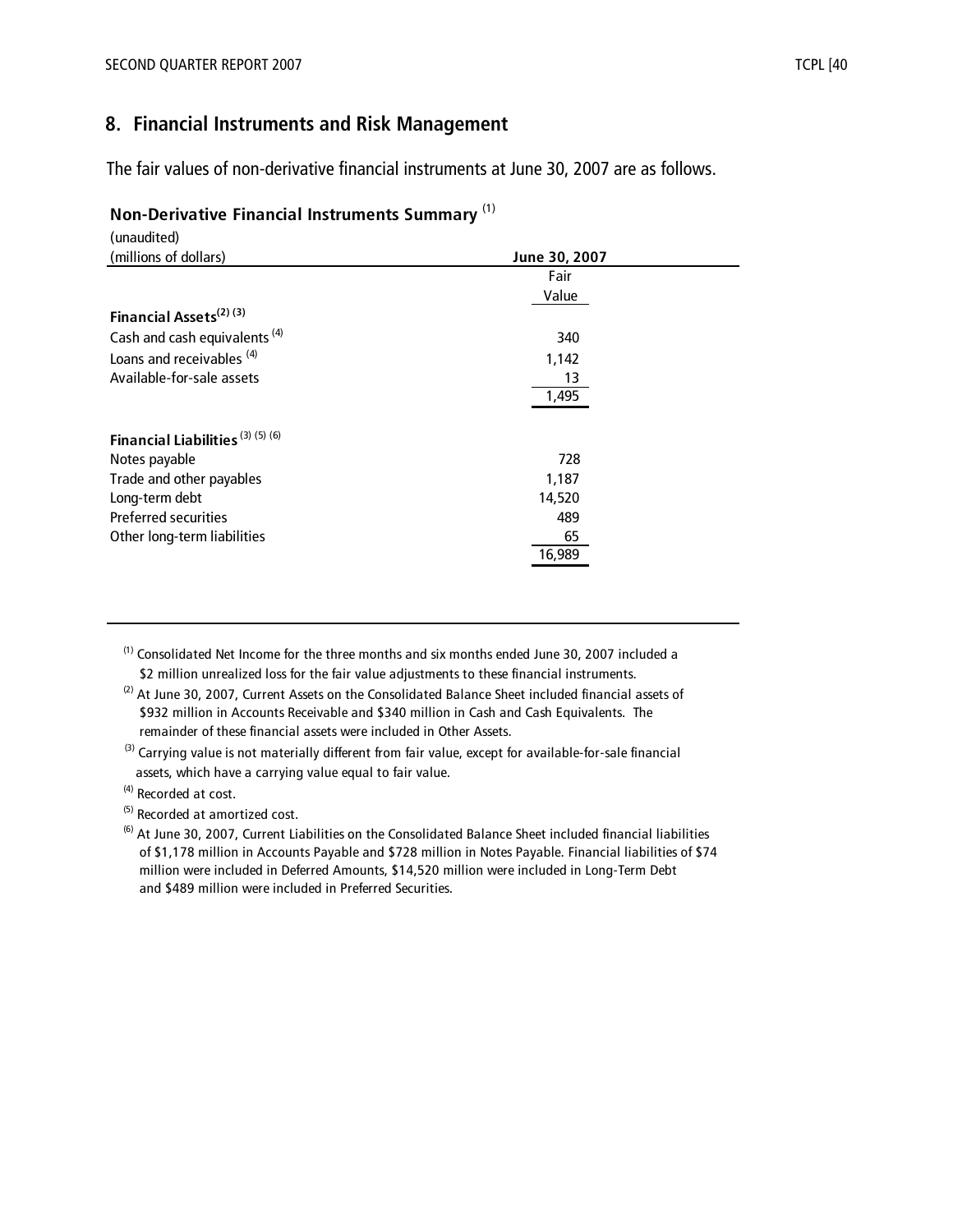## 8. Financial Instruments and Risk Management

The fair values of non-derivative financial instruments at June 30, 2007 are as follows.

**Non-Derivative Financial Instruments Summary** [(1)]

| (unaudited) (millions of dollars) | June 30, 2007 |
|---|---|
| | Fair Value |
| **Financial Assets**[(2) (3)] | |
| Cash and cash equivalents [(4)] | 340 |
| Loans and receivables [(4)] | 1,142 |
| Available-for-sale assets | 13 |
| | 1,495 |
| **Financial Liabilities** [(3) (5) (6)] | |
| Notes payable | 728 |
| Trade and other payables | 1,187 |
| Long-term debt | 14,520 |
| Preferred securities | 489 |
| Other long-term liabilities | 65 |
| | 16,989 |

(1) Consolidated Net Income for the three months and six months ended June 30, 2007 included a $2 million unrealized loss for the fair value adjustments to these financial instruments.

(2) At June 30, 2007, Current Assets on the Consolidated Balance Sheet included financial assets of $932 million in Accounts Receivable and $340 million in Cash and Cash Equivalents. The remainder of these financial assets were included in Other Assets.

(3) Carrying value is not materially different from fair value, except for available-for-sale financial assets, which have a carrying value equal to fair value.

(4) Recorded at cost.

(5) Recorded at amortized cost.

(6) At June 30, 2007, Current Liabilities on the Consolidated Balance Sheet included financial liabilities of $1,178 million in Accounts Payable and $728 million in Notes Payable. Financial liabilities of $74 million were included in Deferred Amounts, $14,520 million were included in Long-Term Debt and $489 million were included in Preferred Securities.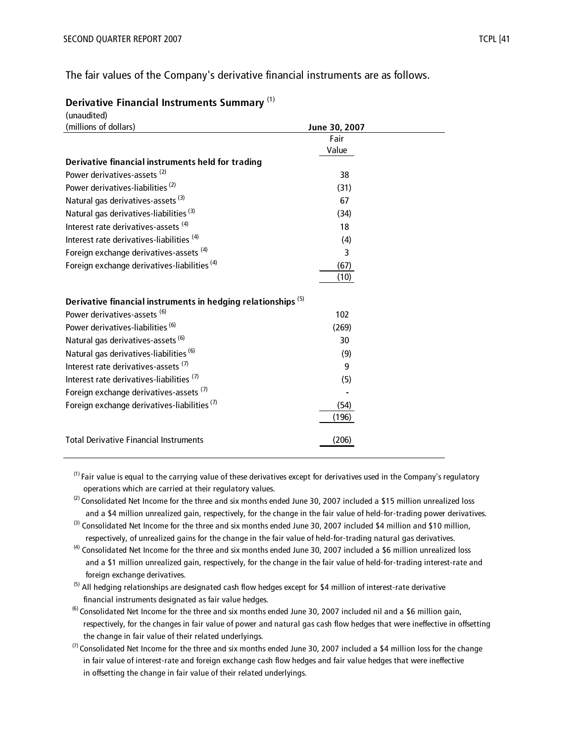The fair values of the Company's derivative financial instruments are as follows.

**Derivative Financial Instruments Summary** [(1)]

| (unaudited)<br>(millions of dollars) | June 30, 2007 |
|---|---|
| | Fair Value |
| **Derivative financial instruments held for trading** | |
| Power derivatives-assets [(2)] | 38 |
| Power derivatives-liabilities [(2)] | (31) |
| Natural gas derivatives-assets [(3)] | 67 |
| Natural gas derivatives-liabilities [(3)] | (34) |
| Interest rate derivatives-assets [(4)] | 18 |
| Interest rate derivatives-liabilities [(4)] | (4) |
| Foreign exchange derivatives-assets [(4)] | 3 |
| Foreign exchange derivatives-liabilities [(4)] | (67) |
| | (10) |
| **Derivative financial instruments in hedging relationships** [(5)] | |
| Power derivatives-assets [(6)] | 102 |
| Power derivatives-liabilities [(6)] | (269) |
| Natural gas derivatives-assets [(6)] | 30 |
| Natural gas derivatives-liabilities [(6)] | (9) |
| Interest rate derivatives-assets [(7)] | 9 |
| Interest rate derivatives-liabilities [(7)] | (5) |
| Foreign exchange derivatives-assets [(7)] | - |
| Foreign exchange derivatives-liabilities [(7)] | (54) |
| | (196) |
| Total Derivative Financial Instruments | (206) |

[(1)] Fair value is equal to the carrying value of these derivatives except for derivatives used in the Company's regulatory operations which are carried at their regulatory values.

[(2)] Consolidated Net Income for the three and six months ended June 30, 2007 included a $15 million unrealized loss and a $4 million unrealized gain, respectively, for the change in the fair value of held-for-trading power derivatives.

[(3)] Consolidated Net Income for the three and six months ended June 30, 2007 included $4 million and $10 million, respectively, of unrealized gains for the change in the fair value of held-for-trading natural gas derivatives.

[(4)] Consolidated Net Income for the three and six months ended June 30, 2007 included a $6 million unrealized loss and a $1 million unrealized gain, respectively, for the change in the fair value of held-for-trading interest-rate and foreign exchange derivatives.

[(5)] All hedging relationships are designated cash flow hedges except for $4 million of interest-rate derivative financial instruments designated as fair value hedges.

[(6)] Consolidated Net Income for the three and six months ended June 30, 2007 included nil and a $6 million gain, respectively, for the changes in fair value of power and natural gas cash flow hedges that were ineffective in offsetting the change in fair value of their related underlyings.

[(7)] Consolidated Net Income for the three and six months ended June 30, 2007 included a $4 million loss for the change in fair value of interest-rate and foreign exchange cash flow hedges and fair value hedges that were ineffective in offsetting the change in fair value of their related underlyings.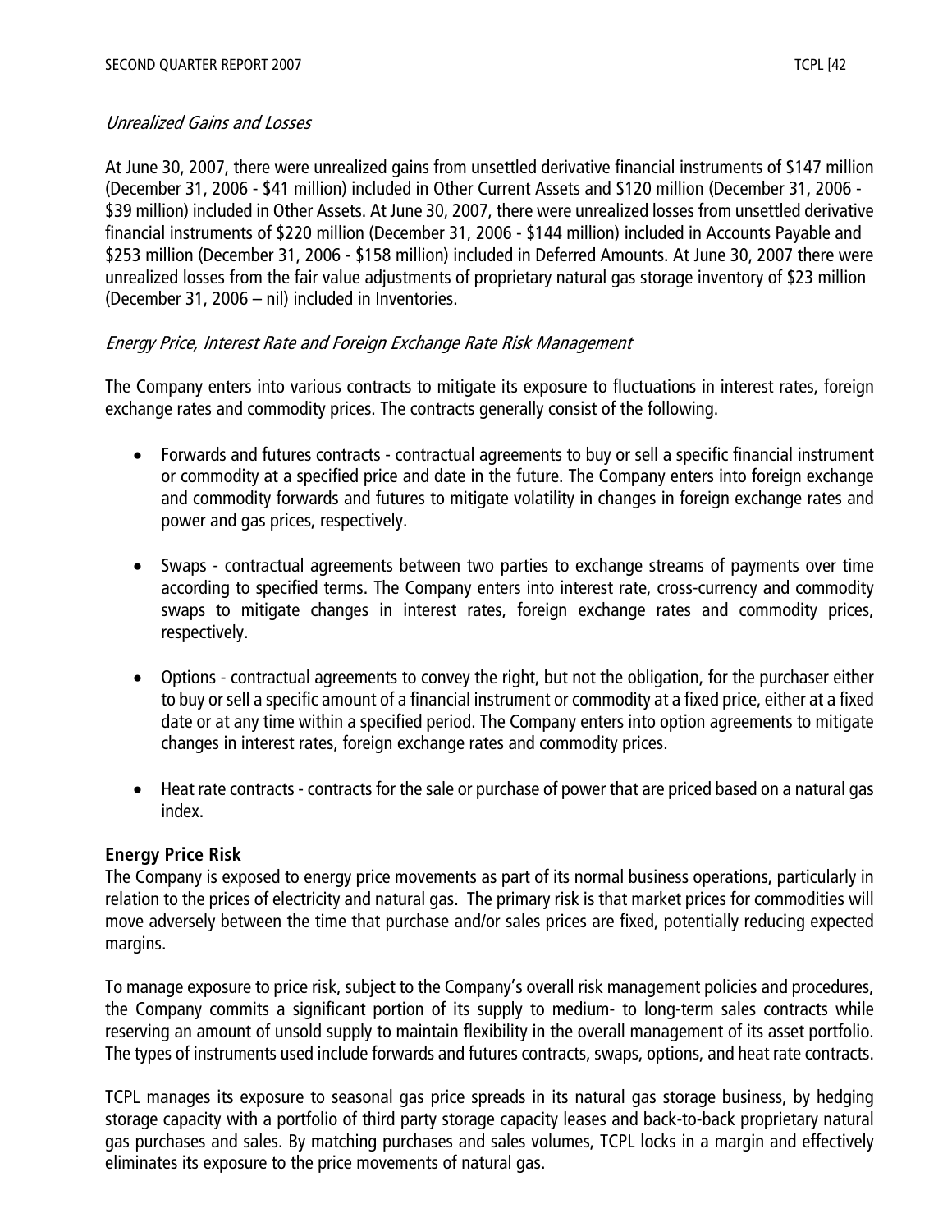*Unrealized Gains and Losses*

At June 30, 2007, there were unrealized gains from unsettled derivative financial instruments of $147 million (December 31, 2006 - $41 million) included in Other Current Assets and $120 million (December 31, 2006 - $39 million) included in Other Assets. At June 30, 2007, there were unrealized losses from unsettled derivative financial instruments of $220 million (December 31, 2006 - $144 million) included in Accounts Payable and $253 million (December 31, 2006 - $158 million) included in Deferred Amounts. At June 30, 2007 there were unrealized losses from the fair value adjustments of proprietary natural gas storage inventory of $23 million (December 31, 2006 – nil) included in Inventories.

*Energy Price, Interest Rate and Foreign Exchange Rate Risk Management*

The Company enters into various contracts to mitigate its exposure to fluctuations in interest rates, foreign exchange rates and commodity prices. The contracts generally consist of the following.

- Forwards and futures contracts - contractual agreements to buy or sell a specific financial instrument or commodity at a specified price and date in the future. The Company enters into foreign exchange and commodity forwards and futures to mitigate volatility in changes in foreign exchange rates and power and gas prices, respectively.

- Swaps - contractual agreements between two parties to exchange streams of payments over time according to specified terms. The Company enters into interest rate, cross-currency and commodity swaps to mitigate changes in interest rates, foreign exchange rates and commodity prices, respectively.

- Options - contractual agreements to convey the right, but not the obligation, for the purchaser either to buy or sell a specific amount of a financial instrument or commodity at a fixed price, either at a fixed date or at any time within a specified period. The Company enters into option agreements to mitigate changes in interest rates, foreign exchange rates and commodity prices.

- Heat rate contracts - contracts for the sale or purchase of power that are priced based on a natural gas index.

**Energy Price Risk**

The Company is exposed to energy price movements as part of its normal business operations, particularly in relation to the prices of electricity and natural gas. The primary risk is that market prices for commodities will move adversely between the time that purchase and/or sales prices are fixed, potentially reducing expected margins.

To manage exposure to price risk, subject to the Company's overall risk management policies and procedures, the Company commits a significant portion of its supply to medium- to long-term sales contracts while reserving an amount of unsold supply to maintain flexibility in the overall management of its asset portfolio. The types of instruments used include forwards and futures contracts, swaps, options, and heat rate contracts.

TCPL manages its exposure to seasonal gas price spreads in its natural gas storage business, by hedging storage capacity with a portfolio of third party storage capacity leases and back-to-back proprietary natural gas purchases and sales. By matching purchases and sales volumes, TCPL locks in a margin and effectively eliminates its exposure to the price movements of natural gas.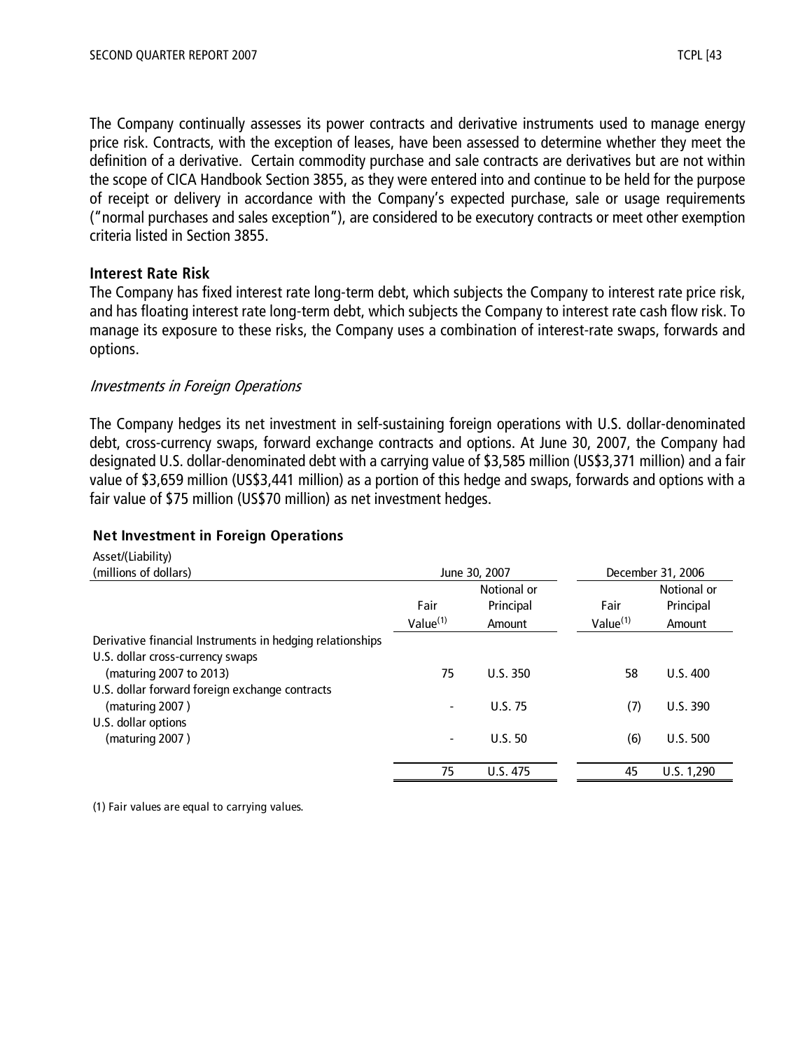The Company continually assesses its power contracts and derivative instruments used to manage energy price risk. Contracts, with the exception of leases, have been assessed to determine whether they meet the definition of a derivative. Certain commodity purchase and sale contracts are derivatives but are not within the scope of CICA Handbook Section 3855, as they were entered into and continue to be held for the purpose of receipt or delivery in accordance with the Company's expected purchase, sale or usage requirements ("normal purchases and sales exception"), are considered to be executory contracts or meet other exemption criteria listed in Section 3855.

### Interest Rate Risk

The Company has fixed interest rate long-term debt, which subjects the Company to interest rate price risk, and has floating interest rate long-term debt, which subjects the Company to interest rate cash flow risk. To manage its exposure to these risks, the Company uses a combination of interest-rate swaps, forwards and options.

*Investments in Foreign Operations*

The Company hedges its net investment in self-sustaining foreign operations with U.S. dollar-denominated debt, cross-currency swaps, forward exchange contracts and options. At June 30, 2007, the Company had designated U.S. dollar-denominated debt with a carrying value of $3,585 million (US$3,371 million) and a fair value of $3,659 million (US$3,441 million) as a portion of this hedge and swaps, forwards and options with a fair value of $75 million (US$70 million) as net investment hedges.

**Net Investment in Foreign Operations**

| Asset/(Liability) (millions of dollars) | June 30, 2007 | | December 31, 2006 | |
|---|---|---|---|---|
| | Fair Value[(1)] | Notional or Principal Amount | Fair Value[(1)] | Notional or Principal Amount |
| Derivative financial Instruments in hedging relationships | | | | |
| U.S. dollar cross-currency swaps (maturing 2007 to 2013) | 75 | U.S. 350 | 58 | U.S. 400 |
| U.S. dollar forward foreign exchange contracts (maturing 2007 ) | - | U.S. 75 | (7) | U.S. 390 |
| U.S. dollar options (maturing 2007 ) | - | U.S. 50 | (6) | U.S. 500 |
| | 75 | U.S. 475 | 45 | U.S. 1,290 |

(1) Fair values are equal to carrying values.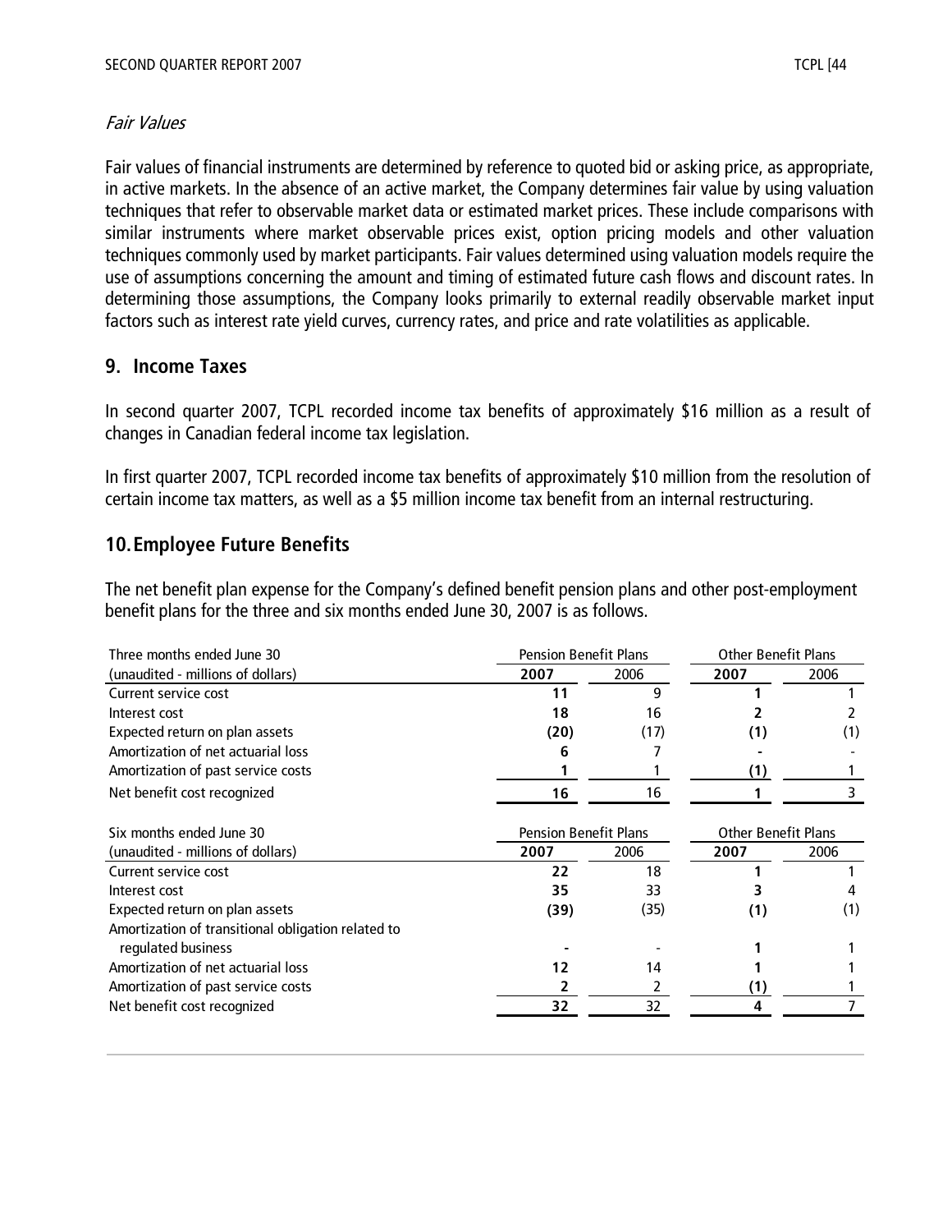*Fair Values*

Fair values of financial instruments are determined by reference to quoted bid or asking price, as appropriate, in active markets. In the absence of an active market, the Company determines fair value by using valuation techniques that refer to observable market data or estimated market prices. These include comparisons with similar instruments where market observable prices exist, option pricing models and other valuation techniques commonly used by market participants. Fair values determined using valuation models require the use of assumptions concerning the amount and timing of estimated future cash flows and discount rates. In determining those assumptions, the Company looks primarily to external readily observable market input factors such as interest rate yield curves, currency rates, and price and rate volatilities as applicable.

## 9. Income Taxes

In second quarter 2007, TCPL recorded income tax benefits of approximately $16 million as a result of changes in Canadian federal income tax legislation.

In first quarter 2007, TCPL recorded income tax benefits of approximately $10 million from the resolution of certain income tax matters, as well as a $5 million income tax benefit from an internal restructuring.

## 10. Employee Future Benefits

The net benefit plan expense for the Company's defined benefit pension plans and other post-employment benefit plans for the three and six months ended June 30, 2007 is as follows.

| Three months ended June 30 | Pension Benefit Plans | | Other Benefit Plans | |
|---|---|---|---|---|
| (unaudited - millions of dollars) | **2007** | 2006 | **2007** | 2006 |
| Current service cost | **11** | 9 | **1** | 1 |
| Interest cost | **18** | 16 | **2** | 2 |
| Expected return on plan assets | **(20)** | (17) | **(1)** | (1) |
| Amortization of net actuarial loss | **6** | 7 | **-** | - |
| Amortization of past service costs | **1** | 1 | **(1)** | 1 |
| Net benefit cost recognized | **16** | 16 | **1** | 3 |

| Six months ended June 30 | Pension Benefit Plans | | Other Benefit Plans | |
|---|---|---|---|---|
| (unaudited - millions of dollars) | **2007** | 2006 | **2007** | 2006 |
| Current service cost | **22** | 18 | **1** | 1 |
| Interest cost | **35** | 33 | **3** | 4 |
| Expected return on plan assets | **(39)** | (35) | **(1)** | (1) |
| Amortization of transitional obligation related to regulated business | **-** | - | **1** | 1 |
| Amortization of net actuarial loss | **12** | 14 | **1** | 1 |
| Amortization of past service costs | **2** | 2 | **(1)** | 1 |
| Net benefit cost recognized | **32** | 32 | **4** | 7 |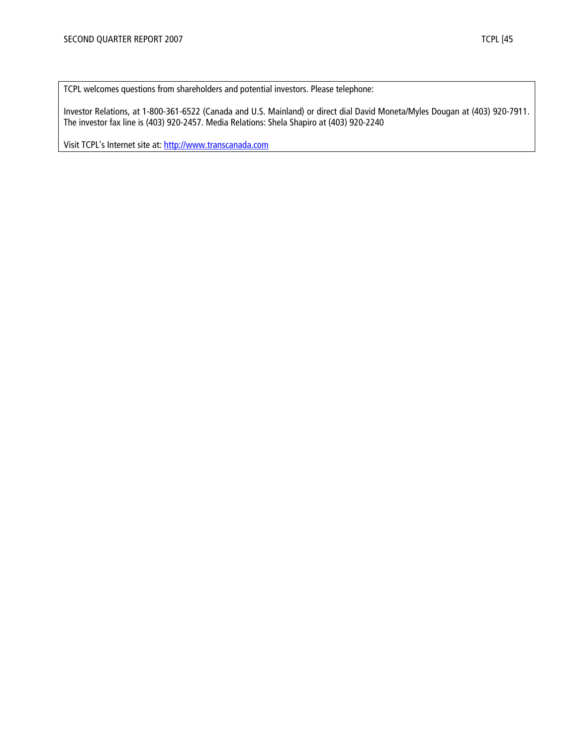TCPL welcomes questions from shareholders and potential investors. Please telephone:

Investor Relations, at 1-800-361-6522 (Canada and U.S. Mainland) or direct dial David Moneta/Myles Dougan at (403) 920-7911. The investor fax line is (403) 920-2457. Media Relations: Shela Shapiro at (403) 920-2240

Visit TCPL's Internet site at: http://www.transcanada.com